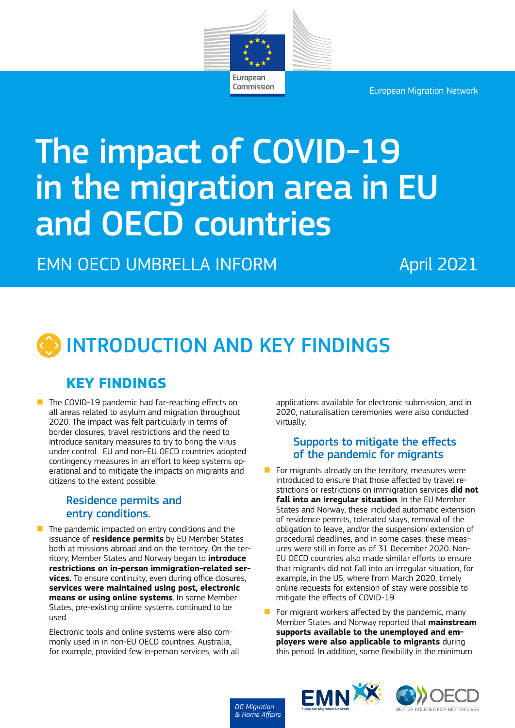European Migration Network

# The impact of COVID-19 in the migration area in EU and OECD countries

EMN OECD UMBRELLA INFORM

April 2021

## INTRODUCTION AND KEY FINDINGS

### KEY FINDINGS

- The COVID-19 pandemic had far-reaching effects on all areas related to asylum and migration throughout 2020. The impact was felt particularly in terms of border closures, travel restrictions and the need to introduce sanitary measures to try to bring the virus under control. EU and non-EU OECD countries adopted contingency measures in an effort to keep systems operational and to mitigate the impacts on migrants and citizens to the extent possible.

#### Residence permits and entry conditions.

- The pandemic impacted on entry conditions and the issuance of **residence permits** by EU Member States both at missions abroad and on the territory. On the territory, Member States and Norway began to **introduce restrictions on in-person immigration-related services.** To ensure continuity, even during office closures, **services were maintained using post, electronic means or using online systems**. In some Member States, pre-existing online systems continued to be used.

  Electronic tools and online systems were also commonly used in in non-EU OECD countries. Australia, for example, provided few in-person services, with all applications available for electronic submission, and in 2020, naturalisation ceremonies were also conducted virtually.

#### Supports to mitigate the effects of the pandemic for migrants

- For migrants already on the territory, measures were introduced to ensure that those affected by travel restrictions or restrictions on immigration services **did not fall into an irregular situation**. In the EU Member States and Norway, these included automatic extension of residence permits, tolerated stays, removal of the obligation to leave, and/or the suspension/ extension of procedural deadlines, and in some cases, these measures were still in force as of 31 December 2020. Non-EU OECD countries also made similar efforts to ensure that migrants did not fall into an irregular situation, for example, in the US, where from March 2020, timely online requests for extension of stay were possible to mitigate the effects of COVID-19.
- For migrant workers affected by the pandemic, many Member States and Norway reported that **mainstream supports available to the unemployed and employers were also applicable to migrants** during this period. In addition, some flexibility in the minimum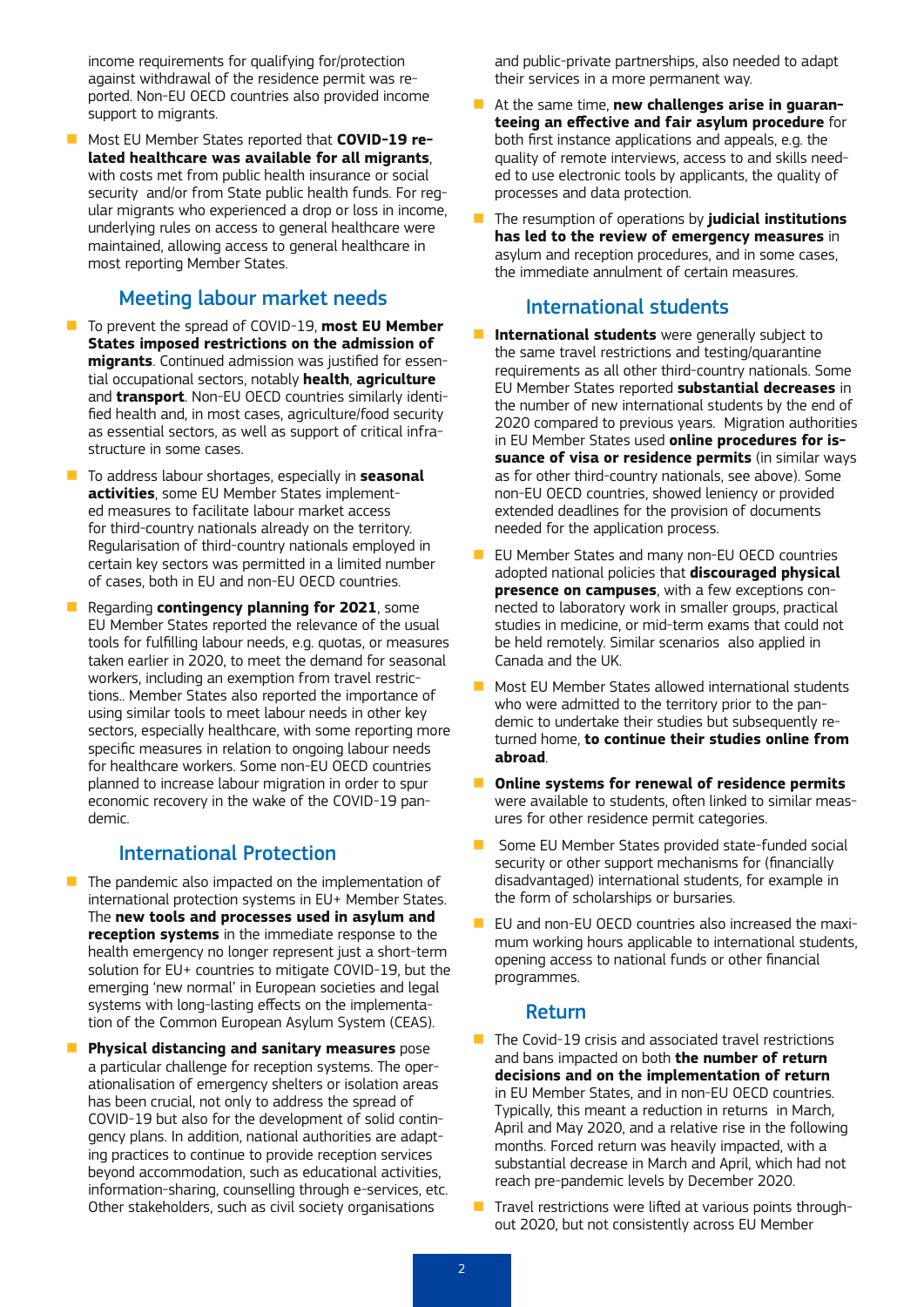income requirements for qualifying for/protection against withdrawal of the residence permit was reported. Non-EU OECD countries also provided income support to migrants.

- Most EU Member States reported that **COVID-19 related healthcare was available for all migrants**, with costs met from public health insurance or social security and/or from State public health funds. For regular migrants who experienced a drop or loss in income, underlying rules on access to general healthcare were maintained, allowing access to general healthcare in most reporting Member States.

## Meeting labour market needs

- To prevent the spread of COVID-19, **most EU Member States imposed restrictions on the admission of migrants**. Continued admission was justified for essential occupational sectors, notably **health**, **agriculture** and **transport**. Non-EU OECD countries similarly identified health and, in most cases, agriculture/food security as essential sectors, as well as support of critical infrastructure in some cases.

- To address labour shortages, especially in **seasonal activities**, some EU Member States implemented measures to facilitate labour market access for third-country nationals already on the territory. Regularisation of third-country nationals employed in certain key sectors was permitted in a limited number of cases, both in EU and non-EU OECD countries.

- Regarding **contingency planning for 2021**, some EU Member States reported the relevance of the usual tools for fulfilling labour needs, e.g. quotas, or measures taken earlier in 2020, to meet the demand for seasonal workers, including an exemption from travel restrictions.. Member States also reported the importance of using similar tools to meet labour needs in other key sectors, especially healthcare, with some reporting more specific measures in relation to ongoing labour needs for healthcare workers. Some non-EU OECD countries planned to increase labour migration in order to spur economic recovery in the wake of the COVID-19 pandemic.

## International Protection

- The pandemic also impacted on the implementation of international protection systems in EU+ Member States. The **new tools and processes used in asylum and reception systems** in the immediate response to the health emergency no longer represent just a short-term solution for EU+ countries to mitigate COVID-19, but the emerging 'new normal' in European societies and legal systems with long-lasting effects on the implementation of the Common European Asylum System (CEAS).

- **Physical distancing and sanitary measures** pose a particular challenge for reception systems. The operationalisation of emergency shelters or isolation areas has been crucial, not only to address the spread of COVID-19 but also for the development of solid contingency plans. In addition, national authorities are adapting practices to continue to provide reception services beyond accommodation, such as educational activities, information-sharing, counselling through e-services, etc. Other stakeholders, such as civil society organisations and public-private partnerships, also needed to adapt their services in a more permanent way.

- At the same time, **new challenges arise in guaranteeing an effective and fair asylum procedure** for both first instance applications and appeals, e.g. the quality of remote interviews, access to and skills needed to use electronic tools by applicants, the quality of processes and data protection.

- The resumption of operations by **judicial institutions has led to the review of emergency measures** in asylum and reception procedures, and in some cases, the immediate annulment of certain measures.

## International students

- **International students** were generally subject to the same travel restrictions and testing/quarantine requirements as all other third-country nationals. Some EU Member States reported **substantial decreases** in the number of new international students by the end of 2020 compared to previous years. Migration authorities in EU Member States used **online procedures for issuance of visa or residence permits** (in similar ways as for other third-country nationals, see above). Some non-EU OECD countries, showed leniency or provided extended deadlines for the provision of documents needed for the application process.

- EU Member States and many non-EU OECD countries adopted national policies that **discouraged physical presence on campuses**, with a few exceptions connected to laboratory work in smaller groups, practical studies in medicine, or mid-term exams that could not be held remotely. Similar scenarios also applied in Canada and the UK.

- Most EU Member States allowed international students who were admitted to the territory prior to the pandemic to undertake their studies but subsequently returned home, **to continue their studies online from abroad**.

- **Online systems for renewal of residence permits** were available to students, often linked to similar measures for other residence permit categories.

- Some EU Member States provided state-funded social security or other support mechanisms for (financially disadvantaged) international students, for example in the form of scholarships or bursaries.

- EU and non-EU OECD countries also increased the maximum working hours applicable to international students, opening access to national funds or other financial programmes.

## Return

- The Covid-19 crisis and associated travel restrictions and bans impacted on both **the number of return decisions and on the implementation of return** in EU Member States, and in non-EU OECD countries. Typically, this meant a reduction in returns in March, April and May 2020, and a relative rise in the following months. Forced return was heavily impacted, with a substantial decrease in March and April, which had not reach pre-pandemic levels by December 2020.

- Travel restrictions were lifted at various points throughout 2020, but not consistently across EU Member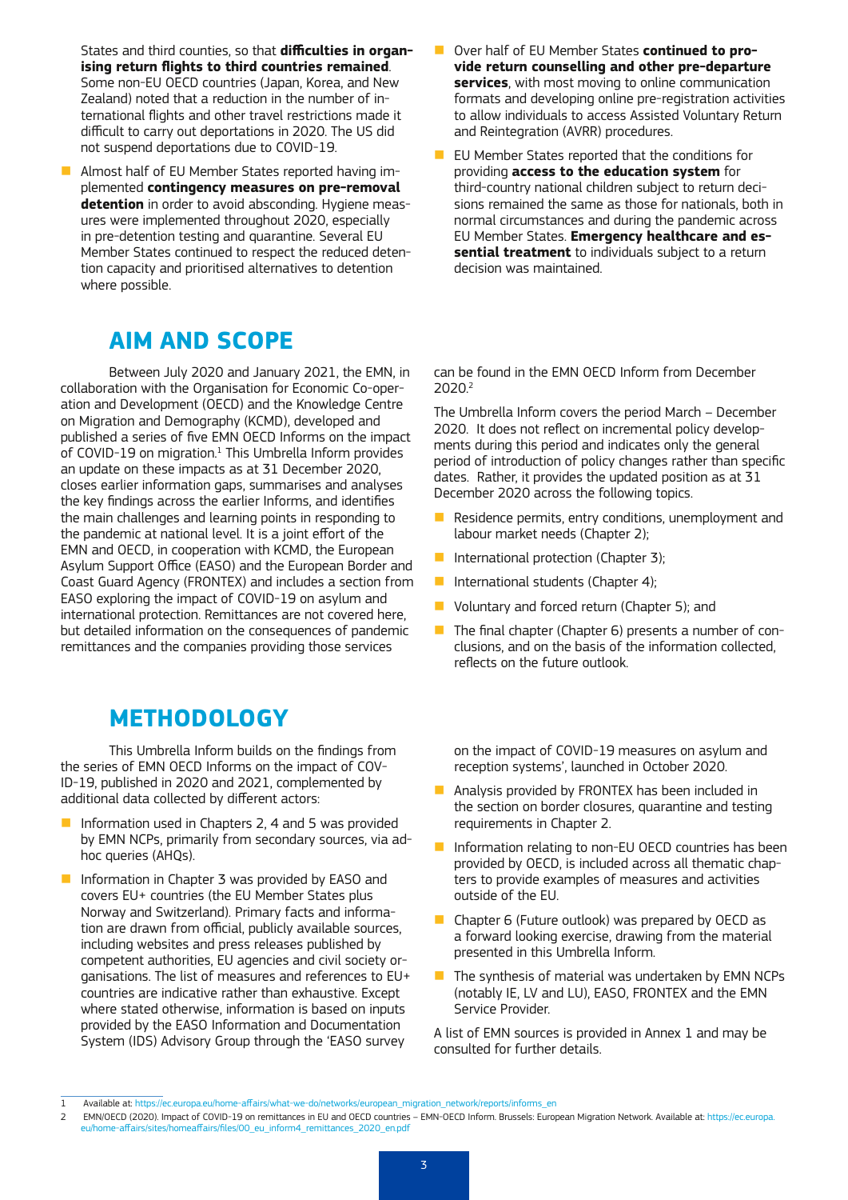States and third counties, so that **difficulties in organising return flights to third countries remained**. Some non-EU OECD countries (Japan, Korea, and New Zealand) noted that a reduction in the number of international flights and other travel restrictions made it difficult to carry out deportations in 2020. The US did not suspend deportations due to COVID-19.

- Almost half of EU Member States reported having implemented **contingency measures on pre-removal detention** in order to avoid absconding. Hygiene measures were implemented throughout 2020, especially in pre-detention testing and quarantine. Several EU Member States continued to respect the reduced detention capacity and prioritised alternatives to detention where possible.
- Over half of EU Member States **continued to provide return counselling and other pre-departure services**, with most moving to online communication formats and developing online pre-registration activities to allow individuals to access Assisted Voluntary Return and Reintegration (AVRR) procedures.
- EU Member States reported that the conditions for providing **access to the education system** for third-country national children subject to return decisions remained the same as those for nationals, both in normal circumstances and during the pandemic across EU Member States. **Emergency healthcare and essential treatment** to individuals subject to a return decision was maintained.

## AIM AND SCOPE

Between July 2020 and January 2021, the EMN, in collaboration with the Organisation for Economic Co-operation and Development (OECD) and the Knowledge Centre on Migration and Demography (KCMD), developed and published a series of five EMN OECD Informs on the impact of COVID-19 on migration.[1] This Umbrella Inform provides an update on these impacts as at 31 December 2020, closes earlier information gaps, summarises and analyses the key findings across the earlier Informs, and identifies the main challenges and learning points in responding to the pandemic at national level. It is a joint effort of the EMN and OECD, in cooperation with KCMD, the European Asylum Support Office (EASO) and the European Border and Coast Guard Agency (FRONTEX) and includes a section from EASO exploring the impact of COVID-19 on asylum and international protection. Remittances are not covered here, but detailed information on the consequences of pandemic remittances and the companies providing those services can be found in the EMN OECD Inform from December 2020.[2]

The Umbrella Inform covers the period March – December 2020. It does not reflect on incremental policy developments during this period and indicates only the general period of introduction of policy changes rather than specific dates. Rather, it provides the updated position as at 31 December 2020 across the following topics.

- Residence permits, entry conditions, unemployment and labour market needs (Chapter 2);
- International protection (Chapter 3);
- International students (Chapter 4);
- Voluntary and forced return (Chapter 5); and
- The final chapter (Chapter 6) presents a number of conclusions, and on the basis of the information collected, reflects on the future outlook.

## METHODOLOGY

This Umbrella Inform builds on the findings from the series of EMN OECD Informs on the impact of COVID-19, published in 2020 and 2021, complemented by additional data collected by different actors:

- Information used in Chapters 2, 4 and 5 was provided by EMN NCPs, primarily from secondary sources, via ad-hoc queries (AHQs).
- Information in Chapter 3 was provided by EASO and covers EU+ countries (the EU Member States plus Norway and Switzerland). Primary facts and information are drawn from official, publicly available sources, including websites and press releases published by competent authorities, EU agencies and civil society organisations. The list of measures and references to EU+ countries are indicative rather than exhaustive. Except where stated otherwise, information is based on inputs provided by the EASO Information and Documentation System (IDS) Advisory Group through the 'EASO survey on the impact of COVID-19 measures on asylum and reception systems', launched in October 2020.
- Analysis provided by FRONTEX has been included in the section on border closures, quarantine and testing requirements in Chapter 2.
- Information relating to non-EU OECD countries has been provided by OECD, is included across all thematic chapters to provide examples of measures and activities outside of the EU.
- Chapter 6 (Future outlook) was prepared by OECD as a forward looking exercise, drawing from the material presented in this Umbrella Inform.
- The synthesis of material was undertaken by EMN NCPs (notably IE, LV and LU), EASO, FRONTEX and the EMN Service Provider.

A list of EMN sources is provided in Annex 1 and may be consulted for further details.

---

1 Available at: https://ec.europa.eu/home-affairs/what-we-do/networks/european_migration_network/reports/informs_en

2 EMN/OECD (2020). Impact of COVID-19 on remittances in EU and OECD countries – EMN-OECD Inform. Brussels: European Migration Network. Available at: https://ec.europa.eu/home-affairs/sites/homeaffairs/files/00_eu_inform4_remittances_2020_en.pdf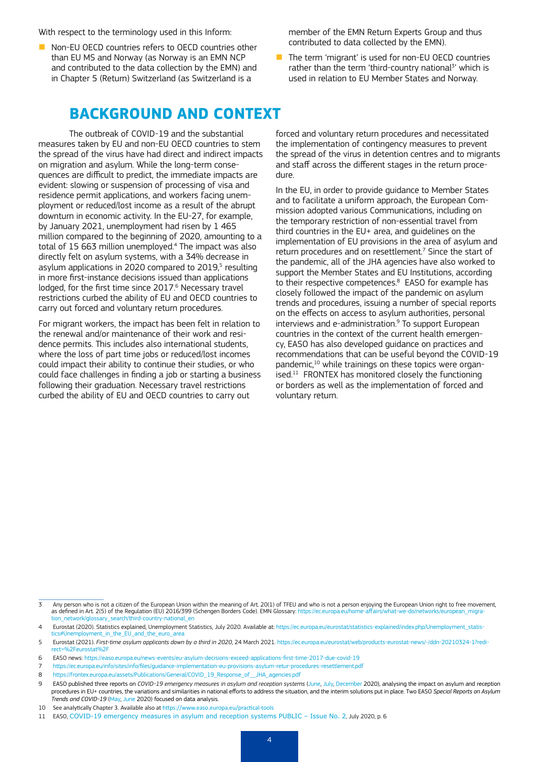With respect to the terminology used in this Inform:

- Non-EU OECD countries refers to OECD countries other than EU MS and Norway (as Norway is an EMN NCP and contributed to the data collection by the EMN) and in Chapter 5 (Return) Switzerland (as Switzerland is a member of the EMN Return Experts Group and thus contributed to data collected by the EMN).
- The term 'migrant' is used for non-EU OECD countries rather than the term 'third-country national[3]' which is used in relation to EU Member States and Norway.

# BACKGROUND AND CONTEXT

The outbreak of COVID-19 and the substantial measures taken by EU and non-EU OECD countries to stem the spread of the virus have had direct and indirect impacts on migration and asylum. While the long-term consequences are difficult to predict, the immediate impacts are evident: slowing or suspension of processing of visa and residence permit applications, and workers facing unemployment or reduced/lost income as a result of the abrupt downturn in economic activity. In the EU-27, for example, by January 2021, unemployment had risen by 1 465 million compared to the beginning of 2020, amounting to a total of 15 663 million unemployed.[4] The impact was also directly felt on asylum systems, with a 34% decrease in asylum applications in 2020 compared to 2019,[5] resulting in more first-instance decisions issued than applications lodged, for the first time since 2017.[6] Necessary travel restrictions curbed the ability of EU and OECD countries to carry out forced and voluntary return procedures.

For migrant workers, the impact has been felt in relation to the renewal and/or maintenance of their work and residence permits. This includes also international students, where the loss of part time jobs or reduced/lost incomes could impact their ability to continue their studies, or who could face challenges in finding a job or starting a business following their graduation. Necessary travel restrictions curbed the ability of EU and OECD countries to carry out forced and voluntary return procedures and necessitated the implementation of contingency measures to prevent the spread of the virus in detention centres and to migrants and staff across the different stages in the return procedure.

In the EU, in order to provide guidance to Member States and to facilitate a uniform approach, the European Commission adopted various Communications, including on the temporary restriction of non-essential travel from third countries in the EU+ area, and guidelines on the implementation of EU provisions in the area of asylum and return procedures and on resettlement.[7] Since the start of the pandemic, all of the JHA agencies have also worked to support the Member States and EU Institutions, according to their respective competences.[8] EASO for example has closely followed the impact of the pandemic on asylum trends and procedures, issuing a number of special reports on the effects on access to asylum authorities, personal interviews and e-administration.[9] To support European countries in the context of the current health emergency, EASO has also developed guidance on practices and recommendations that can be useful beyond the COVID-19 pandemic,[10] while trainings on these topics were organised.[11] FRONTEX has monitored closely the functioning or borders as well as the implementation of forced and voluntary return.

---

3 Any person who is not a citizen of the European Union within the meaning of Art. 20(1) of TFEU and who is not a person enjoying the European Union right to free movement, as defined in Art. 2(5) of the Regulation (EU) 2016/399 (Schengen Borders Code). EMN Glossary: https://ec.europa.eu/home-affairs/what-we-do/networks/european_migration_network/glossary_search/third-country-national_en

4 Eurostat (2020). Statistics explained, Unemployment Statistics, July 2020. Available at: https://ec.europa.eu/eurostat/statistics-explained/index.php/Unemployment_statistics#Unemployment_in_the_EU_and_the_euro_area

5 Eurostat (2021). *First-time asylum applicants down by a third in 2020*, 24 March 2021. https://ec.europa.eu/eurostat/web/products-eurostat-news/-/ddn-20210324-1?redirect=%2Feurostat%2F

6 EASO news: https://easo.europa.eu/news-events/eu-asylum-decisions-exceed-applications-first-time-2017-due-covid-19

7 https://ec.europa.eu/info/sites/info/files/guidance-implementation-eu-provisions-asylum-retur-procedures-resettlement.pdf

8 https://frontex.europa.eu/assets/Publications/General/COVID_19_Response_of__JHA_agencies.pdf

9 EASO published three reports on *COVID-19 emergency measures in asylum and reception systems* (June, July, December 2020), analysing the impact on asylum and reception procedures in EU+ countries, the variations and similarities in national efforts to address the situation, and the interim solutions put in place. Two EASO *Special Reports on Asylum Trends and COVID-19* (May, June 2020) focused on data analysis.

10 See analytically Chapter 3. Available also at https://www.easo.europa.eu/practical-tools

11 EASO, COVID-19 emergency measures in asylum and reception systems PUBLIC – Issue No. 2, July 2020, p. 6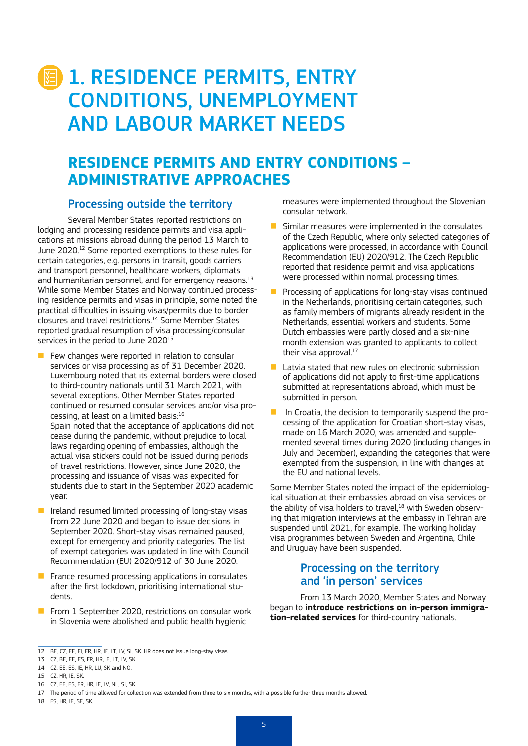# 1. RESIDENCE PERMITS, ENTRY CONDITIONS, UNEMPLOYMENT AND LABOUR MARKET NEEDS

## RESIDENCE PERMITS AND ENTRY CONDITIONS – ADMINISTRATIVE APPROACHES

### Processing outside the territory

Several Member States reported restrictions on lodging and processing residence permits and visa applications at missions abroad during the period 13 March to June 2020.[12] Some reported exemptions to these rules for certain categories, e.g. persons in transit, goods carriers and transport personnel, healthcare workers, diplomats and humanitarian personnel, and for emergency reasons.[13] While some Member States and Norway continued processing residence permits and visas in principle, some noted the practical difficulties in issuing visas/permits due to border closures and travel restrictions.[14] Some Member States reported gradual resumption of visa processing/consular services in the period to June 2020[15]

- Few changes were reported in relation to consular services or visa processing as of 31 December 2020. Luxembourg noted that its external borders were closed to third-country nationals until 31 March 2021, with several exceptions. Other Member States reported continued or resumed consular services and/or visa processing, at least on a limited basis:[16]
  Spain noted that the acceptance of applications did not cease during the pandemic, without prejudice to local laws regarding opening of embassies, although the actual visa stickers could not be issued during periods of travel restrictions. However, since June 2020, the processing and issuance of visas was expedited for students due to start in the September 2020 academic year.
- Ireland resumed limited processing of long-stay visas from 22 June 2020 and began to issue decisions in September 2020. Short-stay visas remained paused, except for emergency and priority categories. The list of exempt categories was updated in line with Council Recommendation (EU) 2020/912 of 30 June 2020.
- France resumed processing applications in consulates after the first lockdown, prioritising international students.
- From 1 September 2020, restrictions on consular work in Slovenia were abolished and public health hygienic measures were implemented throughout the Slovenian consular network.
- Similar measures were implemented in the consulates of the Czech Republic, where only selected categories of applications were processed, in accordance with Council Recommendation (EU) 2020/912. The Czech Republic reported that residence permit and visa applications were processed within normal processing times.
- Processing of applications for long-stay visas continued in the Netherlands, prioritising certain categories, such as family members of migrants already resident in the Netherlands, essential workers and students. Some Dutch embassies were partly closed and a six-nine month extension was granted to applicants to collect their visa approval.[17]
- Latvia stated that new rules on electronic submission of applications did not apply to first-time applications submitted at representations abroad, which must be submitted in person.
- In Croatia, the decision to temporarily suspend the processing of the application for Croatian short-stay visas, made on 16 March 2020, was amended and supplemented several times during 2020 (including changes in July and December), expanding the categories that were exempted from the suspension, in line with changes at the EU and national levels.

Some Member States noted the impact of the epidemiological situation at their embassies abroad on visa services or the ability of visa holders to travel,[18] with Sweden observing that migration interviews at the embassy in Tehran are suspended until 2021, for example. The working holiday visa programmes between Sweden and Argentina, Chile and Uruguay have been suspended.

### Processing on the territory and 'in person' services

From 13 March 2020, Member States and Norway began to **introduce restrictions on in-person immigration-related services** for third-country nationals.

---

12 BE, CZ, EE, FI, FR, HR, IE, LT, LV, SI, SK. HR does not issue long-stay visas.

13 CZ, BE, EE, ES, FR, HR, IE, LT, LV, SK.

14 CZ, EE, ES, IE, HR, LU, SK and NO.

15 CZ, HR, IE, SK.

16 CZ, EE, ES, FR, HR, IE, LV, NL, SI, SK.

17 The period of time allowed for collection was extended from three to six months, with a possible further three months allowed.

18 ES, HR, IE, SE, SK.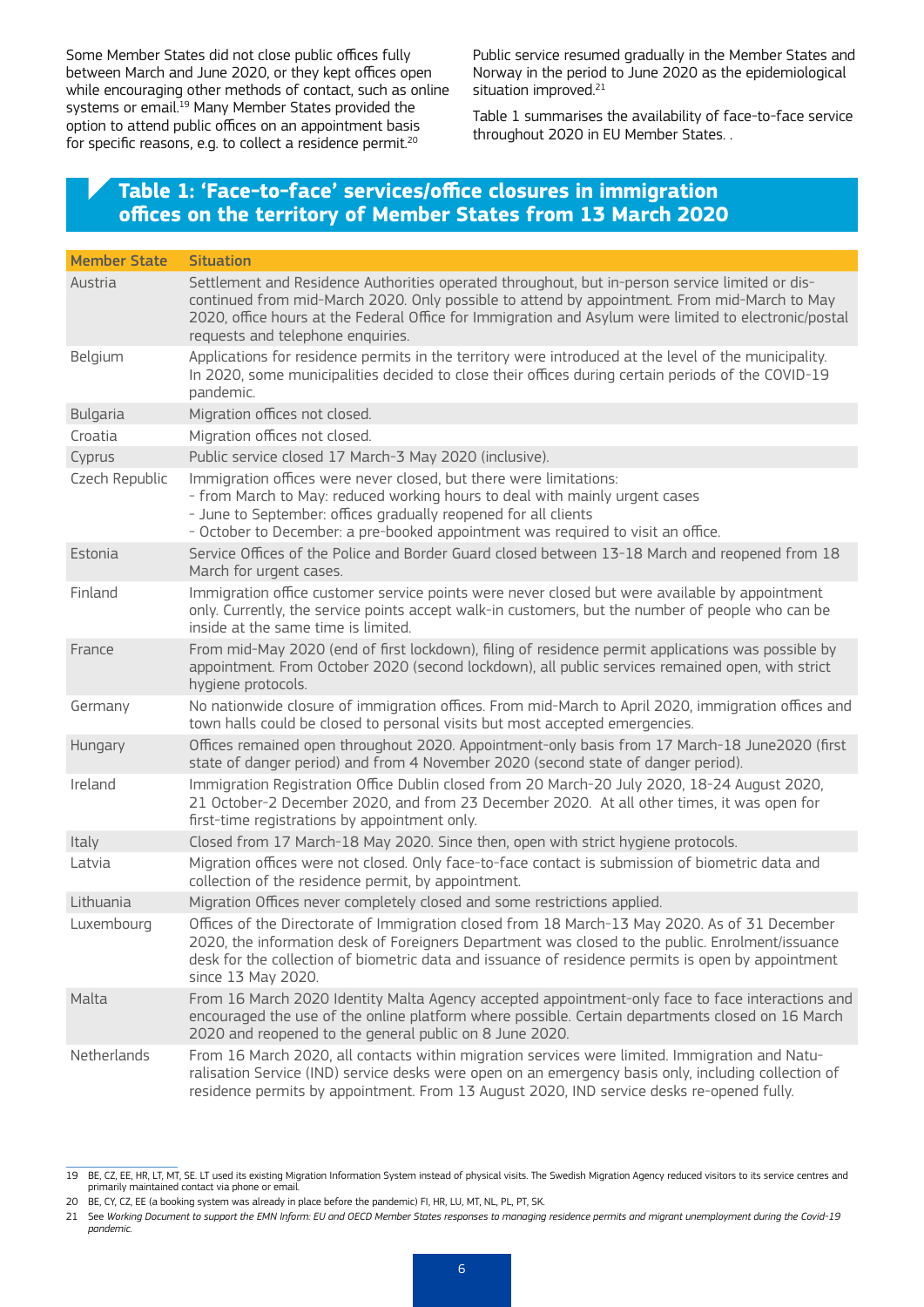Some Member States did not close public offices fully between March and June 2020, or they kept offices open while encouraging other methods of contact, such as online systems or email.[19] Many Member States provided the option to attend public offices on an appointment basis for specific reasons, e.g. to collect a residence permit.[20]

Public service resumed gradually in the Member States and Norway in the period to June 2020 as the epidemiological situation improved.[21]

Table 1 summarises the availability of face-to-face service throughout 2020 in EU Member States. .

## Table 1: 'Face-to-face' services/office closures in immigration offices on the territory of Member States from 13 March 2020

| Member State | Situation |
|---|---|
| Austria | Settlement and Residence Authorities operated throughout, but in-person service limited or discontinued from mid-March 2020. Only possible to attend by appointment. From mid-March to May 2020, office hours at the Federal Office for Immigration and Asylum were limited to electronic/postal requests and telephone enquiries. |
| Belgium | Applications for residence permits in the territory were introduced at the level of the municipality. In 2020, some municipalities decided to close their offices during certain periods of the COVID-19 pandemic. |
| Bulgaria | Migration offices not closed. |
| Croatia | Migration offices not closed. |
| Cyprus | Public service closed 17 March-3 May 2020 (inclusive). |
| Czech Republic | Immigration offices were never closed, but there were limitations:<br>- from March to May: reduced working hours to deal with mainly urgent cases<br>- June to September: offices gradually reopened for all clients<br>- October to December: a pre-booked appointment was required to visit an office. |
| Estonia | Service Offices of the Police and Border Guard closed between 13-18 March and reopened from 18 March for urgent cases. |
| Finland | Immigration office customer service points were never closed but were available by appointment only. Currently, the service points accept walk-in customers, but the number of people who can be inside at the same time is limited. |
| France | From mid-May 2020 (end of first lockdown), filing of residence permit applications was possible by appointment. From October 2020 (second lockdown), all public services remained open, with strict hygiene protocols. |
| Germany | No nationwide closure of immigration offices. From mid-March to April 2020, immigration offices and town halls could be closed to personal visits but most accepted emergencies. |
| Hungary | Offices remained open throughout 2020. Appointment-only basis from 17 March-18 June2020 (first state of danger period) and from 4 November 2020 (second state of danger period). |
| Ireland | Immigration Registration Office Dublin closed from 20 March-20 July 2020, 18-24 August 2020, 21 October-2 December 2020, and from 23 December 2020. At all other times, it was open for first-time registrations by appointment only. |
| Italy | Closed from 17 March-18 May 2020. Since then, open with strict hygiene protocols. |
| Latvia | Migration offices were not closed. Only face-to-face contact is submission of biometric data and collection of the residence permit, by appointment. |
| Lithuania | Migration Offices never completely closed and some restrictions applied. |
| Luxembourg | Offices of the Directorate of Immigration closed from 18 March-13 May 2020. As of 31 December 2020, the information desk of Foreigners Department was closed to the public. Enrolment/issuance desk for the collection of biometric data and issuance of residence permits is open by appointment since 13 May 2020. |
| Malta | From 16 March 2020 Identity Malta Agency accepted appointment-only face to face interactions and encouraged the use of the online platform where possible. Certain departments closed on 16 March 2020 and reopened to the general public on 8 June 2020. |
| Netherlands | From 16 March 2020, all contacts within migration services were limited. Immigration and Naturalisation Service (IND) service desks were open on an emergency basis only, including collection of residence permits by appointment. From 13 August 2020, IND service desks re-opened fully. |

---

19 BE, CZ, EE, HR, LT, MT, SE. LT used its existing Migration Information System instead of physical visits. The Swedish Migration Agency reduced visitors to its service centres and primarily maintained contact via phone or email.

20 BE, CY, CZ, EE (a booking system was already in place before the pandemic) FI, HR, LU, MT, NL, PL, PT, SK.

21 See *Working Document to support the EMN Inform: EU and OECD Member States responses to managing residence permits and migrant unemployment during the Covid-19 pandemic.*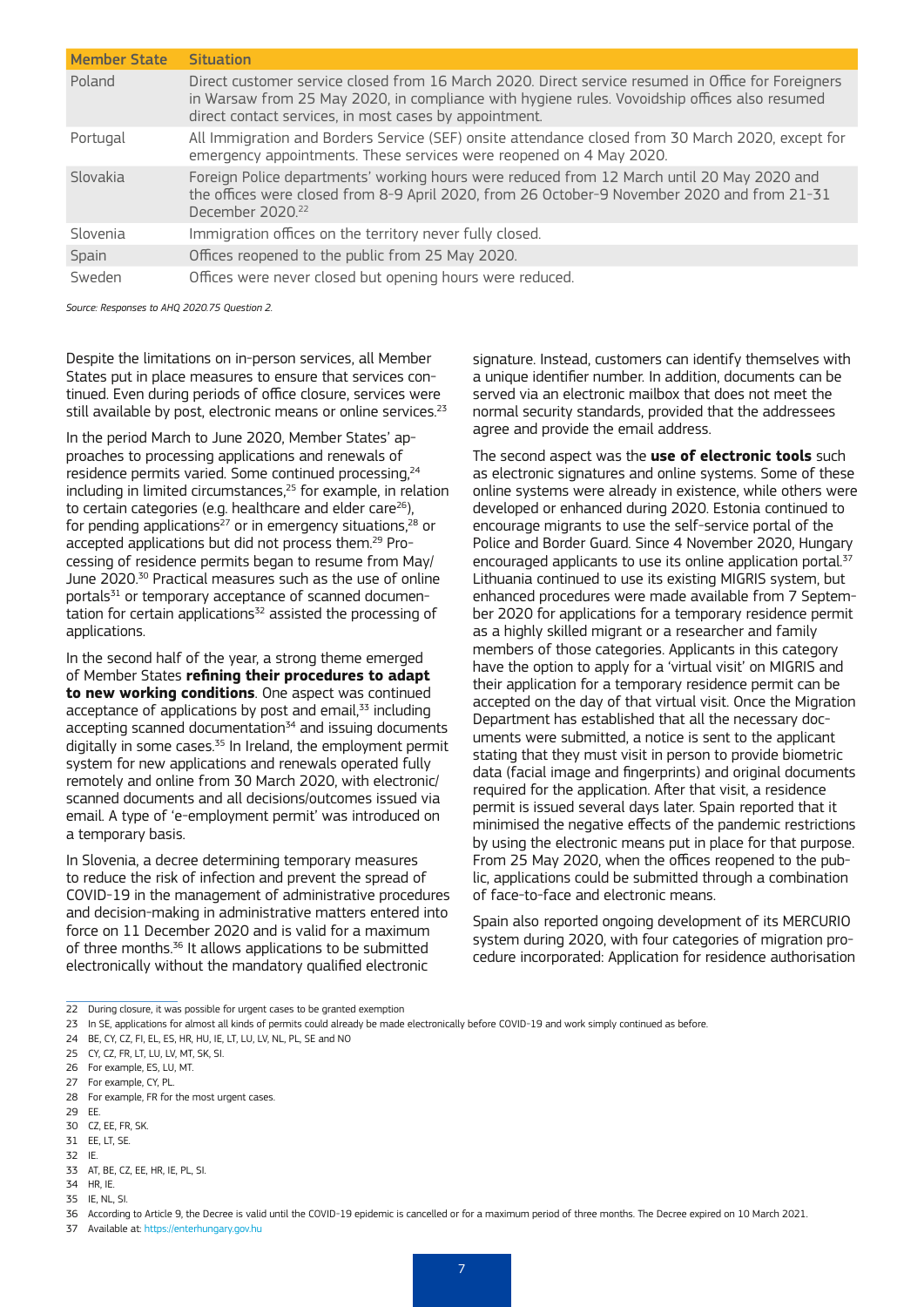| Member State | Situation |
|---|---|
| Poland | Direct customer service closed from 16 March 2020. Direct service resumed in Office for Foreigners in Warsaw from 25 May 2020, in compliance with hygiene rules. Vovoidship offices also resumed direct contact services, in most cases by appointment. |
| Portugal | All Immigration and Borders Service (SEF) onsite attendance closed from 30 March 2020, except for emergency appointments. These services were reopened on 4 May 2020. |
| Slovakia | Foreign Police departments' working hours were reduced from 12 March until 20 May 2020 and the offices were closed from 8-9 April 2020, from 26 October-9 November 2020 and from 21-31 December 2020.[22] |
| Slovenia | Immigration offices on the territory never fully closed. |
| Spain | Offices reopened to the public from 25 May 2020. |
| Sweden | Offices were never closed but opening hours were reduced. |

*Source: Responses to AHQ 2020.75 Question 2.*

Despite the limitations on in-person services, all Member States put in place measures to ensure that services continued. Even during periods of office closure, services were still available by post, electronic means or online services.[23]

In the period March to June 2020, Member States' approaches to processing applications and renewals of residence permits varied. Some continued processing,[24] including in limited circumstances,[25] for example, in relation to certain categories (e.g. healthcare and elder care[26]), for pending applications[27] or in emergency situations,[28] or accepted applications but did not process them.[29] Processing of residence permits began to resume from May/June 2020.[30] Practical measures such as the use of online portals[31] or temporary acceptance of scanned documentation for certain applications[32] assisted the processing of applications.

In the second half of the year, a strong theme emerged of Member States **refining their procedures to adapt to new working conditions**. One aspect was continued acceptance of applications by post and email,[33] including accepting scanned documentation[34] and issuing documents digitally in some cases.[35] In Ireland, the employment permit system for new applications and renewals operated fully remotely and online from 30 March 2020, with electronic/scanned documents and all decisions/outcomes issued via email. A type of 'e-employment permit' was introduced on a temporary basis.

In Slovenia, a decree determining temporary measures to reduce the risk of infection and prevent the spread of COVID-19 in the management of administrative procedures and decision-making in administrative matters entered into force on 11 December 2020 and is valid for a maximum of three months.[36] It allows applications to be submitted electronically without the mandatory qualified electronic signature. Instead, customers can identify themselves with a unique identifier number. In addition, documents can be served via an electronic mailbox that does not meet the normal security standards, provided that the addressees agree and provide the email address.

The second aspect was the **use of electronic tools** such as electronic signatures and online systems. Some of these online systems were already in existence, while others were developed or enhanced during 2020. Estonia continued to encourage migrants to use the self-service portal of the Police and Border Guard. Since 4 November 2020, Hungary encouraged applicants to use its online application portal.[37] Lithuania continued to use its existing MIGRIS system, but enhanced procedures were made available from 7 September 2020 for applications for a temporary residence permit as a highly skilled migrant or a researcher and family members of those categories. Applicants in this category have the option to apply for a 'virtual visit' on MIGRIS and their application for a temporary residence permit can be accepted on the day of that virtual visit. Once the Migration Department has established that all the necessary documents were submitted, a notice is sent to the applicant stating that they must visit in person to provide biometric data (facial image and fingerprints) and original documents required for the application. After that visit, a residence permit is issued several days later. Spain reported that it minimised the negative effects of the pandemic restrictions by using the electronic means put in place for that purpose. From 25 May 2020, when the offices reopened to the public, applications could be submitted through a combination of face-to-face and electronic means.

Spain also reported ongoing development of its MERCURIO system during 2020, with four categories of migration procedure incorporated: Application for residence authorisation

22 During closure, it was possible for urgent cases to be granted exemption

23 In SE, applications for almost all kinds of permits could already be made electronically before COVID-19 and work simply continued as before.

24 BE, CY, CZ, FI, EL, ES, HR, HU, IE, LT, LU, LV, NL, PL, SE and NO

25 CY, CZ, FR, LT, LU, LV, MT, SK, SI.

26 For example, ES, LU, MT.

27 For example, CY, PL.

28 For example, FR for the most urgent cases.

29 EE.

30 CZ, EE, FR, SK.

31 EE, LT, SE.

32 IE.

33 AT, BE, CZ, EE, HR, IE, PL, SI.

34 HR, IE.

35 IE, NL, SI.

36 According to Article 9, the Decree is valid until the COVID-19 epidemic is cancelled or for a maximum period of three months. The Decree expired on 10 March 2021.

37 Available at: https://enterhungary.gov.hu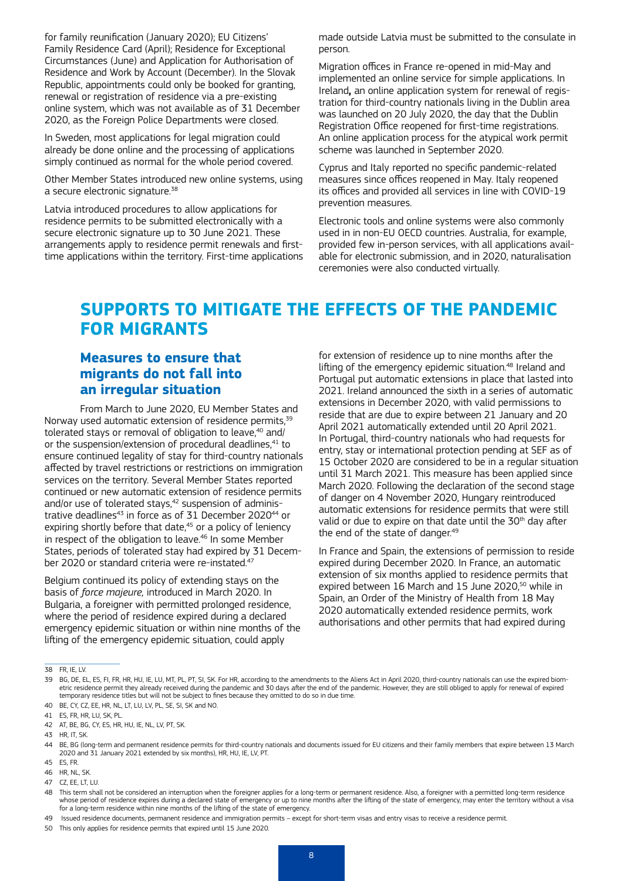for family reunification (January 2020); EU Citizens' Family Residence Card (April); Residence for Exceptional Circumstances (June) and Application for Authorisation of Residence and Work by Account (December). In the Slovak Republic, appointments could only be booked for granting, renewal or registration of residence via a pre-existing online system, which was not available as of 31 December 2020, as the Foreign Police Departments were closed.

In Sweden, most applications for legal migration could already be done online and the processing of applications simply continued as normal for the whole period covered.

Other Member States introduced new online systems, using a secure electronic signature.[38]

Latvia introduced procedures to allow applications for residence permits to be submitted electronically with a secure electronic signature up to 30 June 2021. These arrangements apply to residence permit renewals and first-time applications within the territory. First-time applications made outside Latvia must be submitted to the consulate in person.

Migration offices in France re-opened in mid-May and implemented an online service for simple applications. In Ireland**,** an online application system for renewal of registration for third-country nationals living in the Dublin area was launched on 20 July 2020, the day that the Dublin Registration Office reopened for first-time registrations. An online application process for the atypical work permit scheme was launched in September 2020.

Cyprus and Italy reported no specific pandemic-related measures since offices reopened in May. Italy reopened its offices and provided all services in line with COVID-19 prevention measures.

Electronic tools and online systems were also commonly used in in non-EU OECD countries. Australia, for example, provided few in-person services, with all applications available for electronic submission, and in 2020, naturalisation ceremonies were also conducted virtually.

## SUPPORTS TO MITIGATE THE EFFECTS OF THE PANDEMIC FOR MIGRANTS

### Measures to ensure that migrants do not fall into an irregular situation

From March to June 2020, EU Member States and Norway used automatic extension of residence permits,[39] tolerated stays or removal of obligation to leave,[40] and/or the suspension/extension of procedural deadlines,[41] to ensure continued legality of stay for third-country nationals affected by travel restrictions or restrictions on immigration services on the territory. Several Member States reported continued or new automatic extension of residence permits and/or use of tolerated stays,[42] suspension of administrative deadlines[43] in force as of 31 December 2020[44] or expiring shortly before that date,[45] or a policy of leniency in respect of the obligation to leave.[46] In some Member States, periods of tolerated stay had expired by 31 December 2020 or standard criteria were re-instated.[47]

Belgium continued its policy of extending stays on the basis of *force majeure,* introduced in March 2020. In Bulgaria, a foreigner with permitted prolonged residence, where the period of residence expired during a declared emergency epidemic situation or within nine months of the lifting of the emergency epidemic situation, could apply for extension of residence up to nine months after the lifting of the emergency epidemic situation.[48] Ireland and Portugal put automatic extensions in place that lasted into 2021. Ireland announced the sixth in a series of automatic extensions in December 2020, with valid permissions to reside that are due to expire between 21 January and 20 April 2021 automatically extended until 20 April 2021. In Portugal, third-country nationals who had requests for entry, stay or international protection pending at SEF as of 15 October 2020 are considered to be in a regular situation until 31 March 2021. This measure has been applied since March 2020. Following the declaration of the second stage of danger on 4 November 2020, Hungary reintroduced automatic extensions for residence permits that were still valid or due to expire on that date until the 30th day after the end of the state of danger.[49]

In France and Spain, the extensions of permission to reside expired during December 2020. In France, an automatic extension of six months applied to residence permits that expired between 16 March and 15 June 2020,[50] while in Spain, an Order of the Ministry of Health from 18 May 2020 automatically extended residence permits, work authorisations and other permits that had expired during

---

38 FR, IE, LV.

39 BG, DE, EL, ES, FI, FR, HR, HU, IE, LU, MT, PL, PT, SI, SK. For HR, according to the amendments to the Aliens Act in April 2020, third-country nationals can use the expired biometric residence permit they already received during the pandemic and 30 days after the end of the pandemic. However, they are still obliged to apply for renewal of expired temporary residence titles but will not be subject to fines because they omitted to do so in due time.

40 BE, CY, CZ, EE, HR, NL, LT, LU, LV, PL, SE, SI, SK and NO.

41 ES, FR, HR, LU, SK, PL.

42 AT, BE, BG, CY, ES, HR, HU, IE, NL, LV, PT, SK.

43 HR, IT, SK.

44 BE, BG (long-term and permanent residence permits for third-country nationals and documents issued for EU citizens and their family members that expire between 13 March 2020 and 31 January 2021 extended by six months), HR, HU, IE, LV, PT.

45 ES, FR.

46 HR, NL, SK.

47 CZ, EE, LT, LU.

48 This term shall not be considered an interruption when the foreigner applies for a long-term or permanent residence. Also, a foreigner with a permitted long-term residence whose period of residence expires during a declared state of emergency or up to nine months after the lifting of the state of emergency, may enter the territory without a visa for a long-term residence within nine months of the lifting of the state of emergency.

49 Issued residence documents, permanent residence and immigration permits – except for short-term visas and entry visas to receive a residence permit.

50 This only applies for residence permits that expired until 15 June 2020.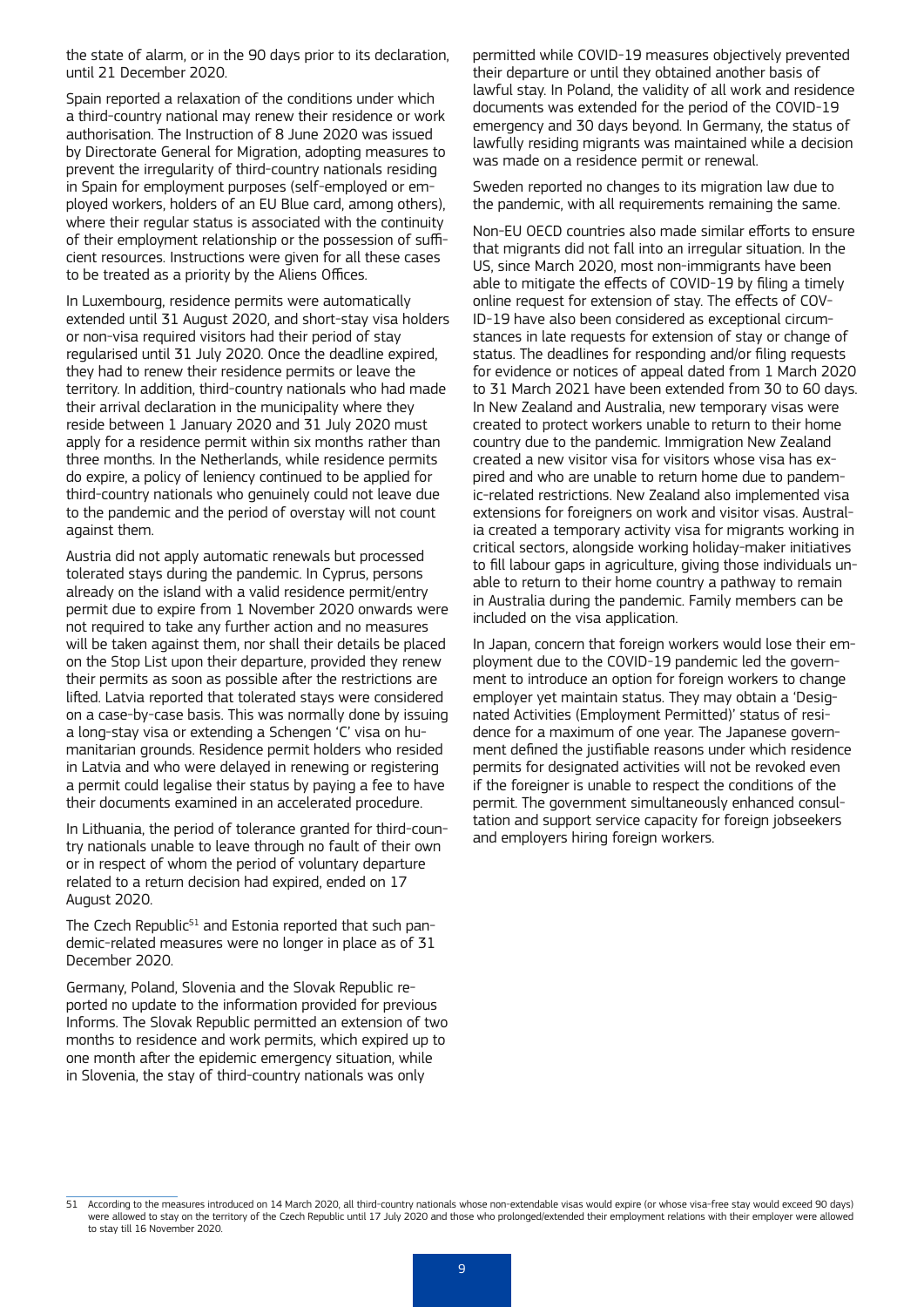the state of alarm, or in the 90 days prior to its declaration, until 21 December 2020.

Spain reported a relaxation of the conditions under which a third-country national may renew their residence or work authorisation. The Instruction of 8 June 2020 was issued by Directorate General for Migration, adopting measures to prevent the irregularity of third-country nationals residing in Spain for employment purposes (self-employed or employed workers, holders of an EU Blue card, among others), where their regular status is associated with the continuity of their employment relationship or the possession of sufficient resources. Instructions were given for all these cases to be treated as a priority by the Aliens Offices.

In Luxembourg, residence permits were automatically extended until 31 August 2020, and short-stay visa holders or non-visa required visitors had their period of stay regularised until 31 July 2020. Once the deadline expired, they had to renew their residence permits or leave the territory. In addition, third-country nationals who had made their arrival declaration in the municipality where they reside between 1 January 2020 and 31 July 2020 must apply for a residence permit within six months rather than three months. In the Netherlands, while residence permits do expire, a policy of leniency continued to be applied for third-country nationals who genuinely could not leave due to the pandemic and the period of overstay will not count against them.

Austria did not apply automatic renewals but processed tolerated stays during the pandemic. In Cyprus, persons already on the island with a valid residence permit/entry permit due to expire from 1 November 2020 onwards were not required to take any further action and no measures will be taken against them, nor shall their details be placed on the Stop List upon their departure, provided they renew their permits as soon as possible after the restrictions are lifted. Latvia reported that tolerated stays were considered on a case-by-case basis. This was normally done by issuing a long-stay visa or extending a Schengen 'C' visa on humanitarian grounds. Residence permit holders who resided in Latvia and who were delayed in renewing or registering a permit could legalise their status by paying a fee to have their documents examined in an accelerated procedure.

In Lithuania, the period of tolerance granted for third-country nationals unable to leave through no fault of their own or in respect of whom the period of voluntary departure related to a return decision had expired, ended on 17 August 2020.

The Czech Republic[51] and Estonia reported that such pandemic-related measures were no longer in place as of 31 December 2020.

Germany, Poland, Slovenia and the Slovak Republic reported no update to the information provided for previous Informs. The Slovak Republic permitted an extension of two months to residence and work permits, which expired up to one month after the epidemic emergency situation, while in Slovenia, the stay of third-country nationals was only permitted while COVID-19 measures objectively prevented their departure or until they obtained another basis of lawful stay. In Poland, the validity of all work and residence documents was extended for the period of the COVID-19 emergency and 30 days beyond. In Germany, the status of lawfully residing migrants was maintained while a decision was made on a residence permit or renewal.

Sweden reported no changes to its migration law due to the pandemic, with all requirements remaining the same.

Non-EU OECD countries also made similar efforts to ensure that migrants did not fall into an irregular situation. In the US, since March 2020, most non-immigrants have been able to mitigate the effects of COVID-19 by filing a timely online request for extension of stay. The effects of COVID-19 have also been considered as exceptional circumstances in late requests for extension of stay or change of status. The deadlines for responding and/or filing requests for evidence or notices of appeal dated from 1 March 2020 to 31 March 2021 have been extended from 30 to 60 days. In New Zealand and Australia, new temporary visas were created to protect workers unable to return to their home country due to the pandemic. Immigration New Zealand created a new visitor visa for visitors whose visa has expired and who are unable to return home due to pandemic-related restrictions. New Zealand also implemented visa extensions for foreigners on work and visitor visas. Australia created a temporary activity visa for migrants working in critical sectors, alongside working holiday-maker initiatives to fill labour gaps in agriculture, giving those individuals unable to return to their home country a pathway to remain in Australia during the pandemic. Family members can be included on the visa application.

In Japan, concern that foreign workers would lose their employment due to the COVID-19 pandemic led the government to introduce an option for foreign workers to change employer yet maintain status. They may obtain a 'Designated Activities (Employment Permitted)' status of residence for a maximum of one year. The Japanese government defined the justifiable reasons under which residence permits for designated activities will not be revoked even if the foreigner is unable to respect the conditions of the permit. The government simultaneously enhanced consultation and support service capacity for foreign jobseekers and employers hiring foreign workers.

---

[51] According to the measures introduced on 14 March 2020, all third-country nationals whose non-extendable visas would expire (or whose visa-free stay would exceed 90 days) were allowed to stay on the territory of the Czech Republic until 17 July 2020 and those who prolonged/extended their employment relations with their employer were allowed to stay till 16 November 2020.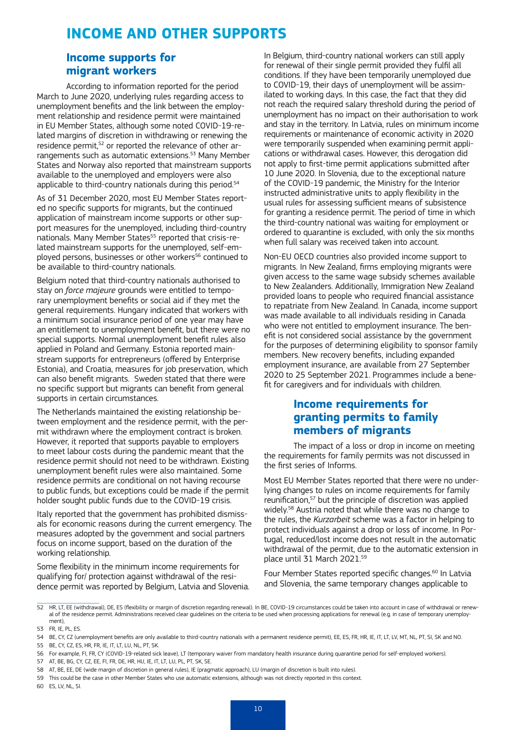# INCOME AND OTHER SUPPORTS

## Income supports for migrant workers

According to information reported for the period March to June 2020, underlying rules regarding access to unemployment benefits and the link between the employment relationship and residence permit were maintained in EU Member States, although some noted COVID-19-related margins of discretion in withdrawing or renewing the residence permit,[52] or reported the relevance of other arrangements such as automatic extensions.[53] Many Member States and Norway also reported that mainstream supports available to the unemployed and employers were also applicable to third-country nationals during this period.[54]

As of 31 December 2020, most EU Member States reported no specific supports for migrants, but the continued application of mainstream income supports or other support measures for the unemployed, including third-country nationals. Many Member States[55] reported that crisis-related mainstream supports for the unemployed, self-employed persons, businesses or other workers[56] continued to be available to third-country nationals.

Belgium noted that third-country nationals authorised to stay on *force majeure* grounds were entitled to temporary unemployment benefits or social aid if they met the general requirements. Hungary indicated that workers with a minimum social insurance period of one year may have an entitlement to unemployment benefit, but there were no special supports. Normal unemployment benefit rules also applied in Poland and Germany. Estonia reported mainstream supports for entrepreneurs (offered by Enterprise Estonia), and Croatia, measures for job preservation, which can also benefit migrants. Sweden stated that there were no specific support but migrants can benefit from general supports in certain circumstances.

The Netherlands maintained the existing relationship between employment and the residence permit, with the permit withdrawn where the employment contract is broken. However, it reported that supports payable to employers to meet labour costs during the pandemic meant that the residence permit should not need to be withdrawn. Existing unemployment benefit rules were also maintained. Some residence permits are conditional on not having recourse to public funds, but exceptions could be made if the permit holder sought public funds due to the COVID-19 crisis.

Italy reported that the government has prohibited dismissals for economic reasons during the current emergency. The measures adopted by the government and social partners focus on income support, based on the duration of the working relationship.

Some flexibility in the minimum income requirements for qualifying for/ protection against withdrawal of the residence permit was reported by Belgium, Latvia and Slovenia. In Belgium, third-country national workers can still apply for renewal of their single permit provided they fulfil all conditions. If they have been temporarily unemployed due to COVID-19, their days of unemployment will be assimilated to working days. In this case, the fact that they did not reach the required salary threshold during the period of unemployment has no impact on their authorisation to work and stay in the territory. In Latvia, rules on minimum income requirements or maintenance of economic activity in 2020 were temporarily suspended when examining permit applications or withdrawal cases. However, this derogation did not apply to first-time permit applications submitted after 10 June 2020. In Slovenia, due to the exceptional nature of the COVID-19 pandemic, the Ministry for the Interior instructed administrative units to apply flexibility in the usual rules for assessing sufficient means of subsistence for granting a residence permit. The period of time in which the third-country national was waiting for employment or ordered to quarantine is excluded, with only the six months when full salary was received taken into account.

Non-EU OECD countries also provided income support to migrants. In New Zealand, firms employing migrants were given access to the same wage subsidy schemes available to New Zealanders. Additionally, Immigration New Zealand provided loans to people who required financial assistance to repatriate from New Zealand. In Canada, income support was made available to all individuals residing in Canada who were not entitled to employment insurance. The benefit is not considered social assistance by the government for the purposes of determining eligibility to sponsor family members. New recovery benefits, including expanded employment insurance, are available from 27 September 2020 to 25 September 2021. Programmes include a benefit for caregivers and for individuals with children.

## Income requirements for granting permits to family members of migrants

The impact of a loss or drop in income on meeting the requirements for family permits was not discussed in the first series of Informs.

Most EU Member States reported that there were no underlying changes to rules on income requirements for family reunification,[57] but the principle of discretion was applied widely.[58] Austria noted that while there was no change to the rules, the *Kurzarbeit* scheme was a factor in helping to protect individuals against a drop or loss of income. In Portugal, reduced/lost income does not result in the automatic withdrawal of the permit, due to the automatic extension in place until 31 March 2021.[59]

Four Member States reported specific changes.[60] In Latvia and Slovenia, the same temporary changes applicable to

---

52 HR, LT, EE (withdrawal), DE, ES (flexibility or margin of discretion regarding renewal). In BE, COVID-19 circumstances could be taken into account in case of withdrawal or renewal of the residence permit. Administrations received clear guidelines on the criteria to be used when processing applications for renewal (e.g. in case of temporary unemployment),

53 FR, IE, PL, ES.

54 BE, CY, CZ (unemployment benefits are only available to third-country nationals with a permanent residence permit), EE, ES, FR, HR, IE, IT, LT, LV, MT, NL, PT, SI, SK and NO.

55 BE, CY, CZ, ES, HR, FR, IE, IT, LT, LU, NL, PT, SK.

56 For example, FI, FR, CY (COVID-19-related sick leave), LT (temporary waiver from mandatory health insurance during quarantine period for self-employed workers).

57 AT, BE, BG, CY, CZ, EE, FI, FR, DE, HR, HU, IE, IT, LT, LU, PL, PT, SK, SE.

58 AT, BE, EE, DE (wide margin of discretion in general rules), IE (pragmatic approach), LU (margin of discretion is built into rules).

59 This could be the case in other Member States who use automatic extensions, although was not directly reported in this context.

60 ES, LV, NL, SI.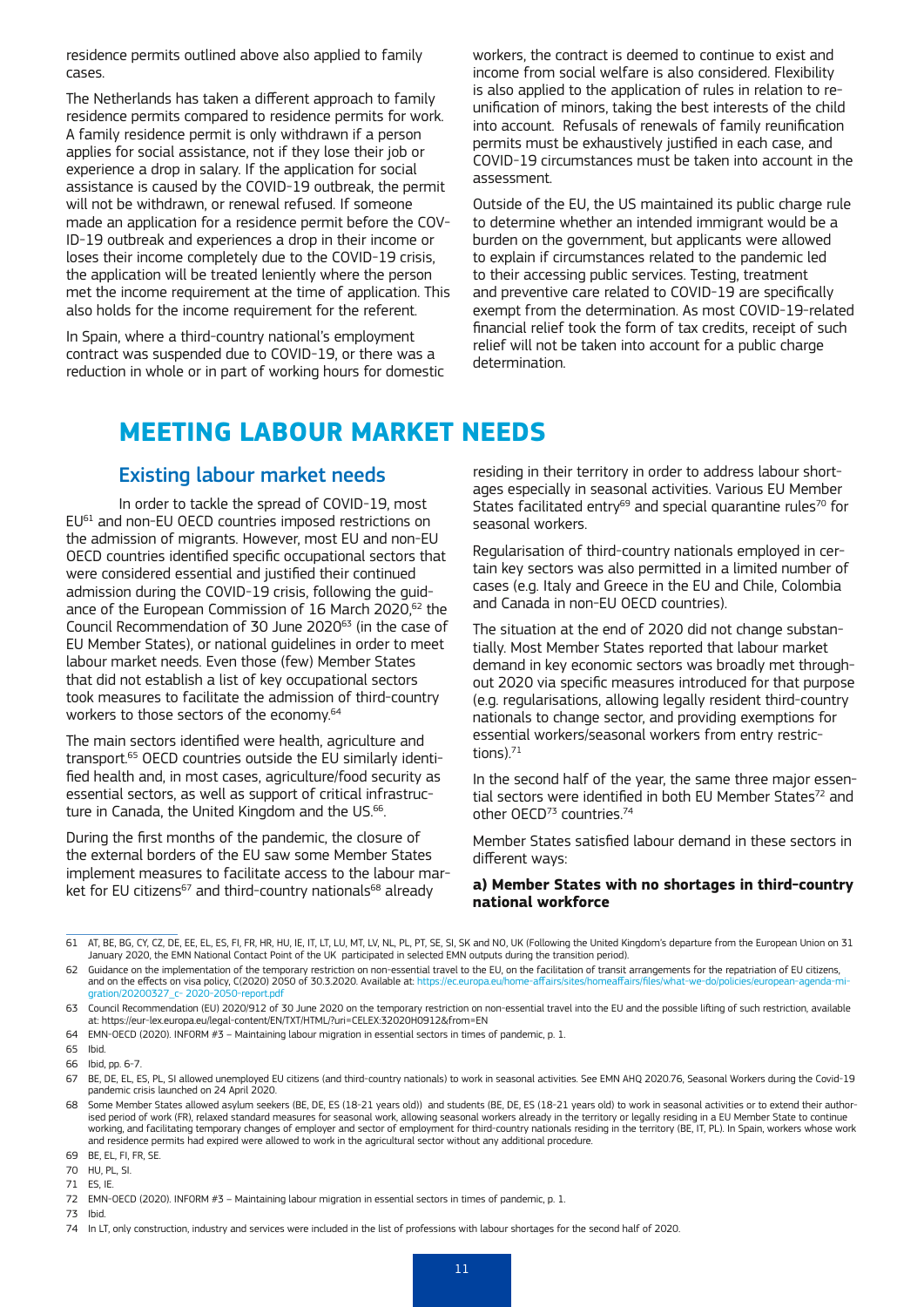residence permits outlined above also applied to family cases.

The Netherlands has taken a different approach to family residence permits compared to residence permits for work. A family residence permit is only withdrawn if a person applies for social assistance, not if they lose their job or experience a drop in salary. If the application for social assistance is caused by the COVID-19 outbreak, the permit will not be withdrawn, or renewal refused. If someone made an application for a residence permit before the COVID-19 outbreak and experiences a drop in their income or loses their income completely due to the COVID-19 crisis, the application will be treated leniently where the person met the income requirement at the time of application. This also holds for the income requirement for the referent.

In Spain, where a third-country national's employment contract was suspended due to COVID-19, or there was a reduction in whole or in part of working hours for domestic workers, the contract is deemed to continue to exist and income from social welfare is also considered. Flexibility is also applied to the application of rules in relation to re-unification of minors, taking the best interests of the child into account. Refusals of renewals of family reunification permits must be exhaustively justified in each case, and COVID-19 circumstances must be taken into account in the assessment.

Outside of the EU, the US maintained its public charge rule to determine whether an intended immigrant would be a burden on the government, but applicants were allowed to explain if circumstances related to the pandemic led to their accessing public services. Testing, treatment and preventive care related to COVID-19 are specifically exempt from the determination. As most COVID-19-related financial relief took the form of tax credits, receipt of such relief will not be taken into account for a public charge determination.

# MEETING LABOUR MARKET NEEDS

## Existing labour market needs

In order to tackle the spread of COVID-19, most EU[61] and non-EU OECD countries imposed restrictions on the admission of migrants. However, most EU and non-EU OECD countries identified specific occupational sectors that were considered essential and justified their continued admission during the COVID-19 crisis, following the guidance of the European Commission of 16 March 2020,[62] the Council Recommendation of 30 June 2020[63] (in the case of EU Member States), or national guidelines in order to meet labour market needs. Even those (few) Member States that did not establish a list of key occupational sectors took measures to facilitate the admission of third-country workers to those sectors of the economy.[64]

The main sectors identified were health, agriculture and transport.[65] OECD countries outside the EU similarly identified health and, in most cases, agriculture/food security as essential sectors, as well as support of critical infrastructure in Canada, the United Kingdom and the US.[66].

During the first months of the pandemic, the closure of the external borders of the EU saw some Member States implement measures to facilitate access to the labour market for EU citizens[67] and third-country nationals[68] already residing in their territory in order to address labour shortages especially in seasonal activities. Various EU Member States facilitated entry[69] and special quarantine rules[70] for seasonal workers.

Regularisation of third-country nationals employed in certain key sectors was also permitted in a limited number of cases (e.g. Italy and Greece in the EU and Chile, Colombia and Canada in non-EU OECD countries).

The situation at the end of 2020 did not change substantially. Most Member States reported that labour market demand in key economic sectors was broadly met throughout 2020 via specific measures introduced for that purpose (e.g. regularisations, allowing legally resident third-country nationals to change sector, and providing exemptions for essential workers/seasonal workers from entry restrictions).[71]

In the second half of the year, the same three major essential sectors were identified in both EU Member States[72] and other OECD[73] countries.[74]

Member States satisfied labour demand in these sectors in different ways:

**a) Member States with no shortages in third-country national workforce**

---

61 AT, BE, BG, CY, CZ, DE, EE, EL, ES, FI, FR, HR, HU, IE, IT, LT, LU, MT, LV, NL, PL, PT, SE, SI, SK and NO, UK (Following the United Kingdom's departure from the European Union on 31 January 2020, the EMN National Contact Point of the UK participated in selected EMN outputs during the transition period).

62 Guidance on the implementation of the temporary restriction on non-essential travel to the EU, on the facilitation of transit arrangements for the repatriation of EU citizens, and on the effects on visa policy, C(2020) 2050 of 30.3.2020. Available at: https://ec.europa.eu/home-affairs/sites/homeaffairs/files/what-we-do/policies/european-agenda-migration/20200327_c- 2020-2050-report.pdf

63 Council Recommendation (EU) 2020/912 of 30 June 2020 on the temporary restriction on non-essential travel into the EU and the possible lifting of such restriction, available at: https://eur-lex.europa.eu/legal-content/EN/TXT/HTML/?uri=CELEX:32020H0912&from=EN

64 EMN-OECD (2020). INFORM #3 – Maintaining labour migration in essential sectors in times of pandemic, p. 1.

65 Ibid.

66 Ibid, pp. 6-7.

67 BE, DE, EL, ES, PL, SI allowed unemployed EU citizens (and third-country nationals) to work in seasonal activities. See EMN AHQ 2020.76, Seasonal Workers during the Covid-19 pandemic crisis launched on 24 April 2020.

68 Some Member States allowed asylum seekers (BE, DE, ES (18-21 years old)) and students (BE, DE, ES (18-21 years old) to work in seasonal activities or to extend their authorised period of work (FR), relaxed standard measures for seasonal work, allowing seasonal workers already in the territory or legally residing in a EU Member State to continue working, and facilitating temporary changes of employer and sector of employment for third-country nationals residing in the territory (BE, IT, PL). In Spain, workers whose work and residence permits had expired were allowed to work in the agricultural sector without any additional procedure.

69 BE, EL, FI, FR, SE.

70 HU, PL, SI.

71 ES, IE.

72 EMN-OECD (2020). INFORM #3 – Maintaining labour migration in essential sectors in times of pandemic, p. 1.

73 Ibid.

74 In LT, only construction, industry and services were included in the list of professions with labour shortages for the second half of 2020.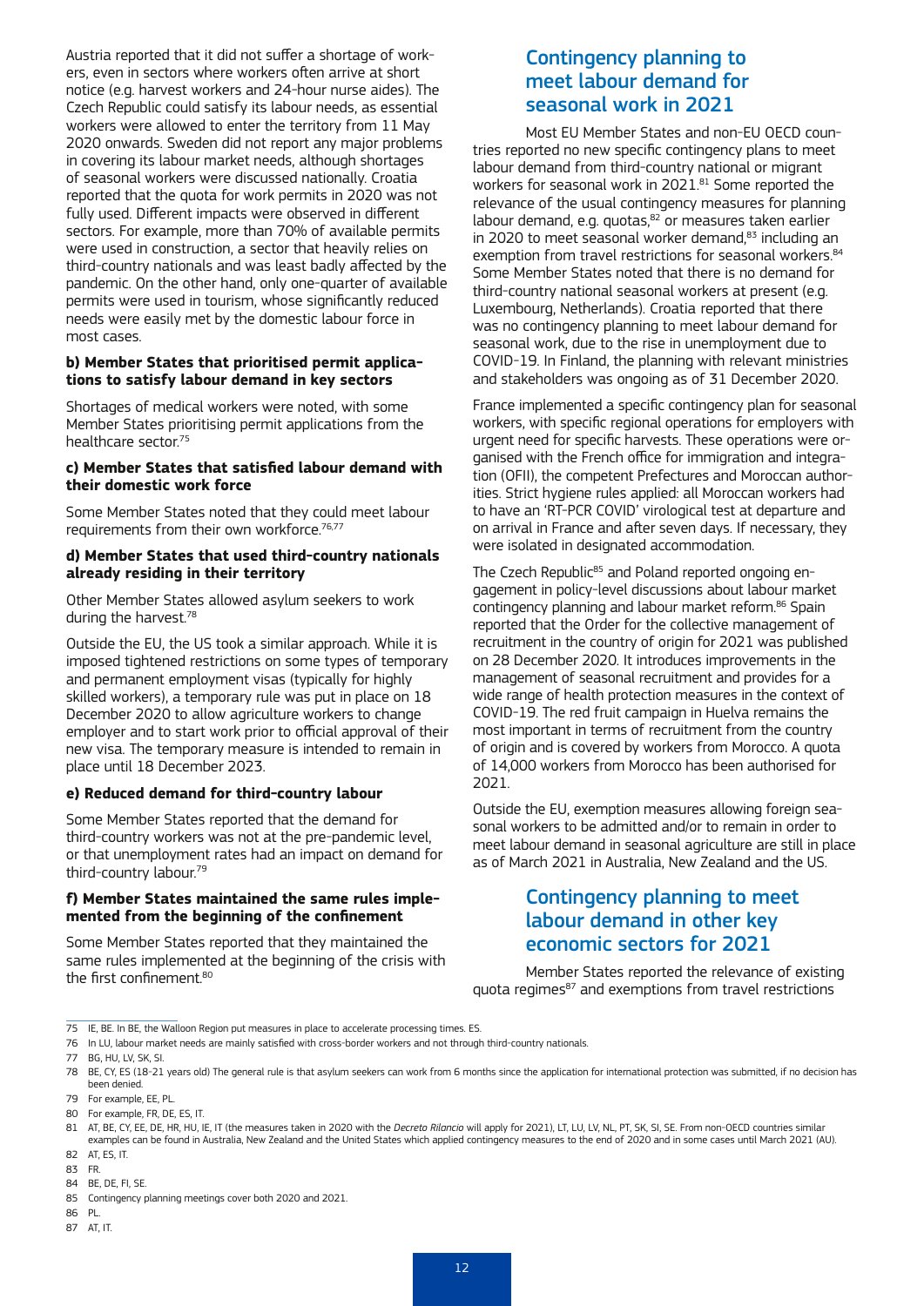Austria reported that it did not suffer a shortage of workers, even in sectors where workers often arrive at short notice (e.g. harvest workers and 24-hour nurse aides). The Czech Republic could satisfy its labour needs, as essential workers were allowed to enter the territory from 11 May 2020 onwards. Sweden did not report any major problems in covering its labour market needs, although shortages of seasonal workers were discussed nationally. Croatia reported that the quota for work permits in 2020 was not fully used. Different impacts were observed in different sectors. For example, more than 70% of available permits were used in construction, a sector that heavily relies on third-country nationals and was least badly affected by the pandemic. On the other hand, only one-quarter of available permits were used in tourism, whose significantly reduced needs were easily met by the domestic labour force in most cases.

#### b) Member States that prioritised permit applications to satisfy labour demand in key sectors

Shortages of medical workers were noted, with some Member States prioritising permit applications from the healthcare sector.[75]

#### c) Member States that satisfied labour demand with their domestic work force

Some Member States noted that they could meet labour requirements from their own workforce.[76,77]

#### d) Member States that used third-country nationals already residing in their territory

Other Member States allowed asylum seekers to work during the harvest.[78]

Outside the EU, the US took a similar approach. While it is imposed tightened restrictions on some types of temporary and permanent employment visas (typically for highly skilled workers), a temporary rule was put in place on 18 December 2020 to allow agriculture workers to change employer and to start work prior to official approval of their new visa. The temporary measure is intended to remain in place until 18 December 2023.

#### e) Reduced demand for third-country labour

Some Member States reported that the demand for third-country workers was not at the pre-pandemic level, or that unemployment rates had an impact on demand for third-country labour.[79]

#### f) Member States maintained the same rules implemented from the beginning of the confinement

Some Member States reported that they maintained the same rules implemented at the beginning of the crisis with the first confinement.[80]

## Contingency planning to meet labour demand for seasonal work in 2021

Most EU Member States and non-EU OECD countries reported no new specific contingency plans to meet labour demand from third-country national or migrant workers for seasonal work in 2021.[81] Some reported the relevance of the usual contingency measures for planning labour demand, e.g. quotas,[82] or measures taken earlier in 2020 to meet seasonal worker demand,[83] including an exemption from travel restrictions for seasonal workers.[84] Some Member States noted that there is no demand for third-country national seasonal workers at present (e.g. Luxembourg, Netherlands). Croatia reported that there was no contingency planning to meet labour demand for seasonal work, due to the rise in unemployment due to COVID-19. In Finland, the planning with relevant ministries and stakeholders was ongoing as of 31 December 2020.

France implemented a specific contingency plan for seasonal workers, with specific regional operations for employers with urgent need for specific harvests. These operations were organised with the French office for immigration and integration (OFII), the competent Prefectures and Moroccan authorities. Strict hygiene rules applied: all Moroccan workers had to have an 'RT-PCR COVID' virological test at departure and on arrival in France and after seven days. If necessary, they were isolated in designated accommodation.

The Czech Republic[85] and Poland reported ongoing engagement in policy-level discussions about labour market contingency planning and labour market reform.[86] Spain reported that the Order for the collective management of recruitment in the country of origin for 2021 was published on 28 December 2020. It introduces improvements in the management of seasonal recruitment and provides for a wide range of health protection measures in the context of COVID-19. The red fruit campaign in Huelva remains the most important in terms of recruitment from the country of origin and is covered by workers from Morocco. A quota of 14,000 workers from Morocco has been authorised for 2021.

Outside the EU, exemption measures allowing foreign seasonal workers to be admitted and/or to remain in order to meet labour demand in seasonal agriculture are still in place as of March 2021 in Australia, New Zealand and the US.

## Contingency planning to meet labour demand in other key economic sectors for 2021

Member States reported the relevance of existing quota regimes[87] and exemptions from travel restrictions

---

75 IE, BE. In BE, the Walloon Region put measures in place to accelerate processing times. ES.

76 In LU, labour market needs are mainly satisfied with cross-border workers and not through third-country nationals.

77 BG, HU, LV, SK, SI.

78 BE, CY, ES (18-21 years old) The general rule is that asylum seekers can work from 6 months since the application for international protection was submitted, if no decision has been denied.

79 For example, EE, PL.

80 For example, FR, DE, ES, IT.

81 AT, BE, CY, EE, DE, HR, HU, IE, IT (the measures taken in 2020 with the *Decreto Rilancio* will apply for 2021), LT, LU, LV, NL, PT, SK, SI, SE. From non-OECD countries similar examples can be found in Australia, New Zealand and the United States which applied contingency measures to the end of 2020 and in some cases until March 2021 (AU).

82 AT, ES, IT.

83 FR.

84 BE, DE, FI, SE.

85 Contingency planning meetings cover both 2020 and 2021.

86 PL.

87 AT, IT.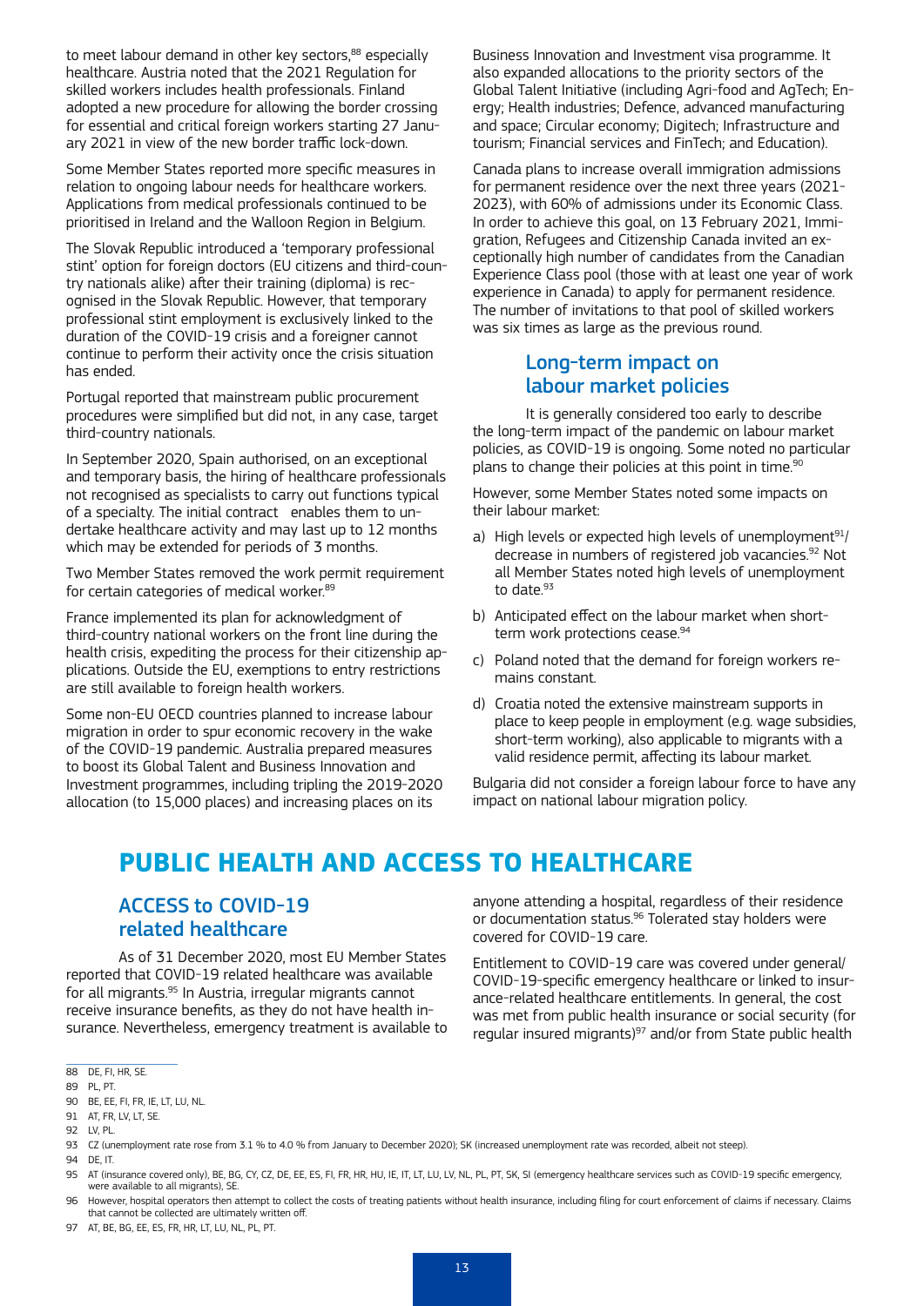to meet labour demand in other key sectors,[88] especially healthcare. Austria noted that the 2021 Regulation for skilled workers includes health professionals. Finland adopted a new procedure for allowing the border crossing for essential and critical foreign workers starting 27 January 2021 in view of the new border traffic lock-down.

Some Member States reported more specific measures in relation to ongoing labour needs for healthcare workers. Applications from medical professionals continued to be prioritised in Ireland and the Walloon Region in Belgium.

The Slovak Republic introduced a 'temporary professional stint' option for foreign doctors (EU citizens and third-country nationals alike) after their training (diploma) is recognised in the Slovak Republic. However, that temporary professional stint employment is exclusively linked to the duration of the COVID-19 crisis and a foreigner cannot continue to perform their activity once the crisis situation has ended.

Portugal reported that mainstream public procurement procedures were simplified but did not, in any case, target third-country nationals.

In September 2020, Spain authorised, on an exceptional and temporary basis, the hiring of healthcare professionals not recognised as specialists to carry out functions typical of a specialty. The initial contract enables them to undertake healthcare activity and may last up to 12 months which may be extended for periods of 3 months.

Two Member States removed the work permit requirement for certain categories of medical worker.[89]

France implemented its plan for acknowledgment of third-country national workers on the front line during the health crisis, expediting the process for their citizenship applications. Outside the EU, exemptions to entry restrictions are still available to foreign health workers.

Some non-EU OECD countries planned to increase labour migration in order to spur economic recovery in the wake of the COVID-19 pandemic. Australia prepared measures to boost its Global Talent and Business Innovation and Investment programmes, including tripling the 2019-2020 allocation (to 15,000 places) and increasing places on its Business Innovation and Investment visa programme. It also expanded allocations to the priority sectors of the Global Talent Initiative (including Agri-food and AgTech; Energy; Health industries; Defence, advanced manufacturing and space; Circular economy; Digitech; Infrastructure and tourism; Financial services and FinTech; and Education).

Canada plans to increase overall immigration admissions for permanent residence over the next three years (2021-2023), with 60% of admissions under its Economic Class. In order to achieve this goal, on 13 February 2021, Immigration, Refugees and Citizenship Canada invited an exceptionally high number of candidates from the Canadian Experience Class pool (those with at least one year of work experience in Canada) to apply for permanent residence. The number of invitations to that pool of skilled workers was six times as large as the previous round.

## Long-term impact on labour market policies

It is generally considered too early to describe the long-term impact of the pandemic on labour market policies, as COVID-19 is ongoing. Some noted no particular plans to change their policies at this point in time.[90]

However, some Member States noted some impacts on their labour market:

a) High levels or expected high levels of unemployment[91]/ decrease in numbers of registered job vacancies.[92] Not all Member States noted high levels of unemployment to date.[93]

b) Anticipated effect on the labour market when short-term work protections cease.[94]

c) Poland noted that the demand for foreign workers remains constant.

d) Croatia noted the extensive mainstream supports in place to keep people in employment (e.g. wage subsidies, short-term working), also applicable to migrants with a valid residence permit, affecting its labour market.

Bulgaria did not consider a foreign labour force to have any impact on national labour migration policy.

# PUBLIC HEALTH AND ACCESS TO HEALTHCARE

## ACCESS to COVID-19 related healthcare

As of 31 December 2020, most EU Member States reported that COVID-19 related healthcare was available for all migrants.[95] In Austria, irregular migrants cannot receive insurance benefits, as they do not have health insurance. Nevertheless, emergency treatment is available to anyone attending a hospital, regardless of their residence or documentation status.[96] Tolerated stay holders were covered for COVID-19 care.

Entitlement to COVID-19 care was covered under general/ COVID-19-specific emergency healthcare or linked to insurance-related healthcare entitlements. In general, the cost was met from public health insurance or social security (for regular insured migrants)[97] and/or from State public health

88 DE, FI, HR, SE.

89 PL, PT.

90 BE, EE, FI, FR, IE, LT, LU, NL.

91 AT, FR, LV, LT, SE.

92 LV, PL.

93 CZ (unemployment rate rose from 3.1 % to 4.0 % from January to December 2020); SK (increased unemployment rate was recorded, albeit not steep).

94 DE, IT.

95 AT (insurance covered only), BE, BG, CY, CZ, DE, EE, ES, FI, FR, HR, HU, IE, IT, LT, LU, LV, NL, PL, PT, SK, SI (emergency healthcare services such as COVID-19 specific emergency, were available to all migrants), SE.

96 However, hospital operators then attempt to collect the costs of treating patients without health insurance, including filing for court enforcement of claims if necessary. Claims that cannot be collected are ultimately written off.

97 AT, BE, BG, EE, ES, FR, HR, LT, LU, NL, PL, PT.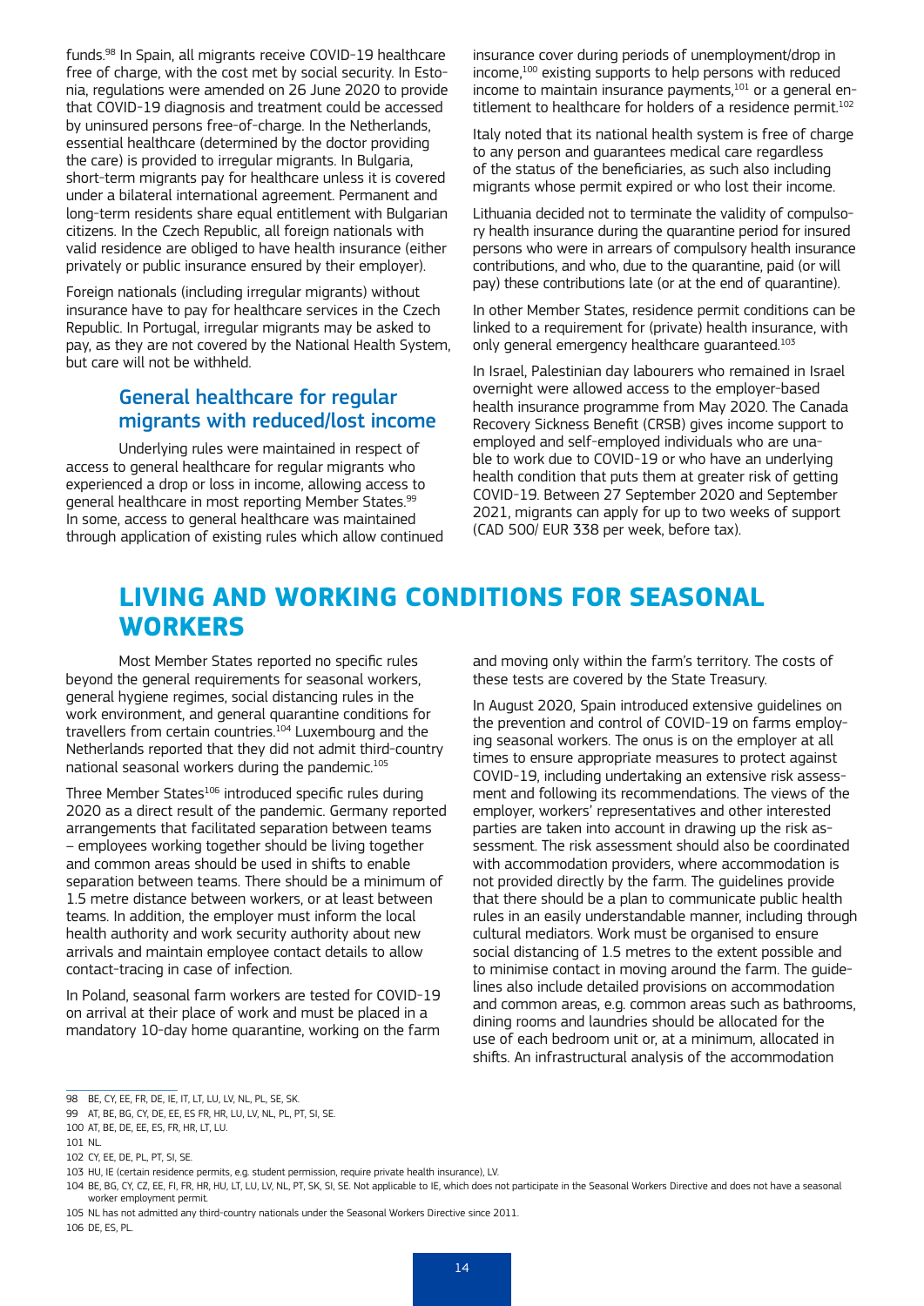funds.[98] In Spain, all migrants receive COVID-19 healthcare free of charge, with the cost met by social security. In Estonia, regulations were amended on 26 June 2020 to provide that COVID-19 diagnosis and treatment could be accessed by uninsured persons free-of-charge. In the Netherlands, essential healthcare (determined by the doctor providing the care) is provided to irregular migrants. In Bulgaria, short-term migrants pay for healthcare unless it is covered under a bilateral international agreement. Permanent and long-term residents share equal entitlement with Bulgarian citizens. In the Czech Republic, all foreign nationals with valid residence are obliged to have health insurance (either privately or public insurance ensured by their employer).

Foreign nationals (including irregular migrants) without insurance have to pay for healthcare services in the Czech Republic. In Portugal, irregular migrants may be asked to pay, as they are not covered by the National Health System, but care will not be withheld.

### General healthcare for regular migrants with reduced/lost income

Underlying rules were maintained in respect of access to general healthcare for regular migrants who experienced a drop or loss in income, allowing access to general healthcare in most reporting Member States.[99] In some, access to general healthcare was maintained through application of existing rules which allow continued insurance cover during periods of unemployment/drop in income,[100] existing supports to help persons with reduced income to maintain insurance payments,[101] or a general entitlement to healthcare for holders of a residence permit.[102]

Italy noted that its national health system is free of charge to any person and guarantees medical care regardless of the status of the beneficiaries, as such also including migrants whose permit expired or who lost their income.

Lithuania decided not to terminate the validity of compulsory health insurance during the quarantine period for insured persons who were in arrears of compulsory health insurance contributions, and who, due to the quarantine, paid (or will pay) these contributions late (or at the end of quarantine).

In other Member States, residence permit conditions can be linked to a requirement for (private) health insurance, with only general emergency healthcare guaranteed.[103]

In Israel, Palestinian day labourers who remained in Israel overnight were allowed access to the employer-based health insurance programme from May 2020. The Canada Recovery Sickness Benefit (CRSB) gives income support to employed and self-employed individuals who are unable to work due to COVID-19 or who have an underlying health condition that puts them at greater risk of getting COVID-19. Between 27 September 2020 and September 2021, migrants can apply for up to two weeks of support (CAD 500/ EUR 338 per week, before tax).

## LIVING AND WORKING CONDITIONS FOR SEASONAL WORKERS

Most Member States reported no specific rules beyond the general requirements for seasonal workers, general hygiene regimes, social distancing rules in the work environment, and general quarantine conditions for travellers from certain countries.[104] Luxembourg and the Netherlands reported that they did not admit third-country national seasonal workers during the pandemic.[105]

Three Member States[106] introduced specific rules during 2020 as a direct result of the pandemic. Germany reported arrangements that facilitated separation between teams – employees working together should be living together and common areas should be used in shifts to enable separation between teams. There should be a minimum of 1.5 metre distance between workers, or at least between teams. In addition, the employer must inform the local health authority and work security authority about new arrivals and maintain employee contact details to allow contact-tracing in case of infection.

In Poland, seasonal farm workers are tested for COVID-19 on arrival at their place of work and must be placed in a mandatory 10-day home quarantine, working on the farm and moving only within the farm's territory. The costs of these tests are covered by the State Treasury.

In August 2020, Spain introduced extensive guidelines on the prevention and control of COVID-19 on farms employing seasonal workers. The onus is on the employer at all times to ensure appropriate measures to protect against COVID-19, including undertaking an extensive risk assessment and following its recommendations. The views of the employer, workers' representatives and other interested parties are taken into account in drawing up the risk assessment. The risk assessment should also be coordinated with accommodation providers, where accommodation is not provided directly by the farm. The guidelines provide that there should be a plan to communicate public health rules in an easily understandable manner, including through cultural mediators. Work must be organised to ensure social distancing of 1.5 metres to the extent possible and to minimise contact in moving around the farm. The guidelines also include detailed provisions on accommodation and common areas, e.g. common areas such as bathrooms, dining rooms and laundries should be allocated for the use of each bedroom unit or, at a minimum, allocated in shifts. An infrastructural analysis of the accommodation

---

98 BE, CY, EE, FR, DE, IE, IT, LT, LU, LV, NL, PL, SE, SK.

99 AT, BE, BG, CY, DE, EE, ES FR, HR, LU, LV, NL, PL, PT, SI, SE.

100 AT, BE, DE, EE, ES, FR, HR, LT, LU.

101 NL.

102 CY, EE, DE, PL, PT, SI, SE.

103 HU, IE (certain residence permits, e.g. student permission, require private health insurance), LV.

104 BE, BG, CY, CZ, EE, FI, FR, HR, HU, LT, LU, LV, NL, PT, SK, SI, SE. Not applicable to IE, which does not participate in the Seasonal Workers Directive and does not have a seasonal worker employment permit.

105 NL has not admitted any third-country nationals under the Seasonal Workers Directive since 2011.

106 DE, ES, PL.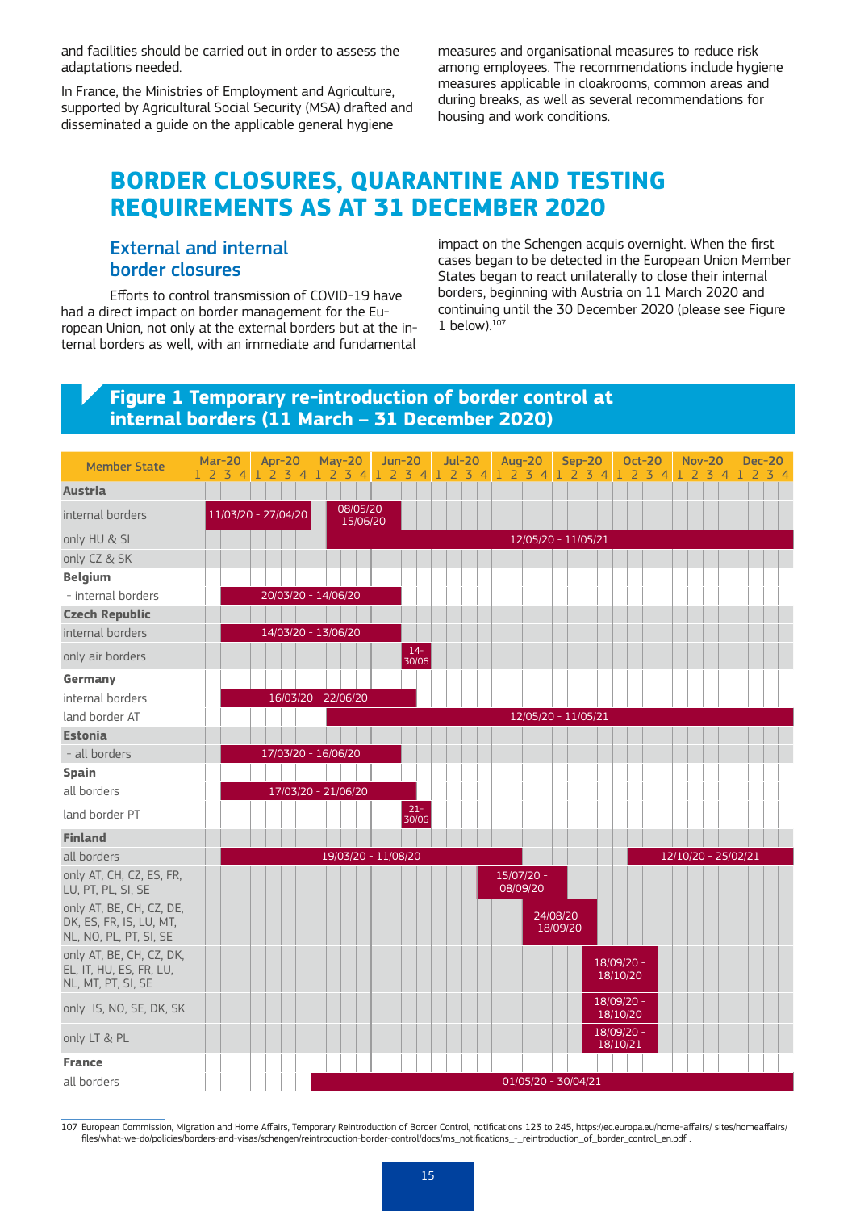and facilities should be carried out in order to assess the adaptations needed.

In France, the Ministries of Employment and Agriculture, supported by Agricultural Social Security (MSA) drafted and disseminated a guide on the applicable general hygiene measures and organisational measures to reduce risk among employees. The recommendations include hygiene measures applicable in cloakrooms, common areas and during breaks, as well as several recommendations for housing and work conditions.

# BORDER CLOSURES, QUARANTINE AND TESTING REQUIREMENTS AS AT 31 DECEMBER 2020

## External and internal border closures

Efforts to control transmission of COVID-19 have had a direct impact on border management for the European Union, not only at the external borders but at the internal borders as well, with an immediate and fundamental impact on the Schengen acquis overnight. When the first cases began to be detected in the European Union Member States began to react unilaterally to close their internal borders, beginning with Austria on 11 March 2020 and continuing until the 30 December 2020 (please see Figure 1 below).[107]

### Figure 1 Temporary re-introduction of border control at internal borders (11 March – 31 December 2020)

| Member State | Period of border control |
|---|---|
| **Austria** | |
| internal borders | 11/03/20 - 27/04/20; 08/05/20 - 15/06/20 |
| only HU & SI | 12/05/20 - 11/05/21 |
| only CZ & SK | |
| **Belgium** | |
| - internal borders | 20/03/20 - 14/06/20 |
| **Czech Republic** | |
| internal borders | 14/03/20 - 13/06/20 |
| only air borders | 14-30/06 |
| **Germany** | |
| internal borders | 16/03/20 - 22/06/20 |
| land border AT | 12/05/20 - 11/05/21 |
| **Estonia** | |
| - all borders | 17/03/20 - 16/06/20 |
| **Spain** | |
| all borders | 17/03/20 - 21/06/20 |
| land border PT | 21-30/06 |
| **Finland** | |
| all borders | 19/03/20 - 11/08/20; 12/10/20 - 25/02/21 |
| only AT, CH, CZ, ES, FR, LU, PT, PL, SI, SE | 15/07/20 - 08/09/20 |
| only AT, BE, CH, CZ, DE, DK, ES, FR, IS, LU, MT, NL, NO, PL, PT, SI, SE | 24/08/20 - 18/09/20 |
| only AT, BE, CH, CZ, DK, EL, IT, HU, ES, FR, LU, NL, MT, PT, SI, SE | 18/09/20 - 18/10/20 |
| only IS, NO, SE, DK, SK | 18/09/20 - 18/10/20 |
| only LT & PL | 18/09/20 - 18/10/21 |
| **France** | |
| all borders | 01/05/20 - 30/04/21 |

107 European Commission, Migration and Home Affairs, Temporary Reintroduction of Border Control, notifications 123 to 245, https://ec.europa.eu/home-affairs/ sites/homeaffairs/files/what-we-do/policies/borders-and-visas/schengen/reintroduction-border-control/docs/ms_notifications_-_reintroduction_of_border_control_en.pdf .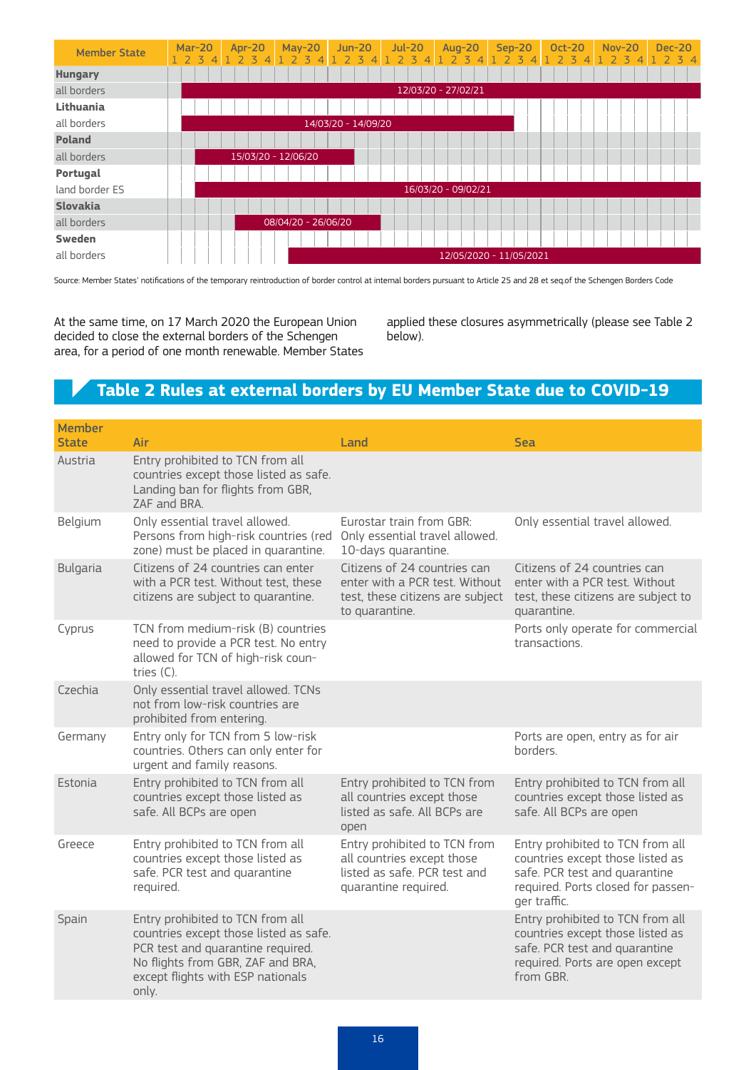| Member State | Mar-20 | Apr-20 | May-20 | Jun-20 | Jul-20 | Aug-20 | Sep-20 | Oct-20 | Nov-20 | Dec-20 |
|---|---|---|---|---|---|---|---|---|---|---|
| **Hungary** | | | | | | | | | | |
| all borders | 12/03/20 - 27/02/21 | | | | | | | | | |
| **Lithuania** | | | | | | | | | | |
| all borders | 14/03/20 - 14/09/20 | | | | | | | | | |
| **Poland** | | | | | | | | | | |
| all borders | 15/03/20 - 12/06/20 | | | | | | | | | |
| **Portugal** | | | | | | | | | | |
| land border ES | 16/03/20 - 09/02/21 | | | | | | | | | |
| **Slovakia** | | | | | | | | | | |
| all borders | | 08/04/20 - 26/06/20 | | | | | | | | |
| **Sweden** | | | | | | | | | | |
| all borders | | | 12/05/2020 - 11/05/2021 | | | | | | | |

Source: Member States' notifications of the temporary reintroduction of border control at internal borders pursuant to Article 25 and 28 et seq.of the Schengen Borders Code

At the same time, on 17 March 2020 the European Union decided to close the external borders of the Schengen area, for a period of one month renewable. Member States applied these closures asymmetrically (please see Table 2 below).

## Table 2 Rules at external borders by EU Member State due to COVID-19

| Member State | Air | Land | Sea |
|---|---|---|---|
| Austria | Entry prohibited to TCN from all countries except those listed as safe. Landing ban for flights from GBR, ZAF and BRA. | | |
| Belgium | Only essential travel allowed. Persons from high-risk countries (red zone) must be placed in quarantine. | Eurostar train from GBR: Only essential travel allowed. 10-days quarantine. | Only essential travel allowed. |
| Bulgaria | Citizens of 24 countries can enter with a PCR test. Without test, these citizens are subject to quarantine. | Citizens of 24 countries can enter with a PCR test. Without test, these citizens are subject to quarantine. | Citizens of 24 countries can enter with a PCR test. Without test, these citizens are subject to quarantine. |
| Cyprus | TCN from medium-risk (B) countries need to provide a PCR test. No entry allowed for TCN of high-risk countries (C). | | Ports only operate for commercial transactions. |
| Czechia | Only essential travel allowed. TCNs not from low-risk countries are prohibited from entering. | | |
| Germany | Entry only for TCN from 5 low-risk countries. Others can only enter for urgent and family reasons. | | Ports are open, entry as for air borders. |
| Estonia | Entry prohibited to TCN from all countries except those listed as safe. All BCPs are open | Entry prohibited to TCN from all countries except those listed as safe. All BCPs are open | Entry prohibited to TCN from all countries except those listed as safe. All BCPs are open |
| Greece | Entry prohibited to TCN from all countries except those listed as safe. PCR test and quarantine required. | Entry prohibited to TCN from all countries except those listed as safe. PCR test and quarantine required. | Entry prohibited to TCN from all countries except those listed as safe. PCR test and quarantine required. Ports closed for passenger traffic. |
| Spain | Entry prohibited to TCN from all countries except those listed as safe. PCR test and quarantine required. No flights from GBR, ZAF and BRA, except flights with ESP nationals only. | | Entry prohibited to TCN from all countries except those listed as safe. PCR test and quarantine required. Ports are open except from GBR. |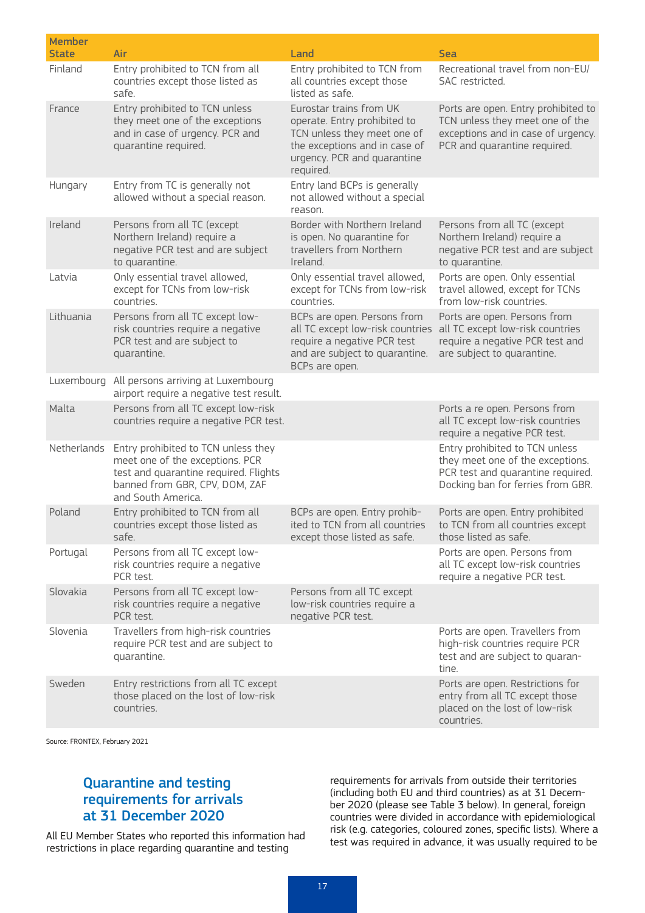| Member State | Air | Land | Sea |
|---|---|---|---|
| Finland | Entry prohibited to TCN from all countries except those listed as safe. | Entry prohibited to TCN from all countries except those listed as safe. | Recreational travel from non-EU/SAC restricted. |
| France | Entry prohibited to TCN unless they meet one of the exceptions and in case of urgency. PCR and quarantine required. | Eurostar trains from UK operate. Entry prohibited to TCN unless they meet one of the exceptions and in case of urgency. PCR and quarantine required. | Ports are open. Entry prohibited to TCN unless they meet one of the exceptions and in case of urgency. PCR and quarantine required. |
| Hungary | Entry from TC is generally not allowed without a special reason. | Entry land BCPs is generally not allowed without a special reason. | |
| Ireland | Persons from all TC (except Northern Ireland) require a negative PCR test and are subject to quarantine. | Border with Northern Ireland is open. No quarantine for travellers from Northern Ireland. | Persons from all TC (except Northern Ireland) require a negative PCR test and are subject to quarantine. |
| Latvia | Only essential travel allowed, except for TCNs from low-risk countries. | Only essential travel allowed, except for TCNs from low-risk countries. | Ports are open. Only essential travel allowed, except for TCNs from low-risk countries. |
| Lithuania | Persons from all TC except low-risk countries require a negative PCR test and are subject to quarantine. | BCPs are open. Persons from all TC except low-risk countries require a negative PCR test and are subject to quarantine. BCPs are open. | Ports are open. Persons from all TC except low-risk countries require a negative PCR test and are subject to quarantine. |
| Luxembourg | All persons arriving at Luxembourg airport require a negative test result. | | |
| Malta | Persons from all TC except low-risk countries require a negative PCR test. | | Ports a re open. Persons from all TC except low-risk countries require a negative PCR test. |
| Netherlands | Entry prohibited to TCN unless they meet one of the exceptions. PCR test and quarantine required. Flights banned from GBR, CPV, DOM, ZAF and South America. | | Entry prohibited to TCN unless they meet one of the exceptions. PCR test and quarantine required. Docking ban for ferries from GBR. |
| Poland | Entry prohibited to TCN from all countries except those listed as safe. | BCPs are open. Entry prohibited to TCN from all countries except those listed as safe. | Ports are open. Entry prohibited to TCN from all countries except those listed as safe. |
| Portugal | Persons from all TC except low-risk countries require a negative PCR test. | | Ports are open. Persons from all TC except low-risk countries require a negative PCR test. |
| Slovakia | Persons from all TC except low-risk countries require a negative PCR test. | Persons from all TC except low-risk countries require a negative PCR test. | |
| Slovenia | Travellers from high-risk countries require PCR test and are subject to quarantine. | | Ports are open. Travellers from high-risk countries require PCR test and are subject to quarantine. |
| Sweden | Entry restrictions from all TC except those placed on the lost of low-risk countries. | | Ports are open. Restrictions for entry from all TC except those placed on the lost of low-risk countries. |

Source: FRONTEX, February 2021

## Quarantine and testing requirements for arrivals at 31 December 2020

All EU Member States who reported this information had restrictions in place regarding quarantine and testing requirements for arrivals from outside their territories (including both EU and third countries) as at 31 December 2020 (please see Table 3 below). In general, foreign countries were divided in accordance with epidemiological risk (e.g. categories, coloured zones, specific lists). Where a test was required in advance, it was usually required to be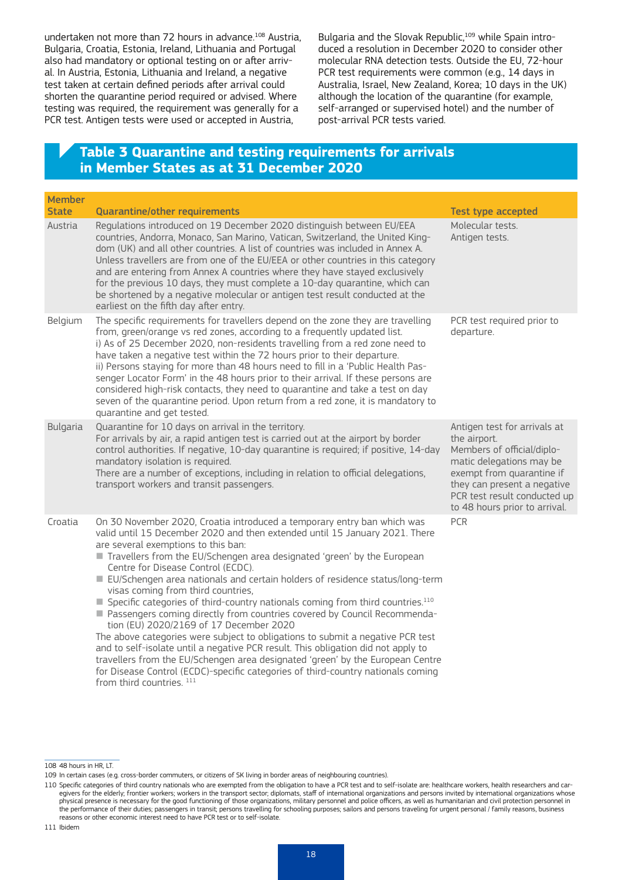undertaken not more than 72 hours in advance.[108] Austria, Bulgaria, Croatia, Estonia, Ireland, Lithuania and Portugal also had mandatory or optional testing on or after arrival. In Austria, Estonia, Lithuania and Ireland, a negative test taken at certain defined periods after arrival could shorten the quarantine period required or advised. Where testing was required, the requirement was generally for a PCR test. Antigen tests were used or accepted in Austria, Bulgaria and the Slovak Republic,[109] while Spain introduced a resolution in December 2020 to consider other molecular RNA detection tests. Outside the EU, 72-hour PCR test requirements were common (e.g., 14 days in Australia, Israel, New Zealand, Korea; 10 days in the UK) although the location of the quarantine (for example, self-arranged or supervised hotel) and the number of post-arrival PCR tests varied.

## Table 3 Quarantine and testing requirements for arrivals in Member States as at 31 December 2020

| Member State | Quarantine/other requirements | Test type accepted |
|---|---|---|
| Austria | Regulations introduced on 19 December 2020 distinguish between EU/EEA countries, Andorra, Monaco, San Marino, Vatican, Switzerland, the United Kingdom (UK) and all other countries. A list of countries was included in Annex A. Unless travellers are from one of the EU/EEA or other countries in this category and are entering from Annex A countries where they have stayed exclusively for the previous 10 days, they must complete a 10-day quarantine, which can be shortened by a negative molecular or antigen test result conducted at the earliest on the fifth day after entry. | Molecular tests.<br>Antigen tests. |
| Belgium | The specific requirements for travellers depend on the zone they are travelling from, green/orange vs red zones, according to a frequently updated list.<br>i) As of 25 December 2020, non-residents travelling from a red zone need to have taken a negative test within the 72 hours prior to their departure.<br>ii) Persons staying for more than 48 hours need to fill in a 'Public Health Passenger Locator Form' in the 48 hours prior to their arrival. If these persons are considered high-risk contacts, they need to quarantine and take a test on day seven of the quarantine period. Upon return from a red zone, it is mandatory to quarantine and get tested. | PCR test required prior to departure. |
| Bulgaria | Quarantine for 10 days on arrival in the territory.<br>For arrivals by air, a rapid antigen test is carried out at the airport by border control authorities. If negative, 10-day quarantine is required; if positive, 14-day mandatory isolation is required.<br>There are a number of exceptions, including in relation to official delegations, transport workers and transit passengers. | Antigen test for arrivals at the airport.<br>Members of official/diplomatic delegations may be exempt from quarantine if they can present a negative PCR test result conducted up to 48 hours prior to arrival. |
| Croatia | On 30 November 2020, Croatia introduced a temporary entry ban which was valid until 15 December 2020 and then extended until 15 January 2021. There are several exemptions to this ban:<br>■ Travellers from the EU/Schengen area designated 'green' by the European Centre for Disease Control (ECDC).<br>■ EU/Schengen area nationals and certain holders of residence status/long-term visas coming from third countries,<br>■ Specific categories of third-country nationals coming from third countries.[110]<br>■ Passengers coming directly from countries covered by Council Recommendation (EU) 2020/2169 of 17 December 2020<br>The above categories were subject to obligations to submit a negative PCR test and to self-isolate until a negative PCR result. This obligation did not apply to travellers from the EU/Schengen area designated 'green' by the European Centre for Disease Control (ECDC)-specific categories of third-country nationals coming from third countries. [111] | PCR |

108 48 hours in HR, LT.

109 In certain cases (e.g. cross-border commuters, or citizens of SK living in border areas of neighbouring countries).

110 Specific categories of third country nationals who are exempted from the obligation to have a PCR test and to self-isolate are: healthcare workers, health researchers and caregivers for the elderly; frontier workers; workers in the transport sector; diplomats, staff of international organizations and persons invited by international organizations whose physical presence is necessary for the good functioning of those organizations, military personnel and police officers, as well as humanitarian and civil protection personnel in the performance of their duties; passengers in transit; persons travelling for schooling purposes; sailors and persons traveling for urgent personal / family reasons, business reasons or other economic interest need to have PCR test or to self-isolate.

111 Ibidem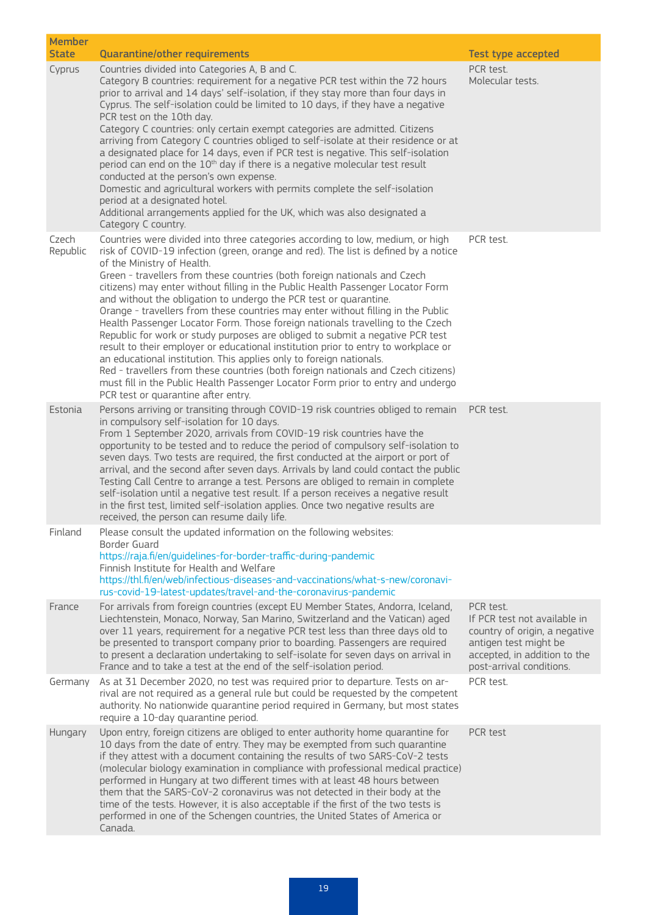| Member State | Quarantine/other requirements | Test type accepted |
|---|---|---|
| Cyprus | Countries divided into Categories A, B and C.<br>Category B countries: requirement for a negative PCR test within the 72 hours prior to arrival and 14 days' self-isolation, if they stay more than four days in Cyprus. The self-isolation could be limited to 10 days, if they have a negative PCR test on the 10th day.<br>Category C countries: only certain exempt categories are admitted. Citizens arriving from Category C countries obliged to self-isolate at their residence or at a designated place for 14 days, even if PCR test is negative. This self-isolation period can end on the 10th day if there is a negative molecular test result conducted at the person's own expense.<br>Domestic and agricultural workers with permits complete the self-isolation period at a designated hotel.<br>Additional arrangements applied for the UK, which was also designated a Category C country. | PCR test.<br>Molecular tests. |
| Czech Republic | Countries were divided into three categories according to low, medium, or high risk of COVID-19 infection (green, orange and red). The list is defined by a notice of the Ministry of Health.<br>Green - travellers from these countries (both foreign nationals and Czech citizens) may enter without filling in the Public Health Passenger Locator Form and without the obligation to undergo the PCR test or quarantine.<br>Orange - travellers from these countries may enter without filling in the Public Health Passenger Locator Form. Those foreign nationals travelling to the Czech Republic for work or study purposes are obliged to submit a negative PCR test result to their employer or educational institution prior to entry to workplace or an educational institution. This applies only to foreign nationals.<br>Red - travellers from these countries (both foreign nationals and Czech citizens) must fill in the Public Health Passenger Locator Form prior to entry and undergo PCR test or quarantine after entry. | PCR test. |
| Estonia | Persons arriving or transiting through COVID-19 risk countries obliged to remain in compulsory self-isolation for 10 days.<br>From 1 September 2020, arrivals from COVID-19 risk countries have the opportunity to be tested and to reduce the period of compulsory self-isolation to seven days. Two tests are required, the first conducted at the airport or port of arrival, and the second after seven days. Arrivals by land could contact the public Testing Call Centre to arrange a test. Persons are obliged to remain in complete self-isolation until a negative test result. If a person receives a negative result in the first test, limited self-isolation applies. Once two negative results are received, the person can resume daily life. | PCR test. |
| Finland | Please consult the updated information on the following websites:<br>Border Guard<br>https://raja.fi/en/guidelines-for-border-traffic-during-pandemic<br>Finnish Institute for Health and Welfare<br>https://thl.fi/en/web/infectious-diseases-and-vaccinations/what-s-new/coronavirus-covid-19-latest-updates/travel-and-the-coronavirus-pandemic | |
| France | For arrivals from foreign countries (except EU Member States, Andorra, Iceland, Liechtenstein, Monaco, Norway, San Marino, Switzerland and the Vatican) aged over 11 years, requirement for a negative PCR test less than three days old to be presented to transport company prior to boarding. Passengers are required to present a declaration undertaking to self-isolate for seven days on arrival in France and to take a test at the end of the self-isolation period. | PCR test.<br>If PCR test not available in country of origin, a negative antigen test might be accepted, in addition to the post-arrival conditions. |
| Germany | As at 31 December 2020, no test was required prior to departure. Tests on arrival are not required as a general rule but could be requested by the competent authority. No nationwide quarantine period required in Germany, but most states require a 10-day quarantine period. | PCR test. |
| Hungary | Upon entry, foreign citizens are obliged to enter authority home quarantine for 10 days from the date of entry. They may be exempted from such quarantine if they attest with a document containing the results of two SARS-CoV-2 tests (molecular biology examination in compliance with professional medical practice) performed in Hungary at two different times with at least 48 hours between them that the SARS-CoV-2 coronavirus was not detected in their body at the time of the tests. However, it is also acceptable if the first of the two tests is performed in one of the Schengen countries, the United States of America or Canada. | PCR test |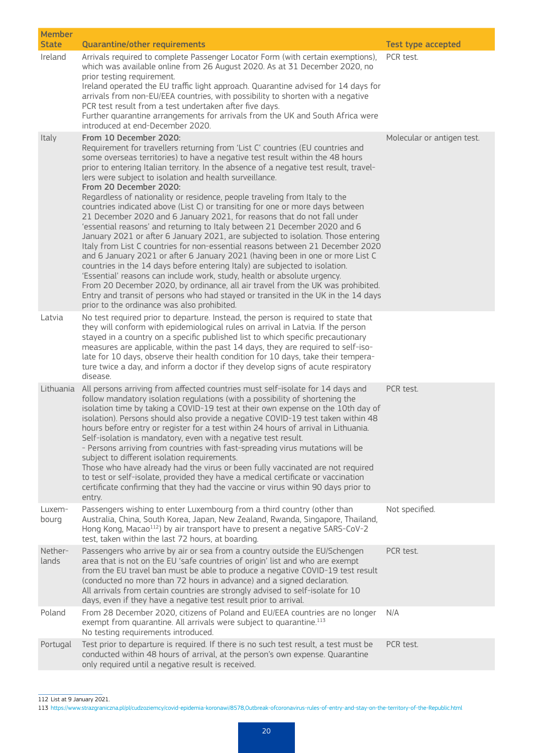| Member State | Quarantine/other requirements | Test type accepted |
|---|---|---|
| Ireland | Arrivals required to complete Passenger Locator Form (with certain exemptions), which was available online from 26 August 2020. As at 31 December 2020, no prior testing requirement.<br>Ireland operated the EU traffic light approach. Quarantine advised for 14 days for arrivals from non-EU/EEA countries, with possibility to shorten with a negative PCR test result from a test undertaken after five days.<br>Further quarantine arrangements for arrivals from the UK and South Africa were introduced at end-December 2020. | PCR test. |
| Italy | **From 10 December 2020:**<br>Requirement for travellers returning from 'List C' countries (EU countries and some overseas territories) to have a negative test result within the 48 hours prior to entering Italian territory. In the absence of a negative test result, travellers were subject to isolation and health surveillance.<br>**From 20 December 2020:**<br>Regardless of nationality or residence, people traveling from Italy to the countries indicated above (List C) or transiting for one or more days between 21 December 2020 and 6 January 2021, for reasons that do not fall under 'essential reasons' and returning to Italy between 21 December 2020 and 6 January 2021 or after 6 January 2021, are subjected to isolation. Those entering Italy from List C countries for non-essential reasons between 21 December 2020 and 6 January 2021 or after 6 January 2021 (having been in one or more List C countries in the 14 days before entering Italy) are subjected to isolation.<br>'Essential' reasons can include work, study, health or absolute urgency.<br>From 20 December 2020, by ordinance, all air travel from the UK was prohibited. Entry and transit of persons who had stayed or transited in the UK in the 14 days prior to the ordinance was also prohibited. | Molecular or antigen test. |
| Latvia | No test required prior to departure. Instead, the person is required to state that they will conform with epidemiological rules on arrival in Latvia. If the person stayed in a country on a specific published list to which specific precautionary measures are applicable, within the past 14 days, they are required to self-isolate for 10 days, observe their health condition for 10 days, take their temperature twice a day, and inform a doctor if they develop signs of acute respiratory disease. | |
| Lithuania | All persons arriving from affected countries must self-isolate for 14 days and follow mandatory isolation regulations (with a possibility of shortening the isolation time by taking a COVID-19 test at their own expense on the 10th day of isolation). Persons should also provide a negative COVID-19 test taken within 48 hours before entry or register for a test within 24 hours of arrival in Lithuania. Self-isolation is mandatory, even with a negative test result.<br>- Persons arriving from countries with fast-spreading virus mutations will be subject to different isolation requirements.<br>Those who have already had the virus or been fully vaccinated are not required to test or self-isolate, provided they have a medical certificate or vaccination certificate confirming that they had the vaccine or virus within 90 days prior to entry. | PCR test. |
| Luxembourg | Passengers wishing to enter Luxembourg from a third country (other than Australia, China, South Korea, Japan, New Zealand, Rwanda, Singapore, Thailand, Hong Kong, Macao[112]) by air transport have to present a negative SARS-CoV-2 test, taken within the last 72 hours, at boarding. | Not specified. |
| Netherlands | Passengers who arrive by air or sea from a country outside the EU/Schengen area that is not on the EU 'safe countries of origin' list and who are exempt from the EU travel ban must be able to produce a negative COVID-19 test result (conducted no more than 72 hours in advance) and a signed declaration.<br>All arrivals from certain countries are strongly advised to self-isolate for 10 days, even if they have a negative test result prior to arrival. | PCR test. |
| Poland | From 28 December 2020, citizens of Poland and EU/EEA countries are no longer exempt from quarantine. All arrivals were subject to quarantine.[113]<br>No testing requirements introduced. | N/A |
| Portugal | Test prior to departure is required. If there is no such test result, a test must be conducted within 48 hours of arrival, at the person's own expense. Quarantine only required until a negative result is received. | PCR test. |

112 List at 9 January 2021.

113 https://www.strazgraniczna.pl/pl/cudzoziemcy/covid-epidemia-koronawi/8578,Outbreak-ofcoronavirus-rules-of-entry-and-stay-on-the-territory-of-the-Republic.html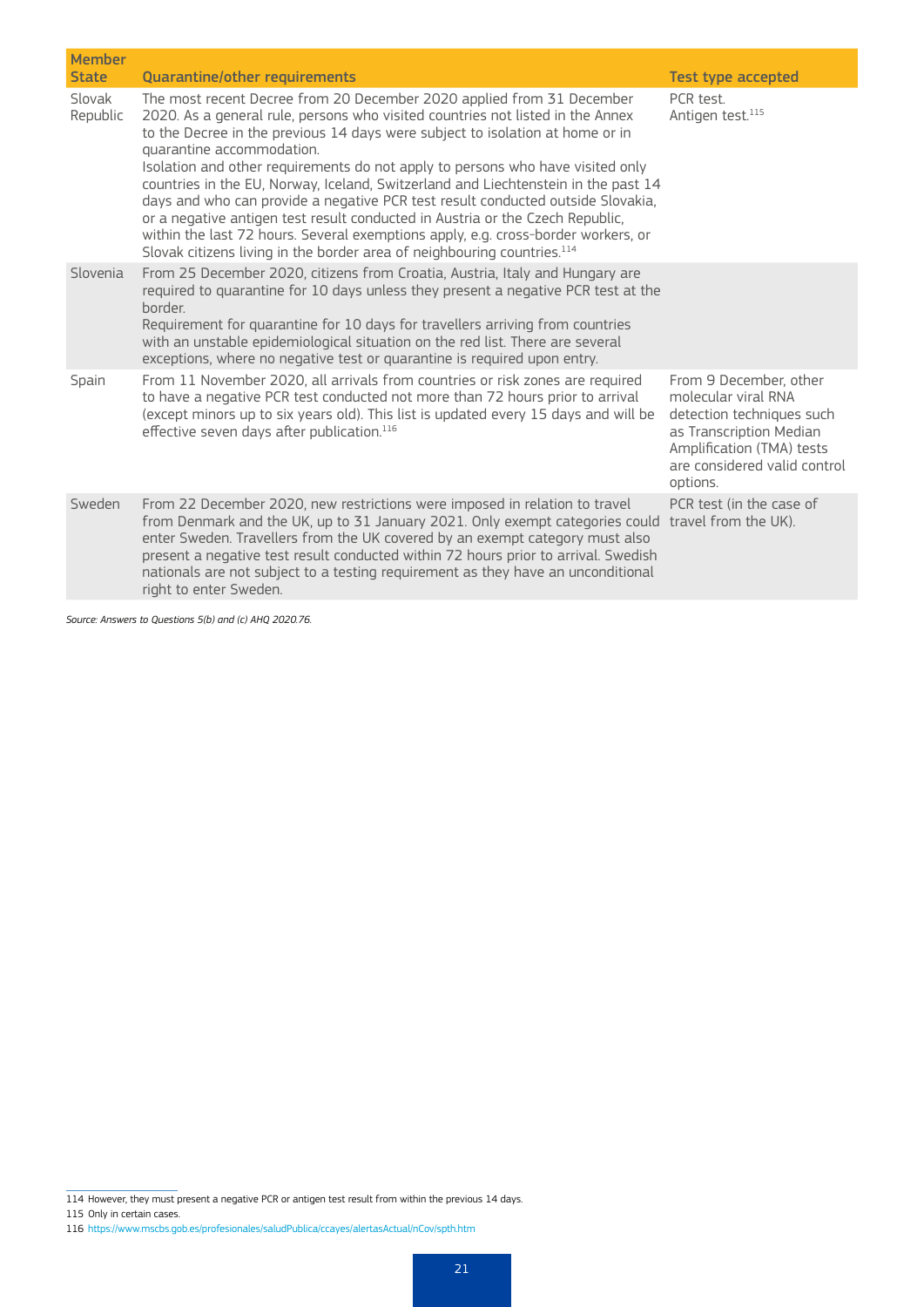| Member State | Quarantine/other requirements | Test type accepted |
|---|---|---|
| Slovak Republic | The most recent Decree from 20 December 2020 applied from 31 December 2020. As a general rule, persons who visited countries not listed in the Annex to the Decree in the previous 14 days were subject to isolation at home or in quarantine accommodation.<br>Isolation and other requirements do not apply to persons who have visited only countries in the EU, Norway, Iceland, Switzerland and Liechtenstein in the past 14 days and who can provide a negative PCR test result conducted outside Slovakia, or a negative antigen test result conducted in Austria or the Czech Republic, within the last 72 hours. Several exemptions apply, e.g. cross-border workers, or Slovak citizens living in the border area of neighbouring countries.[114] | PCR test.<br>Antigen test.[115] |
| Slovenia | From 25 December 2020, citizens from Croatia, Austria, Italy and Hungary are required to quarantine for 10 days unless they present a negative PCR test at the border.<br>Requirement for quarantine for 10 days for travellers arriving from countries with an unstable epidemiological situation on the red list. There are several exceptions, where no negative test or quarantine is required upon entry. | |
| Spain | From 11 November 2020, all arrivals from countries or risk zones are required to have a negative PCR test conducted not more than 72 hours prior to arrival (except minors up to six years old). This list is updated every 15 days and will be effective seven days after publication.[116] | From 9 December, other molecular viral RNA detection techniques such as Transcription Median Amplification (TMA) tests are considered valid control options. |
| Sweden | From 22 December 2020, new restrictions were imposed in relation to travel from Denmark and the UK, up to 31 January 2021. Only exempt categories could enter Sweden. Travellers from the UK covered by an exempt category must also present a negative test result conducted within 72 hours prior to arrival. Swedish nationals are not subject to a testing requirement as they have an unconditional right to enter Sweden. | PCR test (in the case of travel from the UK). |

*Source: Answers to Questions 5(b) and (c) AHQ 2020.76.*

114 However, they must present a negative PCR or antigen test result from within the previous 14 days.

115 Only in certain cases.

116 https://www.mscbs.gob.es/profesionales/saludPublica/ccayes/alertasActual/nCov/spth.htm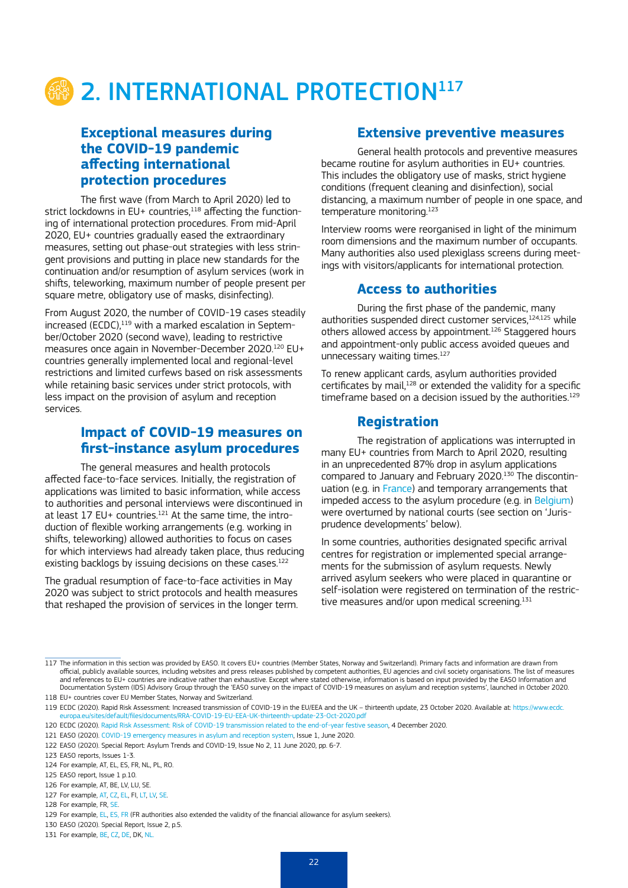# 2. INTERNATIONAL PROTECTION[117]

## Exceptional measures during the COVID-19 pandemic affecting international protection procedures

The first wave (from March to April 2020) led to strict lockdowns in EU+ countries,[118] affecting the functioning of international protection procedures. From mid-April 2020, EU+ countries gradually eased the extraordinary measures, setting out phase-out strategies with less stringent provisions and putting in place new standards for the continuation and/or resumption of asylum services (work in shifts, teleworking, maximum number of people present per square metre, obligatory use of masks, disinfecting).

From August 2020, the number of COVID-19 cases steadily increased (ECDC),[119] with a marked escalation in September/October 2020 (second wave), leading to restrictive measures once again in November-December 2020.[120] EU+ countries generally implemented local and regional-level restrictions and limited curfews based on risk assessments while retaining basic services under strict protocols, with less impact on the provision of asylum and reception services.

### Impact of COVID-19 measures on first-instance asylum procedures

The general measures and health protocols affected face-to-face services. Initially, the registration of applications was limited to basic information, while access to authorities and personal interviews were discontinued in at least 17 EU+ countries.[121] At the same time, the introduction of flexible working arrangements (e.g. working in shifts, teleworking) allowed authorities to focus on cases for which interviews had already taken place, thus reducing existing backlogs by issuing decisions on these cases.[122]

The gradual resumption of face-to-face activities in May 2020 was subject to strict protocols and health measures that reshaped the provision of services in the longer term.

### Extensive preventive measures

General health protocols and preventive measures became routine for asylum authorities in EU+ countries. This includes the obligatory use of masks, strict hygiene conditions (frequent cleaning and disinfection), social distancing, a maximum number of people in one space, and temperature monitoring.[123]

Interview rooms were reorganised in light of the minimum room dimensions and the maximum number of occupants. Many authorities also used plexiglass screens during meetings with visitors/applicants for international protection.

### Access to authorities

During the first phase of the pandemic, many authorities suspended direct customer services,[124,125] while others allowed access by appointment.[126] Staggered hours and appointment-only public access avoided queues and unnecessary waiting times.[127]

To renew applicant cards, asylum authorities provided certificates by mail,[128] or extended the validity for a specific timeframe based on a decision issued by the authorities.[129]

### Registration

The registration of applications was interrupted in many EU+ countries from March to April 2020, resulting in an unprecedented 87% drop in asylum applications compared to January and February 2020.[130] The discontinuation (e.g. in France) and temporary arrangements that impeded access to the asylum procedure (e.g. in Belgium) were overturned by national courts (see section on 'Jurisprudence developments' below).

In some countries, authorities designated specific arrival centres for registration or implemented special arrangements for the submission of asylum requests. Newly arrived asylum seekers who were placed in quarantine or self-isolation were registered on termination of the restrictive measures and/or upon medical screening.[131]

---

117 The information in this section was provided by EASO. It covers EU+ countries (Member States, Norway and Switzerland). Primary facts and information are drawn from official, publicly available sources, including websites and press releases published by competent authorities, EU agencies and civil society organisations. The list of measures and references to EU+ countries are indicative rather than exhaustive. Except where stated otherwise, information is based on input provided by the EASO Information and Documentation System (IDS) Advisory Group through the 'EASO survey on the impact of COVID-19 measures on asylum and reception systems', launched in October 2020.

118 EU+ countries cover EU Member States, Norway and Switzerland.

119 ECDC (2020). Rapid Risk Assessment: Increased transmission of COVID-19 in the EU/EEA and the UK – thirteenth update, 23 October 2020. Available at: https://www.ecdc.europa.eu/sites/default/files/documents/RRA-COVID-19-EU-EEA-UK-thirteenth-update-23-Oct-2020.pdf

120 ECDC (2020). Rapid Risk Assessment: Risk of COVID-19 transmission related to the end-of-year festive season, 4 December 2020.

121 EASO (2020). COVID-19 emergency measures in asylum and reception system, Issue 1, June 2020.

122 EASO (2020). Special Report: Asylum Trends and COVID-19, Issue No 2, 11 June 2020, pp. 6-7.

123 EASO reports, Issues 1-3.

124 For example, AT, EL, ES, FR, NL, PL, RO.

125 EASO report, Issue 1 p.10.

126 For example, AT, BE, LV, LU, SE.

127 For example, AT, CZ, EL, FI, LT, LV, SE.

128 For example, FR, SE.

129 For example, EL, ES, FR (FR authorities also extended the validity of the financial allowance for asylum seekers).

130 EASO (2020). Special Report, Issue 2, p.5.

131 For example, BE, CZ, DE, DK, NL.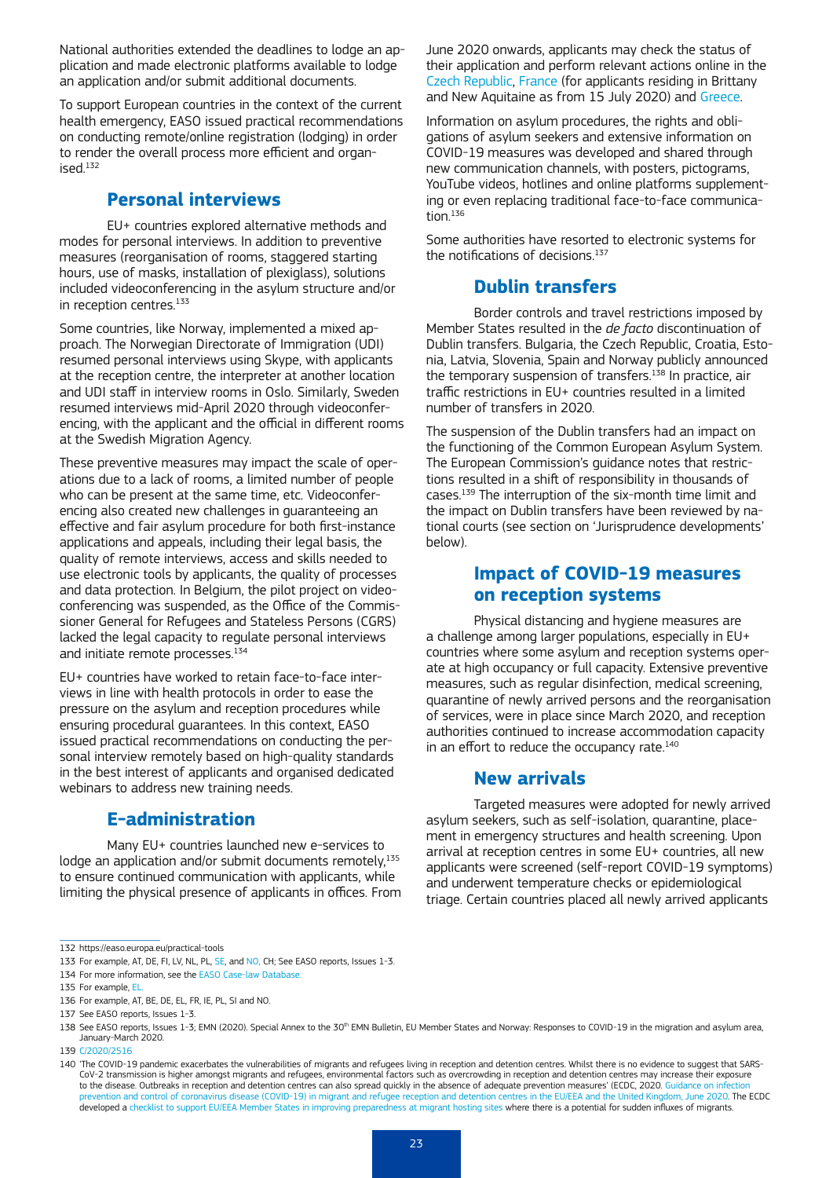National authorities extended the deadlines to lodge an application and made electronic platforms available to lodge an application and/or submit additional documents.

To support European countries in the context of the current health emergency, EASO issued practical recommendations on conducting remote/online registration (lodging) in order to render the overall process more efficient and organised.[132]

## Personal interviews

EU+ countries explored alternative methods and modes for personal interviews. In addition to preventive measures (reorganisation of rooms, staggered starting hours, use of masks, installation of plexiglass), solutions included videoconferencing in the asylum structure and/or in reception centres.[133]

Some countries, like Norway, implemented a mixed approach. The Norwegian Directorate of Immigration (UDI) resumed personal interviews using Skype, with applicants at the reception centre, the interpreter at another location and UDI staff in interview rooms in Oslo. Similarly, Sweden resumed interviews mid-April 2020 through videoconferencing, with the applicant and the official in different rooms at the Swedish Migration Agency.

These preventive measures may impact the scale of operations due to a lack of rooms, a limited number of people who can be present at the same time, etc. Videoconferencing also created new challenges in guaranteeing an effective and fair asylum procedure for both first-instance applications and appeals, including their legal basis, the quality of remote interviews, access and skills needed to use electronic tools by applicants, the quality of processes and data protection. In Belgium, the pilot project on videoconferencing was suspended, as the Office of the Commissioner General for Refugees and Stateless Persons (CGRS) lacked the legal capacity to regulate personal interviews and initiate remote processes.[134]

EU+ countries have worked to retain face-to-face interviews in line with health protocols in order to ease the pressure on the asylum and reception procedures while ensuring procedural guarantees. In this context, EASO issued practical recommendations on conducting the personal interview remotely based on high-quality standards in the best interest of applicants and organised dedicated webinars to address new training needs.

## E-administration

Many EU+ countries launched new e-services to lodge an application and/or submit documents remotely,[135] to ensure continued communication with applicants, while limiting the physical presence of applicants in offices. From June 2020 onwards, applicants may check the status of their application and perform relevant actions online in the Czech Republic, France (for applicants residing in Brittany and New Aquitaine as from 15 July 2020) and Greece.

Information on asylum procedures, the rights and obligations of asylum seekers and extensive information on COVID-19 measures was developed and shared through new communication channels, with posters, pictograms, YouTube videos, hotlines and online platforms supplementing or even replacing traditional face-to-face communication.[136]

Some authorities have resorted to electronic systems for the notifications of decisions.[137]

## Dublin transfers

Border controls and travel restrictions imposed by Member States resulted in the *de facto* discontinuation of Dublin transfers. Bulgaria, the Czech Republic, Croatia, Estonia, Latvia, Slovenia, Spain and Norway publicly announced the temporary suspension of transfers.[138] In practice, air traffic restrictions in EU+ countries resulted in a limited number of transfers in 2020.

The suspension of the Dublin transfers had an impact on the functioning of the Common European Asylum System. The European Commission's guidance notes that restrictions resulted in a shift of responsibility in thousands of cases.[139] The interruption of the six-month time limit and the impact on Dublin transfers have been reviewed by national courts (see section on 'Jurisprudence developments' below).

## Impact of COVID-19 measures on reception systems

Physical distancing and hygiene measures are a challenge among larger populations, especially in EU+ countries where some asylum and reception systems operate at high occupancy or full capacity. Extensive preventive measures, such as regular disinfection, medical screening, quarantine of newly arrived persons and the reorganisation of services, were in place since March 2020, and reception authorities continued to increase accommodation capacity in an effort to reduce the occupancy rate.[140]

## New arrivals

Targeted measures were adopted for newly arrived asylum seekers, such as self-isolation, quarantine, placement in emergency structures and health screening. Upon arrival at reception centres in some EU+ countries, all new applicants were screened (self-report COVID-19 symptoms) and underwent temperature checks or epidemiological triage. Certain countries placed all newly arrived applicants

---

132 https://easo.europa.eu/practical-tools

133 For example, AT, DE, FI, LV, NL, PL, SE, and NO, CH; See EASO reports, Issues 1-3.

134 For more information, see the EASO Case-law Database.

135 For example, EL.

136 For example, AT, BE, DE, EL, FR, IE, PL, SI and NO.

137 See EASO reports, Issues 1-3.

138 See EASO reports, Issues 1-3; EMN (2020). Special Annex to the 30th EMN Bulletin, EU Member States and Norway: Responses to COVID-19 in the migration and asylum area, January-March 2020.

139 C/2020/2516

140 'The COVID-19 pandemic exacerbates the vulnerabilities of migrants and refugees living in reception and detention centres. Whilst there is no evidence to suggest that SARS-CoV-2 transmission is higher amongst migrants and refugees, environmental factors such as overcrowding in reception and detention centres may increase their exposure to the disease. Outbreaks in reception and detention centres can also spread quickly in the absence of adequate prevention measures' (ECDC, 2020. Guidance on infection prevention and control of coronavirus disease (COVID-19) in migrant and refugee reception and detention centres in the EU/EEA and the United Kingdom, June 2020. The ECDC developed a checklist to support EU/EEA Member States in improving preparedness at migrant hosting sites where there is a potential for sudden influxes of migrants.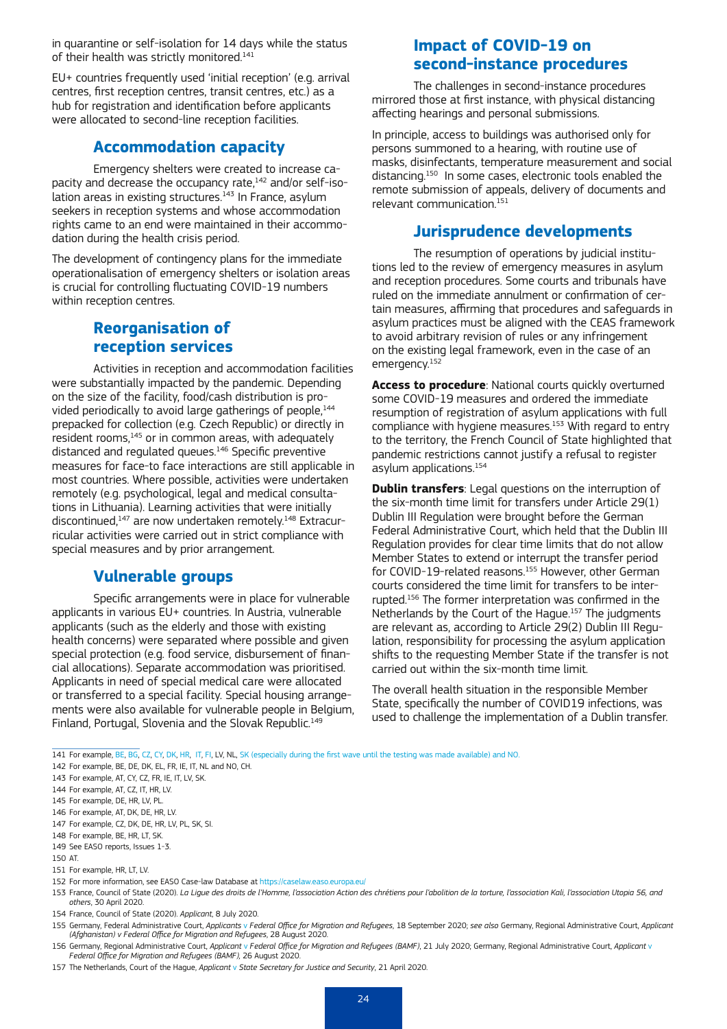in quarantine or self-isolation for 14 days while the status of their health was strictly monitored.[141]

EU+ countries frequently used 'initial reception' (e.g. arrival centres, first reception centres, transit centres, etc.) as a hub for registration and identification before applicants were allocated to second-line reception facilities.

### Accommodation capacity

Emergency shelters were created to increase capacity and decrease the occupancy rate,[142] and/or self-isolation areas in existing structures.[143] In France, asylum seekers in reception systems and whose accommodation rights came to an end were maintained in their accommodation during the health crisis period.

The development of contingency plans for the immediate operationalisation of emergency shelters or isolation areas is crucial for controlling fluctuating COVID-19 numbers within reception centres.

### Reorganisation of reception services

Activities in reception and accommodation facilities were substantially impacted by the pandemic. Depending on the size of the facility, food/cash distribution is provided periodically to avoid large gatherings of people,[144] prepacked for collection (e.g. Czech Republic) or directly in resident rooms,[145] or in common areas, with adequately distanced and regulated queues.[146] Specific preventive measures for face-to face interactions are still applicable in most countries. Where possible, activities were undertaken remotely (e.g. psychological, legal and medical consultations in Lithuania). Learning activities that were initially discontinued,[147] are now undertaken remotely.[148] Extracurricular activities were carried out in strict compliance with special measures and by prior arrangement.

### Vulnerable groups

Specific arrangements were in place for vulnerable applicants in various EU+ countries. In Austria, vulnerable applicants (such as the elderly and those with existing health concerns) were separated where possible and given special protection (e.g. food service, disbursement of financial allocations). Separate accommodation was prioritised. Applicants in need of special medical care were allocated or transferred to a special facility. Special housing arrangements were also available for vulnerable people in Belgium, Finland, Portugal, Slovenia and the Slovak Republic.[149]

## Impact of COVID-19 on second-instance procedures

The challenges in second-instance procedures mirrored those at first instance, with physical distancing affecting hearings and personal submissions.

In principle, access to buildings was authorised only for persons summoned to a hearing, with routine use of masks, disinfectants, temperature measurement and social distancing.[150] In some cases, electronic tools enabled the remote submission of appeals, delivery of documents and relevant communication.[151]

### Jurisprudence developments

The resumption of operations by judicial institutions led to the review of emergency measures in asylum and reception procedures. Some courts and tribunals have ruled on the immediate annulment or confirmation of certain measures, affirming that procedures and safeguards in asylum practices must be aligned with the CEAS framework to avoid arbitrary revision of rules or any infringement on the existing legal framework, even in the case of an emergency.[152]

**Access to procedure**: National courts quickly overturned some COVID-19 measures and ordered the immediate resumption of registration of asylum applications with full compliance with hygiene measures.[153] With regard to entry to the territory, the French Council of State highlighted that pandemic restrictions cannot justify a refusal to register asylum applications.[154]

**Dublin transfers**: Legal questions on the interruption of the six-month time limit for transfers under Article 29(1) Dublin III Regulation were brought before the German Federal Administrative Court, which held that the Dublin III Regulation provides for clear time limits that do not allow Member States to extend or interrupt the transfer period for COVID-19-related reasons.[155] However, other German courts considered the time limit for transfers to be interrupted.[156] The former interpretation was confirmed in the Netherlands by the Court of the Hague.[157] The judgments are relevant as, according to Article 29(2) Dublin III Regulation, responsibility for processing the asylum application shifts to the requesting Member State if the transfer is not carried out within the six-month time limit.

The overall health situation in the responsible Member State, specifically the number of COVID19 infections, was used to challenge the implementation of a Dublin transfer.

---

141 For example, BE, BG, CZ, CY, DK, HR, IT, FI, LV, NL, SK (especially during the first wave until the testing was made available) and NO.

142 For example, BE, DE, DK, EL, FR, IE, IT, NL and NO, CH.

143 For example, AT, CY, CZ, FR, IE, IT, LV, SK.

144 For example, AT, CZ, IT, HR, LV.

145 For example, DE, HR, LV, PL.

146 For example, AT, DK, DE, HR, LV.

147 For example, CZ, DK, DE, HR, LV, PL, SK, SI.

148 For example, BE, HR, LT, SK.

149 See EASO reports, Issues 1-3.

150 AT.

151 For example, HR, LT, LV.

152 For more information, see EASO Case-law Database at https://caselaw.easo.europa.eu/

153 France, Council of State (2020). *La Ligue des droits de l'Homme, l'association Action des chrétiens pour l'abolition de la torture, l'association Kali, l'association Utopia 56, and others*, 30 April 2020.

154 France, Council of State (2020). *Applicant*, 8 July 2020.

155 Germany, Federal Administrative Court, *Applicants v Federal Office for Migration and Refugees*, 18 September 2020; *see also* Germany, Regional Administrative Court, *Applicant (Afghanistan) v Federal Office for Migration and Refugees*, 28 August 2020.

156 Germany, Regional Administrative Court, *Applicant v Federal Office for Migration and Refugees (BAMF)*, 21 July 2020; Germany, Regional Administrative Court, *Applicant v Federal Office for Migration and Refugees (BAMF)*, 26 August 2020.

157 The Netherlands, Court of the Hague, *Applicant v State Secretary for Justice and Security*, 21 April 2020.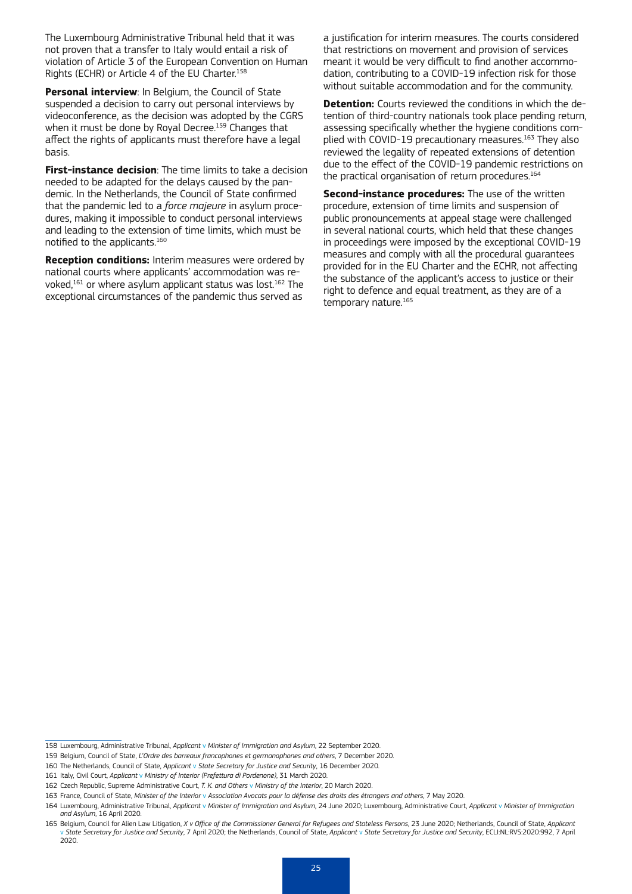The Luxembourg Administrative Tribunal held that it was not proven that a transfer to Italy would entail a risk of violation of Article 3 of the European Convention on Human Rights (ECHR) or Article 4 of the EU Charter.[158]

**Personal interview**: In Belgium, the Council of State suspended a decision to carry out personal interviews by videoconference, as the decision was adopted by the CGRS when it must be done by Royal Decree.[159] Changes that affect the rights of applicants must therefore have a legal basis.

**First-instance decision**: The time limits to take a decision needed to be adapted for the delays caused by the pandemic. In the Netherlands, the Council of State confirmed that the pandemic led to a *force majeure* in asylum procedures, making it impossible to conduct personal interviews and leading to the extension of time limits, which must be notified to the applicants.[160]

**Reception conditions:** Interim measures were ordered by national courts where applicants' accommodation was revoked,[161] or where asylum applicant status was lost.[162] The exceptional circumstances of the pandemic thus served as a justification for interim measures. The courts considered that restrictions on movement and provision of services meant it would be very difficult to find another accommodation, contributing to a COVID-19 infection risk for those without suitable accommodation and for the community.

**Detention:** Courts reviewed the conditions in which the detention of third-country nationals took place pending return, assessing specifically whether the hygiene conditions complied with COVID-19 precautionary measures.[163] They also reviewed the legality of repeated extensions of detention due to the effect of the COVID-19 pandemic restrictions on the practical organisation of return procedures.[164]

**Second-instance procedures:** The use of the written procedure, extension of time limits and suspension of public pronouncements at appeal stage were challenged in several national courts, which held that these changes in proceedings were imposed by the exceptional COVID-19 measures and comply with all the procedural guarantees provided for in the EU Charter and the ECHR, not affecting the substance of the applicant's access to justice or their right to defence and equal treatment, as they are of a temporary nature.[165]

---

158 Luxembourg, Administrative Tribunal, *Applicant* v *Minister of Immigration and Asylum*, 22 September 2020.

159 Belgium, Council of State, *L'Ordre des barreaux francophones et germanophones and others*, 7 December 2020.

160 The Netherlands, Council of State, *Applicant* v *State Secretary for Justice and Security*, 16 December 2020.

161 Italy, Civil Court, *Applicant* v *Ministry of Interior (Prefettura di Pordenone)*, 31 March 2020.

162 Czech Republic, Supreme Administrative Court, *T. K. and Others* v *Ministry of the Interior*, 20 March 2020.

163 France, Council of State, *Minister of the Interior* v *Association Avocats pour la défense des droits des étrangers and others*, 7 May 2020.

164 Luxembourg, Administrative Tribunal, *Applicant* v *Minister of Immigration and Asylum*, 24 June 2020; Luxembourg, Administrative Court, *Applicant* v *Minister of Immigration and Asylum*, 16 April 2020.

165 Belgium, Council for Alien Law Litigation, *X v Office of the Commissioner General for Refugees and Stateless Persons*, 23 June 2020; Netherlands, Council of State, *Applicant* v *State Secretary for Justice and Security*, 7 April 2020; the Netherlands, Council of State, *Applicant* v *State Secretary for Justice and Security*, ECLI:NL:RVS:2020:992, 7 April 2020.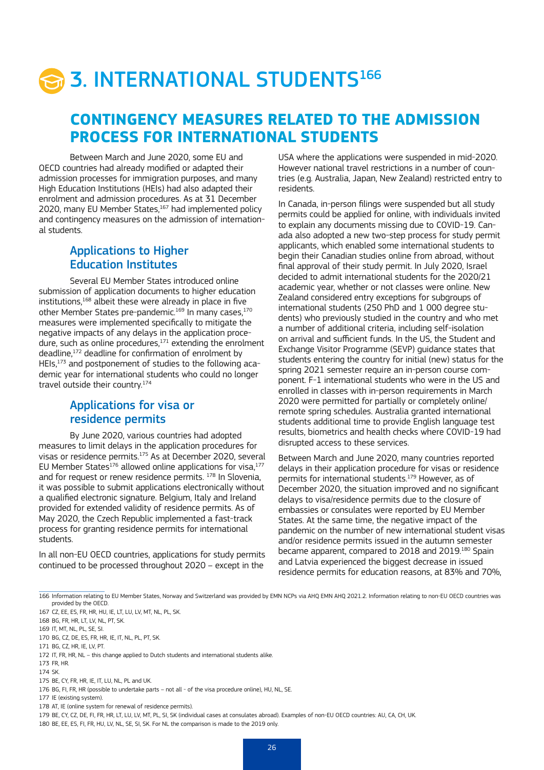# 3. INTERNATIONAL STUDENTS[166]

## CONTINGENCY MEASURES RELATED TO THE ADMISSION PROCESS FOR INTERNATIONAL STUDENTS

Between March and June 2020, some EU and OECD countries had already modified or adapted their admission processes for immigration purposes, and many High Education Institutions (HEIs) had also adapted their enrolment and admission procedures. As at 31 December 2020, many EU Member States,[167] had implemented policy and contingency measures on the admission of international students.

### Applications to Higher Education Institutes

Several EU Member States introduced online submission of application documents to higher education institutions,[168] albeit these were already in place in five other Member States pre-pandemic.[169] In many cases,[170] measures were implemented specifically to mitigate the negative impacts of any delays in the application procedure, such as online procedures,[171] extending the enrolment deadline,[172] deadline for confirmation of enrolment by HEIs,[173] and postponement of studies to the following academic year for international students who could no longer travel outside their country.[174]

### Applications for visa or residence permits

By June 2020, various countries had adopted measures to limit delays in the application procedures for visas or residence permits.[175] As at December 2020, several EU Member States[176] allowed online applications for visa,[177] and for request or renew residence permits. [178] In Slovenia, it was possible to submit applications electronically without a qualified electronic signature. Belgium, Italy and Ireland provided for extended validity of residence permits. As of May 2020, the Czech Republic implemented a fast-track process for granting residence permits for international students.

In all non-EU OECD countries, applications for study permits continued to be processed throughout 2020 – except in the USA where the applications were suspended in mid-2020. However national travel restrictions in a number of countries (e.g. Australia, Japan, New Zealand) restricted entry to residents.

In Canada, in-person filings were suspended but all study permits could be applied for online, with individuals invited to explain any documents missing due to COVID-19. Canada also adopted a new two-step process for study permit applicants, which enabled some international students to begin their Canadian studies online from abroad, without final approval of their study permit. In July 2020, Israel decided to admit international students for the 2020/21 academic year, whether or not classes were online. New Zealand considered entry exceptions for subgroups of international students (250 PhD and 1 000 degree students) who previously studied in the country and who met a number of additional criteria, including self-isolation on arrival and sufficient funds. In the US, the Student and Exchange Visitor Programme (SEVP) guidance states that students entering the country for initial (new) status for the spring 2021 semester require an in-person course component. F-1 international students who were in the US and enrolled in classes with in-person requirements in March 2020 were permitted for partially or completely online/ remote spring schedules. Australia granted international students additional time to provide English language test results, biometrics and health checks where COVID-19 had disrupted access to these services.

Between March and June 2020, many countries reported delays in their application procedure for visas or residence permits for international students.[179] However, as of December 2020, the situation improved and no significant delays to visa/residence permits due to the closure of embassies or consulates were reported by EU Member States. At the same time, the negative impact of the pandemic on the number of new international student visas and/or residence permits issued in the autumn semester became apparent, compared to 2018 and 2019.[180] Spain and Latvia experienced the biggest decrease in issued residence permits for education reasons, at 83% and 70%,

---

166 Information relating to EU Member States, Norway and Switzerland was provided by EMN NCPs via AHQ EMN AHQ 2021.2. Information relating to non-EU OECD countries was provided by the OECD.

167 CZ, EE, ES, FR, HR, HU, IE, LT, LU, LV, MT, NL, PL, SK.

168 BG, FR, HR, LT, LV, NL, PT, SK.

169 IT, MT, NL, PL, SE, SI.

170 BG, CZ, DE, ES, FR, HR, IE, IT, NL, PL, PT, SK.

171 BG, CZ, HR, IE, LV, PT.

172 IT, FR, HR, NL – this change applied to Dutch students and international students alike.

173 FR, HR.

174 SK.

175 BE, CY, FR, HR, IE, IT, LU, NL, PL and UK.

176 BG, FI, FR, HR (possible to undertake parts - not all - of the visa procedure online), HU, NL, SE.

177 IE (existing system).

178 AT, IE (online system for renewal of residence permits).

179 BE, CY, CZ, DE, FI, FR, HR, LT, LU, LV, MT, PL, SI, SK (individual cases at consulates abroad). Examples of non-EU OECD countries: AU, CA, CH, UK.

180 BE, EE, ES, FI, FR, HU, LV, NL, SE, SI, SK. For NL the comparison is made to the 2019 only.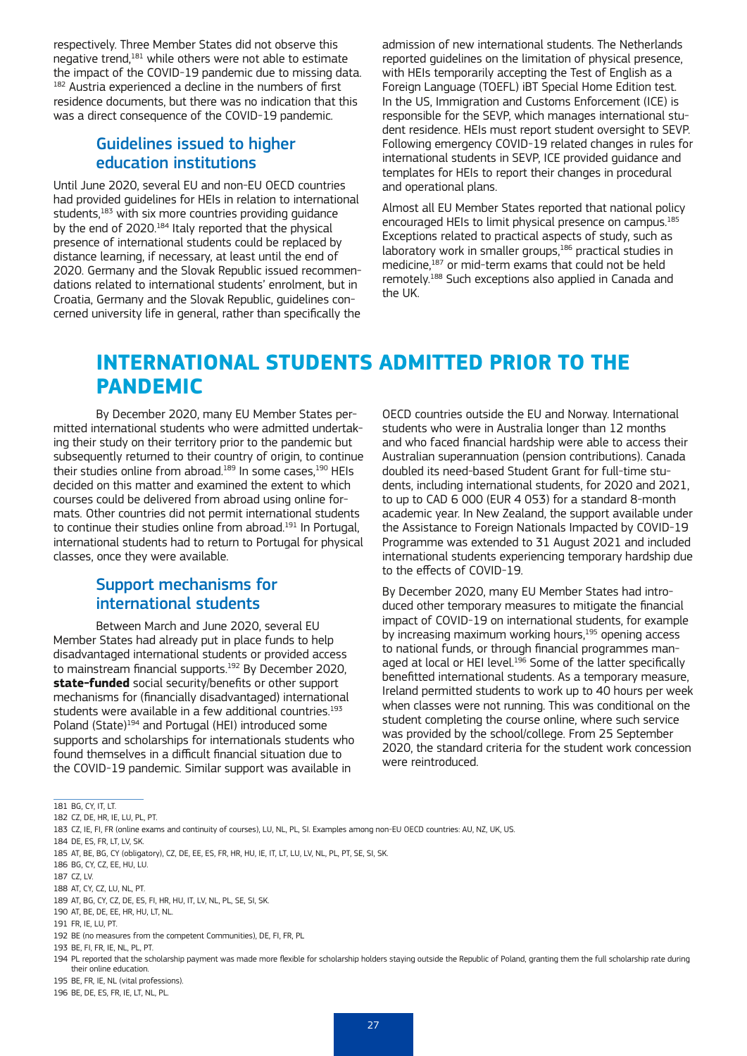respectively. Three Member States did not observe this negative trend,[181] while others were not able to estimate the impact of the COVID-19 pandemic due to missing data.[182] Austria experienced a decline in the numbers of first residence documents, but there was no indication that this was a direct consequence of the COVID-19 pandemic.

### Guidelines issued to higher education institutions

Until June 2020, several EU and non-EU OECD countries had provided guidelines for HEIs in relation to international students,[183] with six more countries providing guidance by the end of 2020.[184] Italy reported that the physical presence of international students could be replaced by distance learning, if necessary, at least until the end of 2020. Germany and the Slovak Republic issued recommendations related to international students' enrolment, but in Croatia, Germany and the Slovak Republic, guidelines concerned university life in general, rather than specifically the admission of new international students. The Netherlands reported guidelines on the limitation of physical presence, with HEIs temporarily accepting the Test of English as a Foreign Language (TOEFL) iBT Special Home Edition test. In the US, Immigration and Customs Enforcement (ICE) is responsible for the SEVP, which manages international student residence. HEIs must report student oversight to SEVP. Following emergency COVID-19 related changes in rules for international students in SEVP, ICE provided guidance and templates for HEIs to report their changes in procedural and operational plans.

Almost all EU Member States reported that national policy encouraged HEIs to limit physical presence on campus.[185] Exceptions related to practical aspects of study, such as laboratory work in smaller groups,[186] practical studies in medicine,[187] or mid-term exams that could not be held remotely.[188] Such exceptions also applied in Canada and the UK.

## INTERNATIONAL STUDENTS ADMITTED PRIOR TO THE PANDEMIC

By December 2020, many EU Member States permitted international students who were admitted undertaking their study on their territory prior to the pandemic but subsequently returned to their country of origin, to continue their studies online from abroad.[189] In some cases,[190] HEIs decided on this matter and examined the extent to which courses could be delivered from abroad using online formats. Other countries did not permit international students to continue their studies online from abroad.[191] In Portugal, international students had to return to Portugal for physical classes, once they were available.

### Support mechanisms for international students

Between March and June 2020, several EU Member States had already put in place funds to help disadvantaged international students or provided access to mainstream financial supports.[192] By December 2020, **state-funded** social security/benefits or other support mechanisms for (financially disadvantaged) international students were available in a few additional countries.[193] Poland (State)[194] and Portugal (HEI) introduced some supports and scholarships for internationals students who found themselves in a difficult financial situation due to the COVID-19 pandemic. Similar support was available in OECD countries outside the EU and Norway. International students who were in Australia longer than 12 months and who faced financial hardship were able to access their Australian superannuation (pension contributions). Canada doubled its need-based Student Grant for full-time students, including international students, for 2020 and 2021, to up to CAD 6 000 (EUR 4 053) for a standard 8-month academic year. In New Zealand, the support available under the Assistance to Foreign Nationals Impacted by COVID-19 Programme was extended to 31 August 2021 and included international students experiencing temporary hardship due to the effects of COVID-19.

By December 2020, many EU Member States had introduced other temporary measures to mitigate the financial impact of COVID-19 on international students, for example by increasing maximum working hours,[195] opening access to national funds, or through financial programmes managed at local or HEI level.[196] Some of the latter specifically benefitted international students. As a temporary measure, Ireland permitted students to work up to 40 hours per week when classes were not running. This was conditional on the student completing the course online, where such service was provided by the school/college. From 25 September 2020, the standard criteria for the student work concession were reintroduced.

---

181 BG, CY, IT, LT.

182 CZ, DE, HR, IE, LU, PL, PT.

183 CZ, IE, FI, FR (online exams and continuity of courses), LU, NL, PL, SI. Examples among non-EU OECD countries: AU, NZ, UK, US.

184 DE, ES, FR, LT, LV, SK.

185 AT, BE, BG, CY (obligatory), CZ, DE, EE, ES, FR, HR, HU, IE, IT, LT, LU, LV, NL, PL, PT, SE, SI, SK.

186 BG, CY, CZ, EE, HU, LU.

187 CZ, LV.

188 AT, CY, CZ, LU, NL, PT.

189 AT, BG, CY, CZ, DE, ES, FI, HR, HU, IT, LV, NL, PL, SE, SI, SK.

190 AT, BE, DE, EE, HR, HU, LT, NL.

191 FR, IE, LU, PT.

192 BE (no measures from the competent Communities), DE, FI, FR, PL

193 BE, FI, FR, IE, NL, PL, PT.

194 PL reported that the scholarship payment was made more flexible for scholarship holders staying outside the Republic of Poland, granting them the full scholarship rate during their online education.

195 BE, FR, IE, NL (vital professions).

196 BE, DE, ES, FR, IE, LT, NL, PL.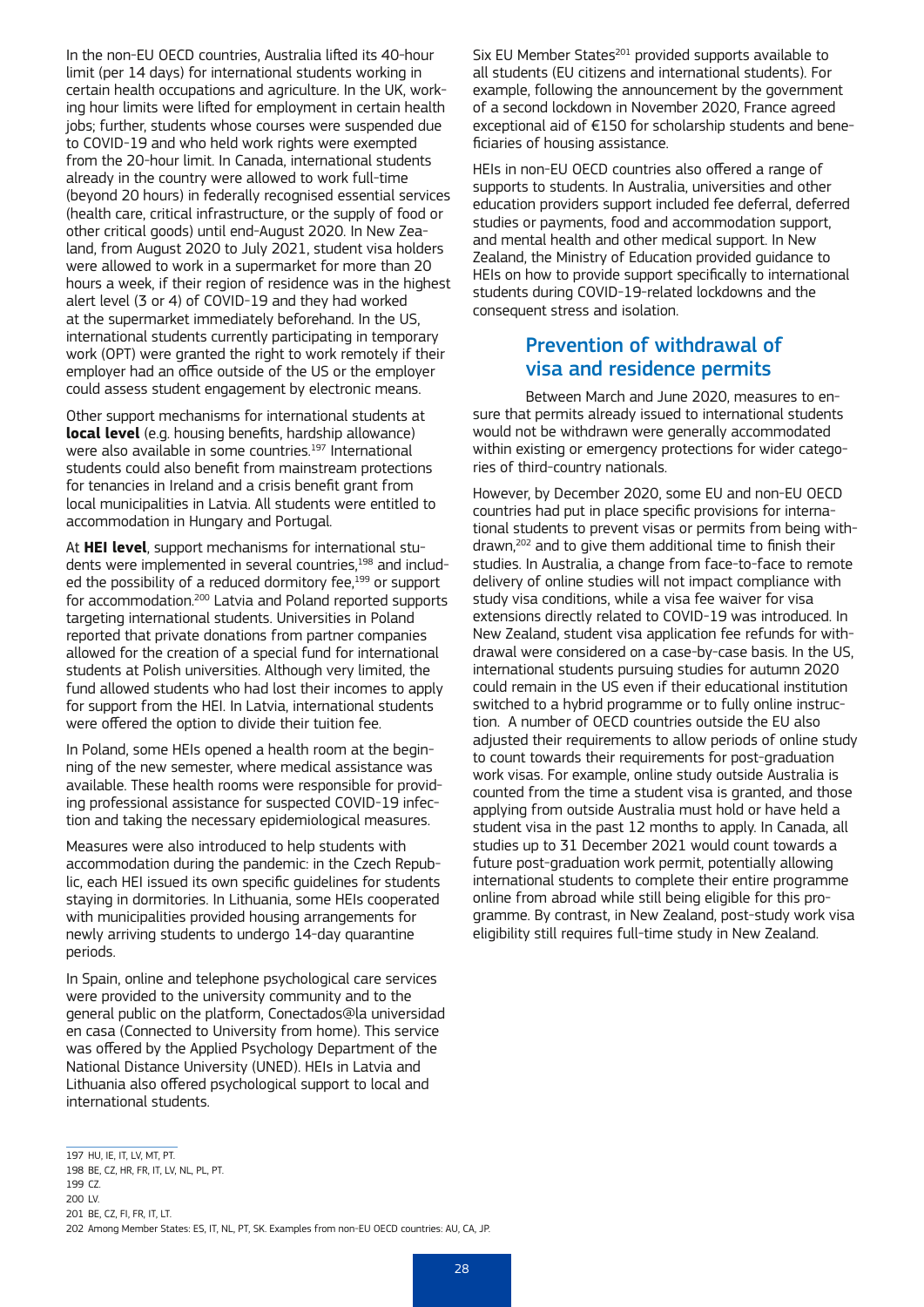In the non-EU OECD countries, Australia lifted its 40-hour limit (per 14 days) for international students working in certain health occupations and agriculture. In the UK, working hour limits were lifted for employment in certain health jobs; further, students whose courses were suspended due to COVID-19 and who held work rights were exempted from the 20-hour limit. In Canada, international students already in the country were allowed to work full-time (beyond 20 hours) in federally recognised essential services (health care, critical infrastructure, or the supply of food or other critical goods) until end-August 2020. In New Zealand, from August 2020 to July 2021, student visa holders were allowed to work in a supermarket for more than 20 hours a week, if their region of residence was in the highest alert level (3 or 4) of COVID-19 and they had worked at the supermarket immediately beforehand. In the US, international students currently participating in temporary work (OPT) were granted the right to work remotely if their employer had an office outside of the US or the employer could assess student engagement by electronic means.

Other support mechanisms for international students at **local level** (e.g. housing benefits, hardship allowance) were also available in some countries.[197] International students could also benefit from mainstream protections for tenancies in Ireland and a crisis benefit grant from local municipalities in Latvia. All students were entitled to accommodation in Hungary and Portugal.

At **HEI level**, support mechanisms for international students were implemented in several countries,[198] and included the possibility of a reduced dormitory fee,[199] or support for accommodation.[200] Latvia and Poland reported supports targeting international students. Universities in Poland reported that private donations from partner companies allowed for the creation of a special fund for international students at Polish universities. Although very limited, the fund allowed students who had lost their incomes to apply for support from the HEI. In Latvia, international students were offered the option to divide their tuition fee.

In Poland, some HEIs opened a health room at the beginning of the new semester, where medical assistance was available. These health rooms were responsible for providing professional assistance for suspected COVID-19 infection and taking the necessary epidemiological measures.

Measures were also introduced to help students with accommodation during the pandemic: in the Czech Republic, each HEI issued its own specific guidelines for students staying in dormitories. In Lithuania, some HEIs cooperated with municipalities provided housing arrangements for newly arriving students to undergo 14-day quarantine periods.

In Spain, online and telephone psychological care services were provided to the university community and to the general public on the platform, Conectados@la universidad en casa (Connected to University from home). This service was offered by the Applied Psychology Department of the National Distance University (UNED). HEIs in Latvia and Lithuania also offered psychological support to local and international students.

Six EU Member States[201] provided supports available to all students (EU citizens and international students). For example, following the announcement by the government of a second lockdown in November 2020, France agreed exceptional aid of €150 for scholarship students and beneficiaries of housing assistance.

HEIs in non-EU OECD countries also offered a range of supports to students. In Australia, universities and other education providers support included fee deferral, deferred studies or payments, food and accommodation support, and mental health and other medical support. In New Zealand, the Ministry of Education provided guidance to HEIs on how to provide support specifically to international students during COVID-19-related lockdowns and the consequent stress and isolation.

## Prevention of withdrawal of visa and residence permits

Between March and June 2020, measures to ensure that permits already issued to international students would not be withdrawn were generally accommodated within existing or emergency protections for wider categories of third-country nationals.

However, by December 2020, some EU and non-EU OECD countries had put in place specific provisions for international students to prevent visas or permits from being withdrawn,[202] and to give them additional time to finish their studies. In Australia, a change from face-to-face to remote delivery of online studies will not impact compliance with study visa conditions, while a visa fee waiver for visa extensions directly related to COVID-19 was introduced. In New Zealand, student visa application fee refunds for withdrawal were considered on a case-by-case basis. In the US, international students pursuing studies for autumn 2020 could remain in the US even if their educational institution switched to a hybrid programme or to fully online instruction. A number of OECD countries outside the EU also adjusted their requirements to allow periods of online study to count towards their requirements for post-graduation work visas. For example, online study outside Australia is counted from the time a student visa is granted, and those applying from outside Australia must hold or have held a student visa in the past 12 months to apply. In Canada, all studies up to 31 December 2021 would count towards a future post-graduation work permit, potentially allowing international students to complete their entire programme online from abroad while still being eligible for this programme. By contrast, in New Zealand, post-study work visa eligibility still requires full-time study in New Zealand.

---

197 HU, IE, IT, LV, MT, PT.

198 BE, CZ, HR, FR, IT, LV, NL, PL, PT.

199 CZ.

200 LV.

201 BE, CZ, FI, FR, IT, LT.

202 Among Member States: ES, IT, NL, PT, SK. Examples from non-EU OECD countries: AU, CA, JP.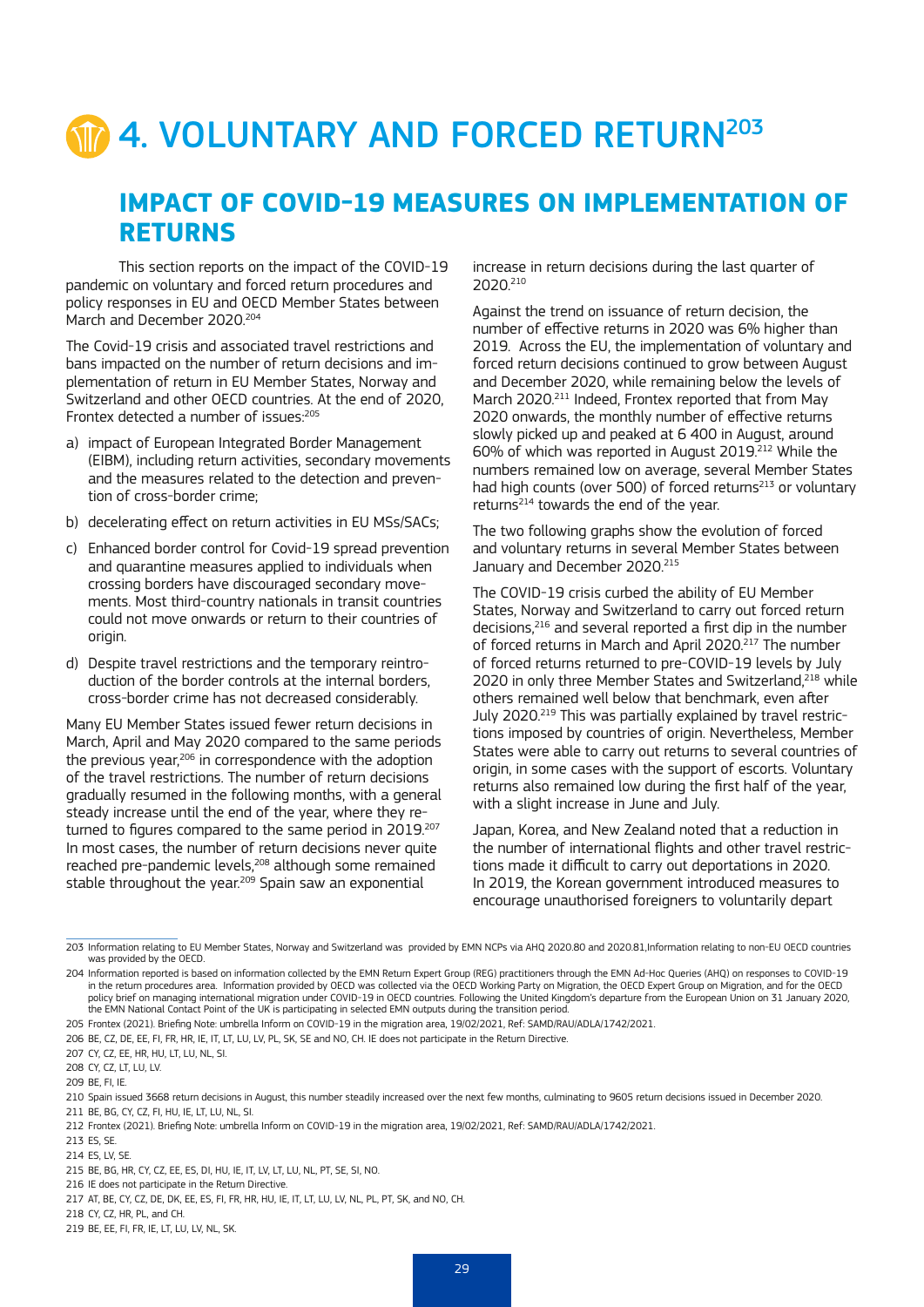# 4. VOLUNTARY AND FORCED RETURN[203]

## IMPACT OF COVID-19 MEASURES ON IMPLEMENTATION OF RETURNS

This section reports on the impact of the COVID-19 pandemic on voluntary and forced return procedures and policy responses in EU and OECD Member States between March and December 2020.[204]

The Covid-19 crisis and associated travel restrictions and bans impacted on the number of return decisions and implementation of return in EU Member States, Norway and Switzerland and other OECD countries. At the end of 2020, Frontex detected a number of issues:[205]

a) impact of European Integrated Border Management (EIBM), including return activities, secondary movements and the measures related to the detection and prevention of cross-border crime;

b) decelerating effect on return activities in EU MSs/SACs;

c) Enhanced border control for Covid-19 spread prevention and quarantine measures applied to individuals when crossing borders have discouraged secondary movements. Most third-country nationals in transit countries could not move onwards or return to their countries of origin.

d) Despite travel restrictions and the temporary reintroduction of the border controls at the internal borders, cross-border crime has not decreased considerably.

Many EU Member States issued fewer return decisions in March, April and May 2020 compared to the same periods the previous year,[206] in correspondence with the adoption of the travel restrictions. The number of return decisions gradually resumed in the following months, with a general steady increase until the end of the year, where they returned to figures compared to the same period in 2019.[207] In most cases, the number of return decisions never quite reached pre-pandemic levels,[208] although some remained stable throughout the year.[209] Spain saw an exponential increase in return decisions during the last quarter of 2020.[210]

Against the trend on issuance of return decision, the number of effective returns in 2020 was 6% higher than 2019. Across the EU, the implementation of voluntary and forced return decisions continued to grow between August and December 2020, while remaining below the levels of March 2020.[211] Indeed, Frontex reported that from May 2020 onwards, the monthly number of effective returns slowly picked up and peaked at 6 400 in August, around 60% of which was reported in August 2019.[212] While the numbers remained low on average, several Member States had high counts (over 500) of forced returns[213] or voluntary returns[214] towards the end of the year.

The two following graphs show the evolution of forced and voluntary returns in several Member States between January and December 2020.[215]

The COVID-19 crisis curbed the ability of EU Member States, Norway and Switzerland to carry out forced return decisions,[216] and several reported a first dip in the number of forced returns in March and April 2020.[217] The number of forced returns returned to pre-COVID-19 levels by July 2020 in only three Member States and Switzerland,[218] while others remained well below that benchmark, even after July 2020.[219] This was partially explained by travel restrictions imposed by countries of origin. Nevertheless, Member States were able to carry out returns to several countries of origin, in some cases with the support of escorts. Voluntary returns also remained low during the first half of the year, with a slight increase in June and July.

Japan, Korea, and New Zealand noted that a reduction in the number of international flights and other travel restrictions made it difficult to carry out deportations in 2020. In 2019, the Korean government introduced measures to encourage unauthorised foreigners to voluntarily depart

---

203 Information relating to EU Member States, Norway and Switzerland was provided by EMN NCPs via AHQ 2020.80 and 2020.81,Information relating to non-EU OECD countries was provided by the OECD.

204 Information reported is based on information collected by the EMN Return Expert Group (REG) practitioners through the EMN Ad-Hoc Queries (AHQ) on responses to COVID-19 in the return procedures area. Information provided by OECD was collected via the OECD Working Party on Migration, the OECD Expert Group on Migration, and for the OECD policy brief on managing international migration under COVID-19 in OECD countries. Following the United Kingdom's departure from the European Union on 31 January 2020, the EMN National Contact Point of the UK is participating in selected EMN outputs during the transition period.

205 Frontex (2021). Briefing Note: umbrella Inform on COVID-19 in the migration area, 19/02/2021, Ref: SAMD/RAU/ADLA/1742/2021.

206 BE, CZ, DE, EE, FI, FR, HR, IE, IT, LT, LU, LV, PL, SK, SE and NO, CH. IE does not participate in the Return Directive.

207 CY, CZ, EE, HR, HU, LT, LU, NL, SI.

208 CY, CZ, LT, LU, LV.

209 BE, FI, IE.

210 Spain issued 3668 return decisions in August, this number steadily increased over the next few months, culminating to 9605 return decisions issued in December 2020.

211 BE, BG, CY, CZ, FI, HU, IE, LT, LU, NL, SI.

212 Frontex (2021). Briefing Note: umbrella Inform on COVID-19 in the migration area, 19/02/2021, Ref: SAMD/RAU/ADLA/1742/2021.

213 ES, SE.

214 ES, LV, SE.

215 BE, BG, HR, CY, CZ, EE, ES, DI, HU, IE, IT, LV, LT, LU, NL, PT, SE, SI, NO.

216 IE does not participate in the Return Directive.

217 AT, BE, CY, CZ, DE, DK, EE, ES, FI, FR, HR, HU, IE, IT, LT, LU, LV, NL, PL, PT, SK, and NO, CH.

218 CY, CZ, HR, PL, and CH.

219 BE, EE, FI, FR, IE, LT, LU, LV, NL, SK.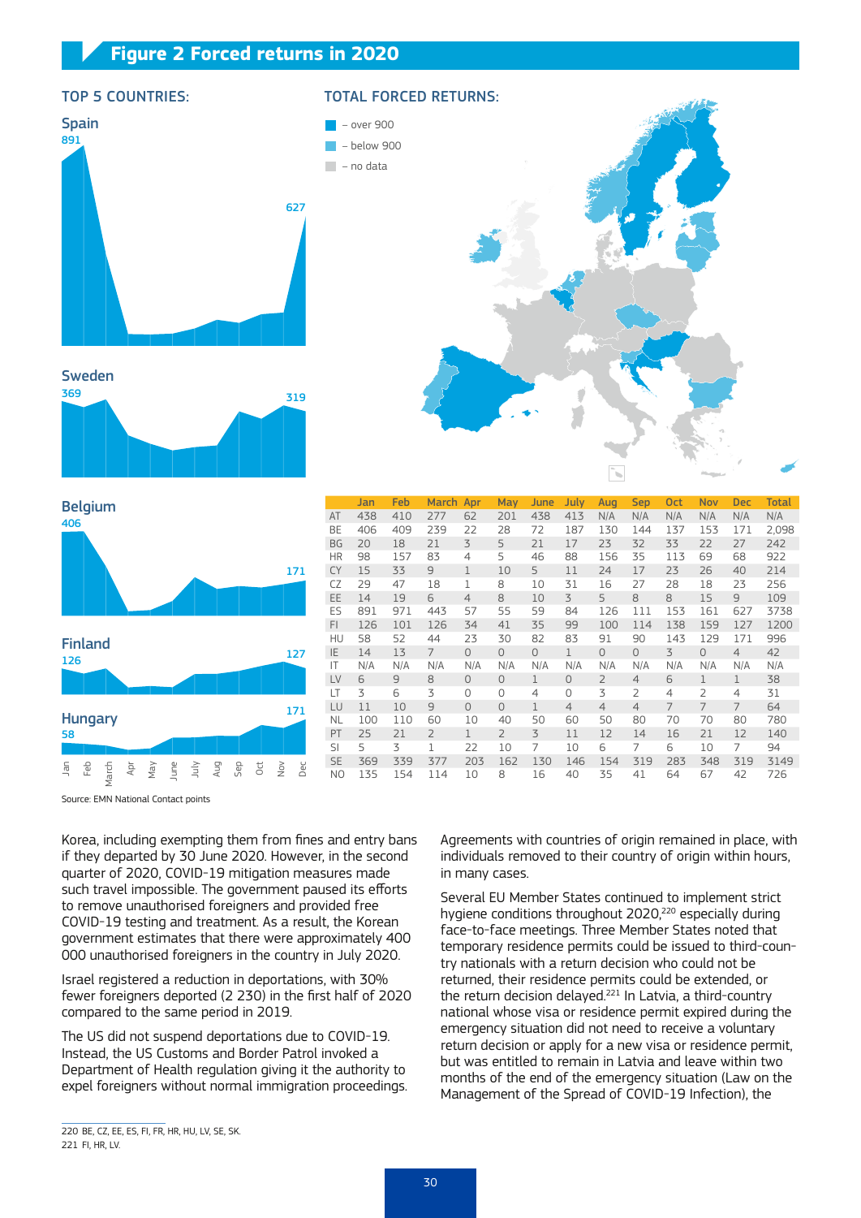## Figure 2 Forced returns in 2020

TOP 5 COUNTRIES:

Spain: 891 … 627

Sweden: 369 … 319

Belgium: 406 … 171

Finland: 126 … 127

Hungary: 58 … 171

Jan, Feb, March, Apr, May, June, July, Aug, Sep, Oct, Nov, Dec

TOTAL FORCED RETURNS:

– over 900
– below 900
– no data

| | Jan | Feb | March | Apr | May | June | July | Aug | Sep | Oct | Nov | Dec | Total |
|---|---|---|---|---|---|---|---|---|---|---|---|---|---|
| AT | 438 | 410 | 277 | 62 | 201 | 438 | 413 | N/A | N/A | N/A | N/A | N/A | N/A |
| BE | 406 | 409 | 239 | 22 | 28 | 72 | 187 | 130 | 144 | 137 | 153 | 171 | 2,098 |
| BG | 20 | 18 | 21 | 3 | 5 | 21 | 17 | 23 | 32 | 33 | 22 | 27 | 242 |
| HR | 98 | 157 | 83 | 4 | 5 | 46 | 88 | 156 | 35 | 113 | 69 | 68 | 922 |
| CY | 15 | 33 | 9 | 1 | 10 | 5 | 11 | 24 | 17 | 23 | 26 | 40 | 214 |
| CZ | 29 | 47 | 18 | 1 | 8 | 10 | 31 | 16 | 27 | 28 | 18 | 23 | 256 |
| EE | 14 | 19 | 6 | 4 | 8 | 10 | 3 | 5 | 8 | 8 | 15 | 9 | 109 |
| ES | 891 | 971 | 443 | 57 | 55 | 59 | 84 | 126 | 111 | 153 | 161 | 627 | 3738 |
| FI | 126 | 101 | 126 | 34 | 41 | 35 | 99 | 100 | 114 | 138 | 159 | 127 | 1200 |
| HU | 58 | 52 | 44 | 23 | 30 | 82 | 83 | 91 | 90 | 143 | 129 | 171 | 996 |
| IE | 14 | 13 | 7 | 0 | 0 | 0 | 1 | 0 | 0 | 3 | 0 | 4 | 42 |
| IT | N/A | N/A | N/A | N/A | N/A | N/A | N/A | N/A | N/A | N/A | N/A | N/A | N/A |
| LV | 6 | 9 | 8 | 0 | 0 | 1 | 0 | 2 | 4 | 6 | 1 | 1 | 38 |
| LT | 3 | 6 | 3 | 0 | 0 | 4 | 0 | 3 | 2 | 4 | 2 | 4 | 31 |
| LU | 11 | 10 | 9 | 0 | 0 | 1 | 4 | 4 | 4 | 7 | 7 | 7 | 64 |
| NL | 100 | 110 | 60 | 10 | 40 | 50 | 60 | 50 | 80 | 70 | 70 | 80 | 780 |
| PT | 25 | 21 | 2 | 1 | 2 | 3 | 11 | 12 | 14 | 16 | 21 | 12 | 140 |
| SI | 5 | 3 | 1 | 22 | 10 | 7 | 10 | 6 | 7 | 6 | 10 | 7 | 94 |
| SE | 369 | 339 | 377 | 203 | 162 | 130 | 146 | 154 | 319 | 283 | 348 | 319 | 3149 |
| NO | 135 | 154 | 114 | 10 | 8 | 16 | 40 | 35 | 41 | 64 | 67 | 42 | 726 |

Source: EMN National Contact points

Korea, including exempting them from fines and entry bans if they departed by 30 June 2020. However, in the second quarter of 2020, COVID-19 mitigation measures made such travel impossible. The government paused its efforts to remove unauthorised foreigners and provided free COVID-19 testing and treatment. As a result, the Korean government estimates that there were approximately 400 000 unauthorised foreigners in the country in July 2020.

Israel registered a reduction in deportations, with 30% fewer foreigners deported (2 230) in the first half of 2020 compared to the same period in 2019.

The US did not suspend deportations due to COVID-19. Instead, the US Customs and Border Patrol invoked a Department of Health regulation giving it the authority to expel foreigners without normal immigration proceedings. Agreements with countries of origin remained in place, with individuals removed to their country of origin within hours, in many cases.

Several EU Member States continued to implement strict hygiene conditions throughout 2020,[220] especially during face-to-face meetings. Three Member States noted that temporary residence permits could be issued to third-country nationals with a return decision who could not be returned, their residence permits could be extended, or the return decision delayed.[221] In Latvia, a third-country national whose visa or residence permit expired during the emergency situation did not need to receive a voluntary return decision or apply for a new visa or residence permit, but was entitled to remain in Latvia and leave within two months of the end of the emergency situation (Law on the Management of the Spread of COVID-19 Infection), the

220 BE, CZ, EE, ES, FI, FR, HU, LV, SE, SK.
221 FI, HR, LV.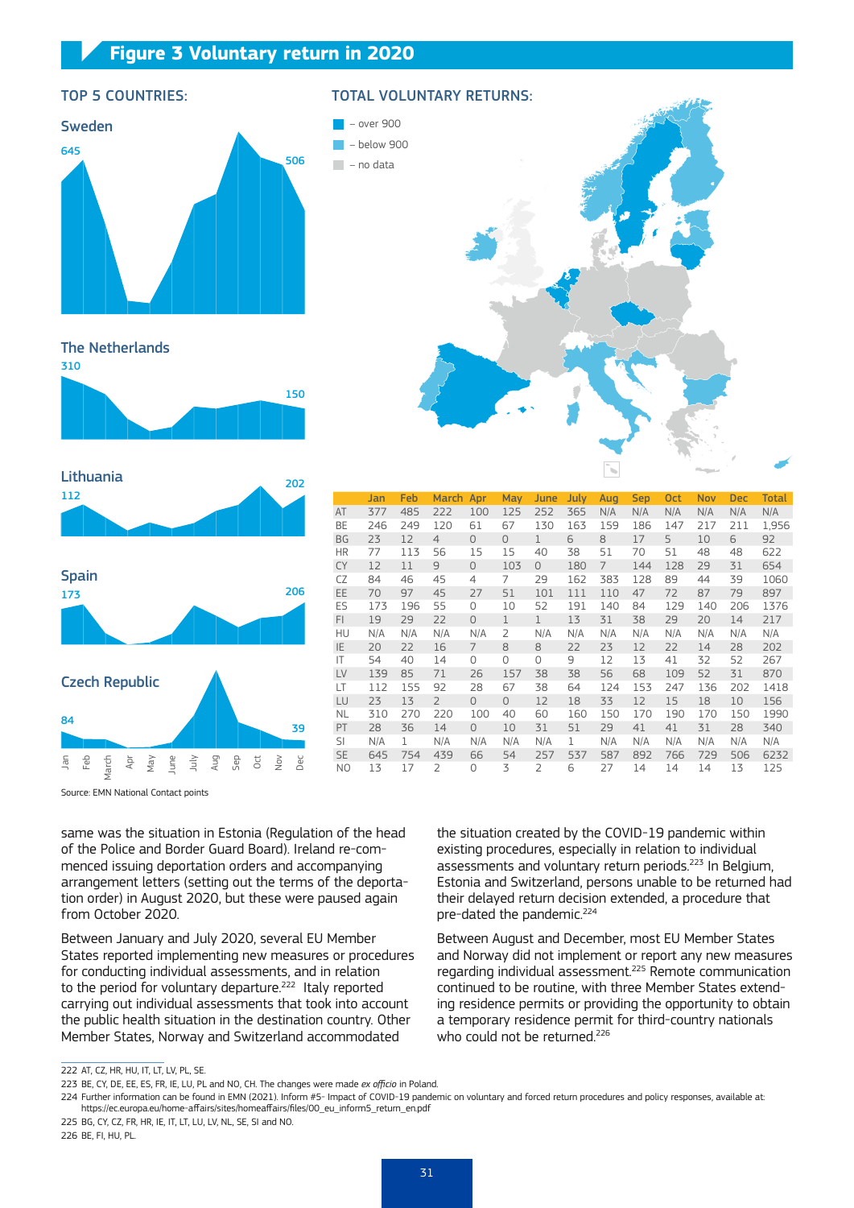# Figure 3 Voluntary return in 2020

TOP 5 COUNTRIES:

Sweden

645 … 506

The Netherlands

310 … 150

Lithuania

112 … 202

Spain

173 … 206

Czech Republic

84 … 39

Jan Feb March Apr May June July Aug Sep Oct Nov Dec

TOTAL VOLUNTARY RETURNS:

- over 900
- below 900
- no data

| | Jan | Feb | March | Apr | May | June | July | Aug | Sep | Oct | Nov | Dec | Total |
|---|---|---|---|---|---|---|---|---|---|---|---|---|---|
| AT | 377 | 485 | 222 | 100 | 125 | 252 | 365 | N/A | N/A | N/A | N/A | N/A | N/A |
| BE | 246 | 249 | 120 | 61 | 67 | 130 | 163 | 159 | 186 | 147 | 217 | 211 | 1,956 |
| BG | 23 | 12 | 4 | 0 | 0 | 1 | 6 | 8 | 17 | 5 | 10 | 6 | 92 |
| HR | 77 | 113 | 56 | 15 | 15 | 40 | 38 | 51 | 70 | 51 | 48 | 48 | 622 |
| CY | 12 | 11 | 9 | 0 | 103 | 0 | 180 | 7 | 144 | 128 | 29 | 31 | 654 |
| CZ | 84 | 46 | 45 | 4 | 7 | 29 | 162 | 383 | 128 | 89 | 44 | 39 | 1060 |
| EE | 70 | 97 | 45 | 27 | 51 | 101 | 111 | 110 | 47 | 72 | 87 | 79 | 897 |
| ES | 173 | 196 | 55 | 0 | 10 | 52 | 191 | 140 | 84 | 129 | 140 | 206 | 1376 |
| FI | 19 | 29 | 22 | 0 | 1 | 1 | 13 | 31 | 38 | 29 | 20 | 14 | 217 |
| HU | N/A | N/A | N/A | N/A | 2 | N/A | N/A | N/A | N/A | N/A | N/A | N/A | N/A |
| IE | 20 | 22 | 16 | 7 | 8 | 8 | 22 | 23 | 12 | 22 | 14 | 28 | 202 |
| IT | 54 | 40 | 14 | 0 | 0 | 0 | 9 | 12 | 13 | 41 | 32 | 52 | 267 |
| LV | 139 | 85 | 71 | 26 | 157 | 38 | 38 | 56 | 68 | 109 | 52 | 31 | 870 |
| LT | 112 | 155 | 92 | 28 | 67 | 38 | 64 | 124 | 153 | 247 | 136 | 202 | 1418 |
| LU | 23 | 13 | 2 | 0 | 0 | 12 | 18 | 33 | 12 | 15 | 18 | 10 | 156 |
| NL | 310 | 270 | 220 | 100 | 40 | 60 | 160 | 150 | 170 | 190 | 170 | 150 | 1990 |
| PT | 28 | 36 | 14 | 0 | 10 | 31 | 51 | 29 | 41 | 41 | 31 | 28 | 340 |
| SI | N/A | 1 | N/A | N/A | N/A | N/A | 1 | N/A | N/A | N/A | N/A | N/A | N/A |
| SE | 645 | 754 | 439 | 66 | 54 | 257 | 537 | 587 | 892 | 766 | 729 | 506 | 6232 |
| NO | 13 | 17 | 2 | 0 | 3 | 2 | 6 | 27 | 14 | 14 | 14 | 13 | 125 |

Source: EMN National Contact points

same was the situation in Estonia (Regulation of the head of the Police and Border Guard Board). Ireland re-commenced issuing deportation orders and accompanying arrangement letters (setting out the terms of the deportation order) in August 2020, but these were paused again from October 2020.

Between January and July 2020, several EU Member States reported implementing new measures or procedures for conducting individual assessments, and in relation to the period for voluntary departure.[222] Italy reported carrying out individual assessments that took into account the public health situation in the destination country. Other Member States, Norway and Switzerland accommodated the situation created by the COVID-19 pandemic within existing procedures, especially in relation to individual assessments and voluntary return periods.[223] In Belgium, Estonia and Switzerland, persons unable to be returned had their delayed return decision extended, a procedure that pre-dated the pandemic.[224]

Between August and December, most EU Member States and Norway did not implement or report any new measures regarding individual assessment.[225] Remote communication continued to be routine, with three Member States extending residence permits or providing the opportunity to obtain a temporary residence permit for third-country nationals who could not be returned.[226]

---

222 AT, CZ, HR, HU, IT, LT, LV, PL, SE.

223 BE, CY, DE, EE, ES, FR, IE, LU, PL and NO, CH. The changes were made *ex officio* in Poland.

224 Further information can be found in EMN (2021). Inform #5- Impact of COVID-19 pandemic on voluntary and forced return procedures and policy responses, available at: https://ec.europa.eu/home-affairs/sites/homeaffairs/files/00_eu_inform5_return_en.pdf

225 BG, CY, CZ, FR, HR, IE, IT, LT, LU, LV, NL, SE, SI and NO.

226 BE, FI, HU, PL.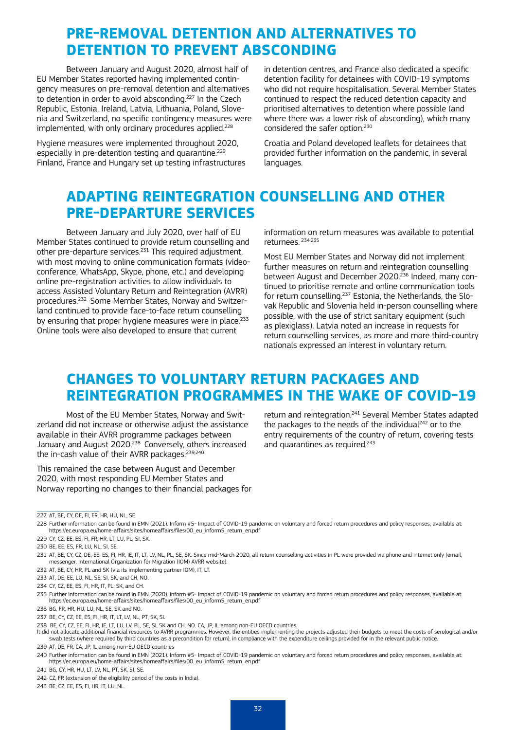## PRE-REMOVAL DETENTION AND ALTERNATIVES TO DETENTION TO PREVENT ABSCONDING

Between January and August 2020, almost half of EU Member States reported having implemented contingency measures on pre-removal detention and alternatives to detention in order to avoid absconding.[227] In the Czech Republic, Estonia, Ireland, Latvia, Lithuania, Poland, Slovenia and Switzerland, no specific contingency measures were implemented, with only ordinary procedures applied.[228]

Hygiene measures were implemented throughout 2020, especially in pre-detention testing and quarantine.[229] Finland, France and Hungary set up testing infrastructures in detention centres, and France also dedicated a specific detention facility for detainees with COVID-19 symptoms who did not require hospitalisation. Several Member States continued to respect the reduced detention capacity and prioritised alternatives to detention where possible (and where there was a lower risk of absconding), which many considered the safer option.[230]

Croatia and Poland developed leaflets for detainees that provided further information on the pandemic, in several languages.

## ADAPTING REINTEGRATION COUNSELLING AND OTHER PRE-DEPARTURE SERVICES

Between January and July 2020, over half of EU Member States continued to provide return counselling and other pre-departure services.[231] This required adjustment, with most moving to online communication formats (videoconference, WhatsApp, Skype, phone, etc.) and developing online pre-registration activities to allow individuals to access Assisted Voluntary Return and Reintegration (AVRR) procedures.[232] Some Member States, Norway and Switzerland continued to provide face-to-face return counselling by ensuring that proper hygiene measures were in place.[233] Online tools were also developed to ensure that current information on return measures was available to potential returnees.[234,235]

Most EU Member States and Norway did not implement further measures on return and reintegration counselling between August and December 2020.[236] Indeed, many continued to prioritise remote and online communication tools for return counselling.[237] Estonia, the Netherlands, the Slovak Republic and Slovenia held in-person counselling where possible, with the use of strict sanitary equipment (such as plexiglass). Latvia noted an increase in requests for return counselling services, as more and more third-country nationals expressed an interest in voluntary return.

## CHANGES TO VOLUNTARY RETURN PACKAGES AND REINTEGRATION PROGRAMMES IN THE WAKE OF COVID-19

Most of the EU Member States, Norway and Switzerland did not increase or otherwise adjust the assistance available in their AVRR programme packages between January and August 2020.[238] Conversely, others increased the in-cash value of their AVRR packages.[239,240]

This remained the case between August and December 2020, with most responding EU Member States and Norway reporting no changes to their financial packages for return and reintegration.[241] Several Member States adapted the packages to the needs of the individual[242] or to the entry requirements of the country of return, covering tests and quarantines as required.[243]

---

227 AT, BE, CY, DE, FI, FR, HR, HU, NL, SE.

228 Further information can be found in EMN (2021). Inform #5- Impact of COVID-19 pandemic on voluntary and forced return procedures and policy responses, available at: https://ec.europa.eu/home-affairs/sites/homeaffairs/files/00_eu_inform5_return_en.pdf

229 CY, CZ, EE, ES, FI, FR, HR, LT, LU, PL, SI, SK.

230 BE, EE, ES, FR, LU, NL, SI, SE.

231 AT, BE, CY, CZ, DE, EE, ES, FI, HR, IE, IT, LT, LV, NL, PL, SE, SK. Since mid-March 2020, all return counselling activities in PL were provided via phone and internet only (email, messenger, International Organization for Migration (IOM) AVRR website).

232 AT, BE, CY, HR, PL and SK (via its implementing partner IOM), IT, LT.

233 AT, DE, EE, LU, NL, SE, SI, SK, and CH, NO.

234 CY, CZ, EE, ES, FI, HR, IT, PL, SK, and CH.

235 Further information can be found in EMN (2020). Inform #5- Impact of COVID-19 pandemic on voluntary and forced return procedures and policy responses, available at: https://ec.europa.eu/home-affairs/sites/homeaffairs/files/00_eu_inform5_return_en.pdf

236 BG, FR, HR, HU, LU, NL, SE, SK and NO.

237 BE, CY, CZ, EE, ES, FI, HR, IT, LT, LV, NL, PT, SK, SI.

238 BE, CY, CZ, EE, FI, HR, IE, LT, LU, LV, PL, SE, SI, SK and CH, NO. CA, JP, IL among non-EU OECD countries.
It did not allocate additional financial resources to AVRR programmes. However, the entities implementing the projects adjusted their budgets to meet the costs of serological and/or swab tests (where required by third countries as a precondition for return), in compliance with the expenditure ceilings provided for in the relevant public notice.

239 AT, DE, FR. CA, JP, IL among non-EU OECD countries

240 Further information can be found in EMN (2021). Inform #5- Impact of COVID-19 pandemic on voluntary and forced return procedures and policy responses, available at: https://ec.europa.eu/home-affairs/sites/homeaffairs/files/00_eu_inform5_return_en.pdf

241 BG, CY, HR, HU, LT, LV, NL, PT, SK, SI, SE.

242 CZ, FR (extension of the eligibility period of the costs in India).

243 BE, CZ, EE, ES, FI, HR, IT, LU, NL.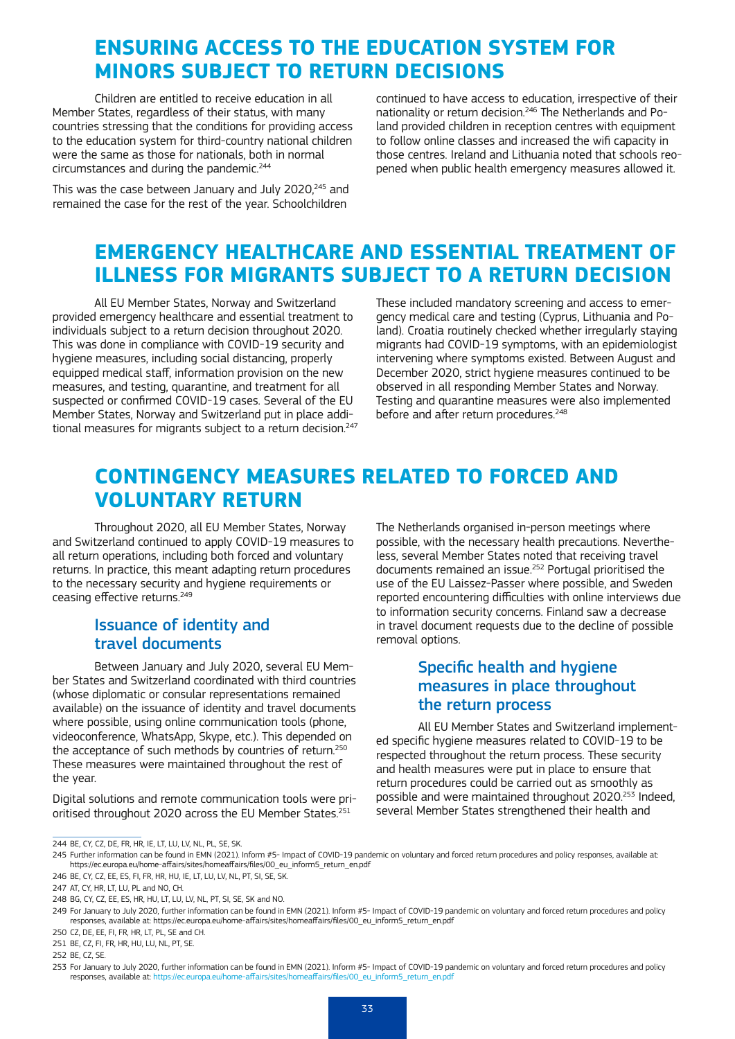## ENSURING ACCESS TO THE EDUCATION SYSTEM FOR MINORS SUBJECT TO RETURN DECISIONS

Children are entitled to receive education in all Member States, regardless of their status, with many countries stressing that the conditions for providing access to the education system for third-country national children were the same as those for nationals, both in normal circumstances and during the pandemic.[244]

This was the case between January and July 2020,[245] and remained the case for the rest of the year. Schoolchildren continued to have access to education, irrespective of their nationality or return decision.[246] The Netherlands and Poland provided children in reception centres with equipment to follow online classes and increased the wifi capacity in those centres. Ireland and Lithuania noted that schools reopened when public health emergency measures allowed it.

## EMERGENCY HEALTHCARE AND ESSENTIAL TREATMENT OF ILLNESS FOR MIGRANTS SUBJECT TO A RETURN DECISION

All EU Member States, Norway and Switzerland provided emergency healthcare and essential treatment to individuals subject to a return decision throughout 2020. This was done in compliance with COVID-19 security and hygiene measures, including social distancing, properly equipped medical staff, information provision on the new measures, and testing, quarantine, and treatment for all suspected or confirmed COVID-19 cases. Several of the EU Member States, Norway and Switzerland put in place additional measures for migrants subject to a return decision.[247] These included mandatory screening and access to emergency medical care and testing (Cyprus, Lithuania and Poland). Croatia routinely checked whether irregularly staying migrants had COVID-19 symptoms, with an epidemiologist intervening where symptoms existed. Between August and December 2020, strict hygiene measures continued to be observed in all responding Member States and Norway. Testing and quarantine measures were also implemented before and after return procedures.[248]

## CONTINGENCY MEASURES RELATED TO FORCED AND VOLUNTARY RETURN

Throughout 2020, all EU Member States, Norway and Switzerland continued to apply COVID-19 measures to all return operations, including both forced and voluntary returns. In practice, this meant adapting return procedures to the necessary security and hygiene requirements or ceasing effective returns.[249]

### Issuance of identity and travel documents

Between January and July 2020, several EU Member States and Switzerland coordinated with third countries (whose diplomatic or consular representations remained available) on the issuance of identity and travel documents where possible, using online communication tools (phone, videoconference, WhatsApp, Skype, etc.). This depended on the acceptance of such methods by countries of return.[250] These measures were maintained throughout the rest of the year.

Digital solutions and remote communication tools were prioritised throughout 2020 across the EU Member States.[251] The Netherlands organised in-person meetings where possible, with the necessary health precautions. Nevertheless, several Member States noted that receiving travel documents remained an issue.[252] Portugal prioritised the use of the EU Laissez-Passer where possible, and Sweden reported encountering difficulties with online interviews due to information security concerns. Finland saw a decrease in travel document requests due to the decline of possible removal options.

### Specific health and hygiene measures in place throughout the return process

All EU Member States and Switzerland implemented specific hygiene measures related to COVID-19 to be respected throughout the return process. These security and health measures were put in place to ensure that return procedures could be carried out as smoothly as possible and were maintained throughout 2020.[253] Indeed, several Member States strengthened their health and

---

244 BE, CY, CZ, DE, FR, HR, IE, LT, LU, LV, NL, PL, SE, SK.

245 Further information can be found in EMN (2021). Inform #5- Impact of COVID-19 pandemic on voluntary and forced return procedures and policy responses, available at: https://ec.europa.eu/home-affairs/sites/homeaffairs/files/00_eu_inform5_return_en.pdf

246 BE, CY, CZ, EE, ES, FI, FR, HR, HU, IE, LT, LU, LV, NL, PT, SI, SE, SK.

247 AT, CY, HR, LT, LU, PL and NO, CH.

248 BG, CY, CZ, EE, ES, HR, HU, LT, LU, LV, NL, PT, SI, SE, SK and NO.

249 For January to July 2020, further information can be found in EMN (2021). Inform #5- Impact of COVID-19 pandemic on voluntary and forced return procedures and policy responses, available at: https://ec.europa.eu/home-affairs/sites/homeaffairs/files/00_eu_inform5_return_en.pdf

250 CZ, DE, EE, FI, FR, HR, LT, PL, SE and CH.

251 BE, CZ, FI, FR, HR, HU, LU, NL, PT, SE.

252 BE, CZ, SE.

253 For January to July 2020, further information can be found in EMN (2021). Inform #5- Impact of COVID-19 pandemic on voluntary and forced return procedures and policy responses, available at: https://ec.europa.eu/home-affairs/sites/homeaffairs/files/00_eu_inform5_return_en.pdf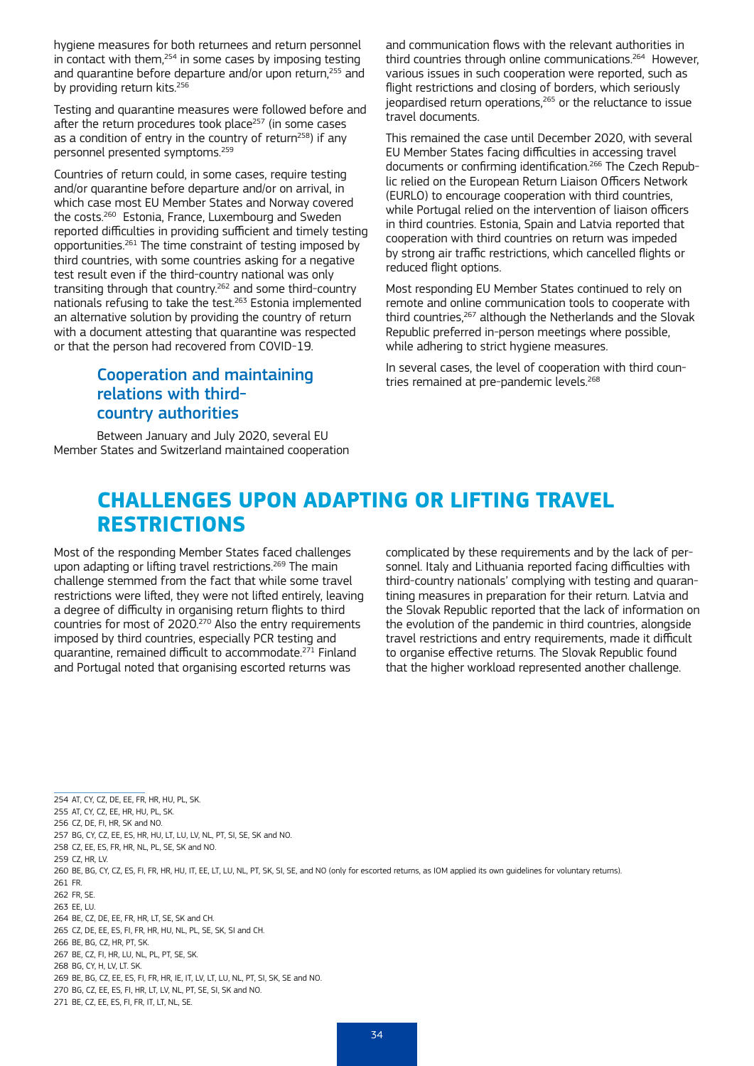hygiene measures for both returnees and return personnel in contact with them,[254] in some cases by imposing testing and quarantine before departure and/or upon return,[255] and by providing return kits.[256]

Testing and quarantine measures were followed before and after the return procedures took place[257] (in some cases as a condition of entry in the country of return[258]) if any personnel presented symptoms.[259]

Countries of return could, in some cases, require testing and/or quarantine before departure and/or on arrival, in which case most EU Member States and Norway covered the costs.[260] Estonia, France, Luxembourg and Sweden reported difficulties in providing sufficient and timely testing opportunities.[261] The time constraint of testing imposed by third countries, with some countries asking for a negative test result even if the third-country national was only transiting through that country,[262] and some third-country nationals refusing to take the test.[263] Estonia implemented an alternative solution by providing the country of return with a document attesting that quarantine was respected or that the person had recovered from COVID-19.

### Cooperation and maintaining relations with third-country authorities

Between January and July 2020, several EU Member States and Switzerland maintained cooperation and communication flows with the relevant authorities in third countries through online communications.[264] However, various issues in such cooperation were reported, such as flight restrictions and closing of borders, which seriously jeopardised return operations,[265] or the reluctance to issue travel documents.

This remained the case until December 2020, with several EU Member States facing difficulties in accessing travel documents or confirming identification.[266] The Czech Republic relied on the European Return Liaison Officers Network (EURLO) to encourage cooperation with third countries, while Portugal relied on the intervention of liaison officers in third countries. Estonia, Spain and Latvia reported that cooperation with third countries on return was impeded by strong air traffic restrictions, which cancelled flights or reduced flight options.

Most responding EU Member States continued to rely on remote and online communication tools to cooperate with third countries,[267] although the Netherlands and the Slovak Republic preferred in-person meetings where possible, while adhering to strict hygiene measures.

In several cases, the level of cooperation with third countries remained at pre-pandemic levels.[268]

## CHALLENGES UPON ADAPTING OR LIFTING TRAVEL RESTRICTIONS

Most of the responding Member States faced challenges upon adapting or lifting travel restrictions.[269] The main challenge stemmed from the fact that while some travel restrictions were lifted, they were not lifted entirely, leaving a degree of difficulty in organising return flights to third countries for most of 2020.[270] Also the entry requirements imposed by third countries, especially PCR testing and quarantine, remained difficult to accommodate.[271] Finland and Portugal noted that organising escorted returns was complicated by these requirements and by the lack of personnel. Italy and Lithuania reported facing difficulties with third-country nationals' complying with testing and quarantining measures in preparation for their return. Latvia and the Slovak Republic reported that the lack of information on the evolution of the pandemic in third countries, alongside travel restrictions and entry requirements, made it difficult to organise effective returns. The Slovak Republic found that the higher workload represented another challenge.

---

254 AT, CY, CZ, DE, EE, FR, HR, HU, PL, SK.
255 AT, CY, CZ, EE, HR, HU, PL, SK.
256 CZ, DE, FI, HR, SK and NO.
257 BG, CY, CZ, EE, ES, HR, HU, LT, LU, LV, NL, PT, SI, SE, SK and NO.
258 CZ, EE, ES, FR, HR, NL, PL, SE, SK and NO.
259 CZ, HR, LV.
260 BE, BG, CY, CZ, ES, FI, FR, HR, HU, IT, EE, LT, LU, NL, PT, SK, SI, SE, and NO (only for escorted returns, as IOM applied its own guidelines for voluntary returns).
261 FR.
262 FR, SE.
263 EE, LU.
264 BE, CZ, DE, EE, FR, HR, LT, SE, SK and CH.
265 CZ, DE, EE, ES, FI, FR, HR, HU, NL, PL, SE, SK, SI and CH.
266 BE, BG, CZ, HR, PT, SK.
267 BE, CZ, FI, HR, LU, NL, PL, PT, SE, SK.
268 BG, CY, H, LV, LT. SK.
269 BE, BG, CZ, EE, ES, FI, FR, HR, IE, IT, LV, LT, LU, NL, PT, SI, SK, SE and NO.
270 BG, CZ, EE, ES, FI, HR, LT, LV, NL, PT, SE, SI, SK and NO.
271 BE, CZ, EE, ES, FI, FR, IT, LT, NL, SE.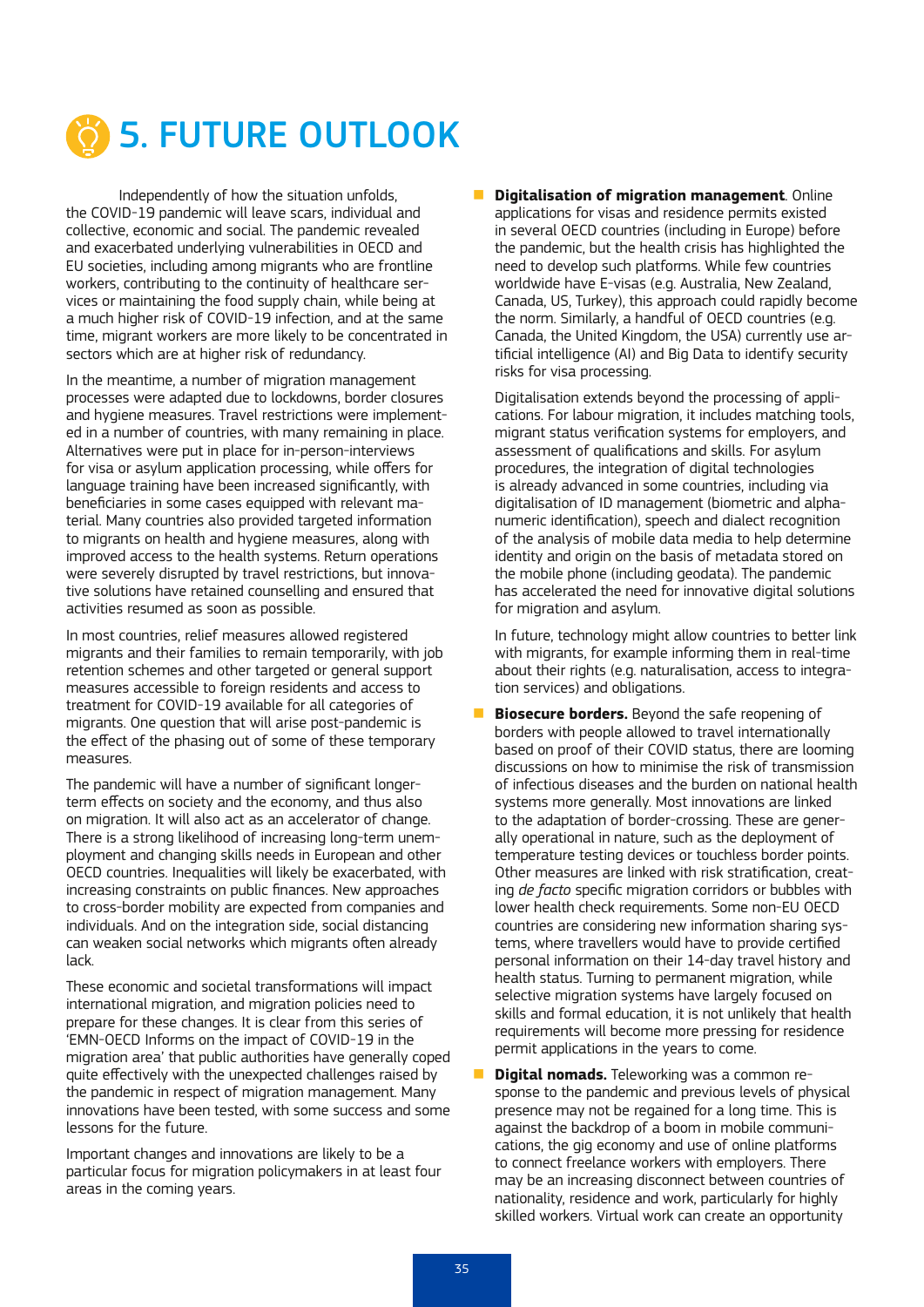# 5. FUTURE OUTLOOK

Independently of how the situation unfolds, the COVID-19 pandemic will leave scars, individual and collective, economic and social. The pandemic revealed and exacerbated underlying vulnerabilities in OECD and EU societies, including among migrants who are frontline workers, contributing to the continuity of healthcare services or maintaining the food supply chain, while being at a much higher risk of COVID-19 infection, and at the same time, migrant workers are more likely to be concentrated in sectors which are at higher risk of redundancy.

In the meantime, a number of migration management processes were adapted due to lockdowns, border closures and hygiene measures. Travel restrictions were implemented in a number of countries, with many remaining in place. Alternatives were put in place for in-person-interviews for visa or asylum application processing, while offers for language training have been increased significantly, with beneficiaries in some cases equipped with relevant material. Many countries also provided targeted information to migrants on health and hygiene measures, along with improved access to the health systems. Return operations were severely disrupted by travel restrictions, but innovative solutions have retained counselling and ensured that activities resumed as soon as possible.

In most countries, relief measures allowed registered migrants and their families to remain temporarily, with job retention schemes and other targeted or general support measures accessible to foreign residents and access to treatment for COVID-19 available for all categories of migrants. One question that will arise post-pandemic is the effect of the phasing out of some of these temporary measures.

The pandemic will have a number of significant longer-term effects on society and the economy, and thus also on migration. It will also act as an accelerator of change. There is a strong likelihood of increasing long-term unemployment and changing skills needs in European and other OECD countries. Inequalities will likely be exacerbated, with increasing constraints on public finances. New approaches to cross-border mobility are expected from companies and individuals. And on the integration side, social distancing can weaken social networks which migrants often already lack.

These economic and societal transformations will impact international migration, and migration policies need to prepare for these changes. It is clear from this series of 'EMN-OECD Informs on the impact of COVID-19 in the migration area' that public authorities have generally coped quite effectively with the unexpected challenges raised by the pandemic in respect of migration management. Many innovations have been tested, with some success and some lessons for the future.

Important changes and innovations are likely to be a particular focus for migration policymakers in at least four areas in the coming years.

- **Digitalisation of migration management**. Online applications for visas and residence permits existed in several OECD countries (including in Europe) before the pandemic, but the health crisis has highlighted the need to develop such platforms. While few countries worldwide have E-visas (e.g. Australia, New Zealand, Canada, US, Turkey), this approach could rapidly become the norm. Similarly, a handful of OECD countries (e.g. Canada, the United Kingdom, the USA) currently use artificial intelligence (AI) and Big Data to identify security risks for visa processing.

  Digitalisation extends beyond the processing of applications. For labour migration, it includes matching tools, migrant status verification systems for employers, and assessment of qualifications and skills. For asylum procedures, the integration of digital technologies is already advanced in some countries, including via digitalisation of ID management (biometric and alphanumeric identification), speech and dialect recognition of the analysis of mobile data media to help determine identity and origin on the basis of metadata stored on the mobile phone (including geodata). The pandemic has accelerated the need for innovative digital solutions for migration and asylum.

  In future, technology might allow countries to better link with migrants, for example informing them in real-time about their rights (e.g. naturalisation, access to integration services) and obligations.

- **Biosecure borders.** Beyond the safe reopening of borders with people allowed to travel internationally based on proof of their COVID status, there are looming discussions on how to minimise the risk of transmission of infectious diseases and the burden on national health systems more generally. Most innovations are linked to the adaptation of border-crossing. These are generally operational in nature, such as the deployment of temperature testing devices or touchless border points. Other measures are linked with risk stratification, creating *de facto* specific migration corridors or bubbles with lower health check requirements. Some non-EU OECD countries are considering new information sharing systems, where travellers would have to provide certified personal information on their 14-day travel history and health status. Turning to permanent migration, while selective migration systems have largely focused on skills and formal education, it is not unlikely that health requirements will become more pressing for residence permit applications in the years to come.

- **Digital nomads.** Teleworking was a common response to the pandemic and previous levels of physical presence may not be regained for a long time. This is against the backdrop of a boom in mobile communications, the gig economy and use of online platforms to connect freelance workers with employers. There may be an increasing disconnect between countries of nationality, residence and work, particularly for highly skilled workers. Virtual work can create an opportunity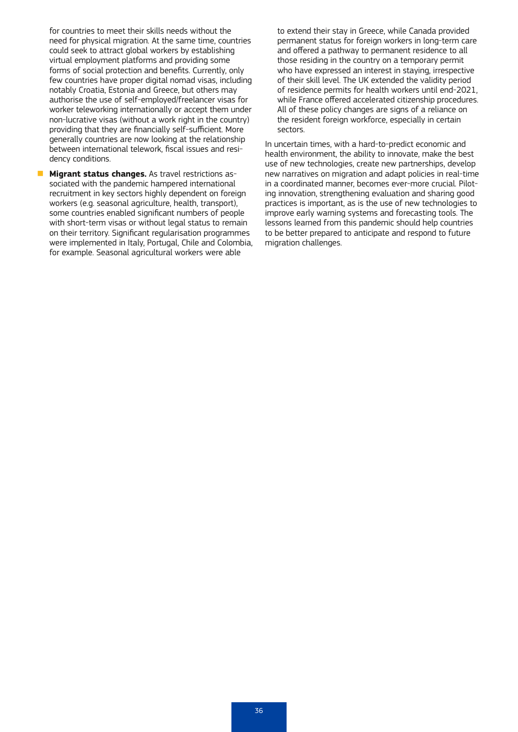for countries to meet their skills needs without the need for physical migration. At the same time, countries could seek to attract global workers by establishing virtual employment platforms and providing some forms of social protection and benefits. Currently, only few countries have proper digital nomad visas, including notably Croatia, Estonia and Greece, but others may authorise the use of self-employed/freelancer visas for worker teleworking internationally or accept them under non-lucrative visas (without a work right in the country) providing that they are financially self-sufficient. More generally countries are now looking at the relationship between international telework, fiscal issues and residency conditions.

- **Migrant status changes.** As travel restrictions associated with the pandemic hampered international recruitment in key sectors highly dependent on foreign workers (e.g. seasonal agriculture, health, transport), some countries enabled significant numbers of people with short-term visas or without legal status to remain on their territory. Significant regularisation programmes were implemented in Italy, Portugal, Chile and Colombia, for example. Seasonal agricultural workers were able to extend their stay in Greece, while Canada provided permanent status for foreign workers in long-term care and offered a pathway to permanent residence to all those residing in the country on a temporary permit who have expressed an interest in staying, irrespective of their skill level. The UK extended the validity period of residence permits for health workers until end-2021, while France offered accelerated citizenship procedures. All of these policy changes are signs of a reliance on the resident foreign workforce, especially in certain sectors.

In uncertain times, with a hard-to-predict economic and health environment, the ability to innovate, make the best use of new technologies, create new partnerships, develop new narratives on migration and adapt policies in real-time in a coordinated manner, becomes ever-more crucial. Piloting innovation, strengthening evaluation and sharing good practices is important, as is the use of new technologies to improve early warning systems and forecasting tools. The lessons learned from this pandemic should help countries to be better prepared to anticipate and respond to future migration challenges.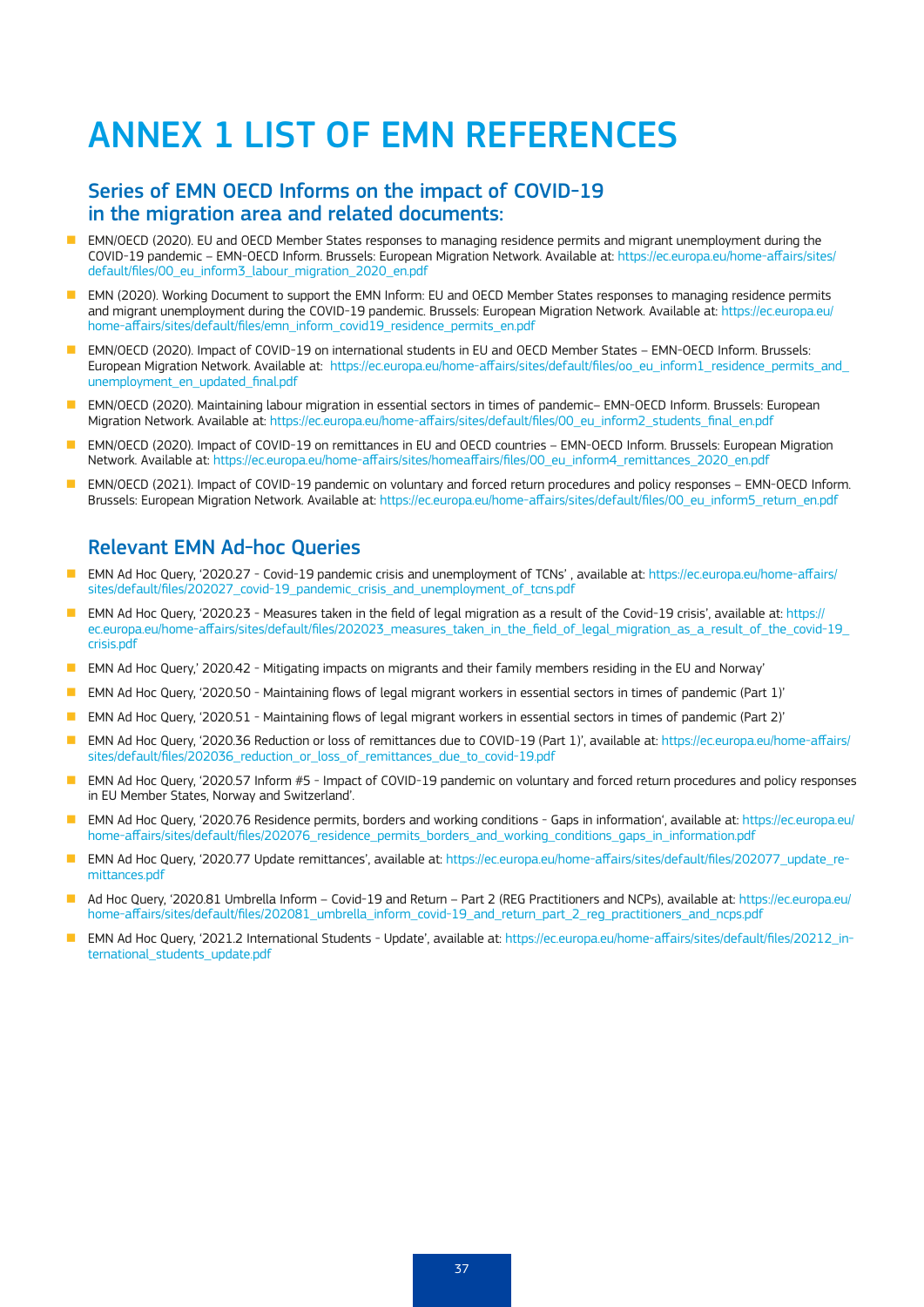# ANNEX 1 LIST OF EMN REFERENCES

## Series of EMN OECD Informs on the impact of COVID-19 in the migration area and related documents:

- EMN/OECD (2020). EU and OECD Member States responses to managing residence permits and migrant unemployment during the COVID-19 pandemic – EMN-OECD Inform. Brussels: European Migration Network. Available at: https://ec.europa.eu/home-affairs/sites/default/files/00_eu_inform3_labour_migration_2020_en.pdf
- EMN (2020). Working Document to support the EMN Inform: EU and OECD Member States responses to managing residence permits and migrant unemployment during the COVID-19 pandemic. Brussels: European Migration Network. Available at: https://ec.europa.eu/home-affairs/sites/default/files/emn_inform_covid19_residence_permits_en.pdf
- EMN/OECD (2020). Impact of COVID-19 on international students in EU and OECD Member States – EMN-OECD Inform. Brussels: European Migration Network. Available at: https://ec.europa.eu/home-affairs/sites/default/files/oo_eu_inform1_residence_permits_and_unemployment_en_updated_final.pdf
- EMN/OECD (2020). Maintaining labour migration in essential sectors in times of pandemic– EMN-OECD Inform. Brussels: European Migration Network. Available at: https://ec.europa.eu/home-affairs/sites/default/files/00_eu_inform2_students_final_en.pdf
- EMN/OECD (2020). Impact of COVID-19 on remittances in EU and OECD countries – EMN-OECD Inform. Brussels: European Migration Network. Available at: https://ec.europa.eu/home-affairs/sites/homeaffairs/files/00_eu_inform4_remittances_2020_en.pdf
- EMN/OECD (2021). Impact of COVID-19 pandemic on voluntary and forced return procedures and policy responses – EMN-OECD Inform. Brussels: European Migration Network. Available at: https://ec.europa.eu/home-affairs/sites/default/files/00_eu_inform5_return_en.pdf

## Relevant EMN Ad-hoc Queries

- EMN Ad Hoc Query, '2020.27 - Covid-19 pandemic crisis and unemployment of TCNs' , available at: https://ec.europa.eu/home-affairs/sites/default/files/202027_covid-19_pandemic_crisis_and_unemployment_of_tcns.pdf
- EMN Ad Hoc Query, '2020.23 - Measures taken in the field of legal migration as a result of the Covid-19 crisis', available at: https://ec.europa.eu/home-affairs/sites/default/files/202023_measures_taken_in_the_field_of_legal_migration_as_a_result_of_the_covid-19_crisis.pdf
- EMN Ad Hoc Query,' 2020.42 - Mitigating impacts on migrants and their family members residing in the EU and Norway'
- EMN Ad Hoc Query, '2020.50 - Maintaining flows of legal migrant workers in essential sectors in times of pandemic (Part 1)'
- EMN Ad Hoc Query, '2020.51 - Maintaining flows of legal migrant workers in essential sectors in times of pandemic (Part 2)'
- EMN Ad Hoc Query, '2020.36 Reduction or loss of remittances due to COVID-19 (Part 1)', available at: https://ec.europa.eu/home-affairs/sites/default/files/202036_reduction_or_loss_of_remittances_due_to_covid-19.pdf
- EMN Ad Hoc Query, '2020.57 Inform #5 - Impact of COVID-19 pandemic on voluntary and forced return procedures and policy responses in EU Member States, Norway and Switzerland'.
- EMN Ad Hoc Query, '2020.76 Residence permits, borders and working conditions - Gaps in information', available at: https://ec.europa.eu/home-affairs/sites/default/files/202076_residence_permits_borders_and_working_conditions_gaps_in_information.pdf
- EMN Ad Hoc Query, '2020.77 Update remittances', available at: https://ec.europa.eu/home-affairs/sites/default/files/202077_update_remittances.pdf
- Ad Hoc Query, '2020.81 Umbrella Inform – Covid-19 and Return – Part 2 (REG Practitioners and NCPs), available at: https://ec.europa.eu/home-affairs/sites/default/files/202081_umbrella_inform_covid-19_and_return_part_2_reg_practitioners_and_ncps.pdf
- EMN Ad Hoc Query, '2021.2 International Students - Update', available at: https://ec.europa.eu/home-affairs/sites/default/files/20212_international_students_update.pdf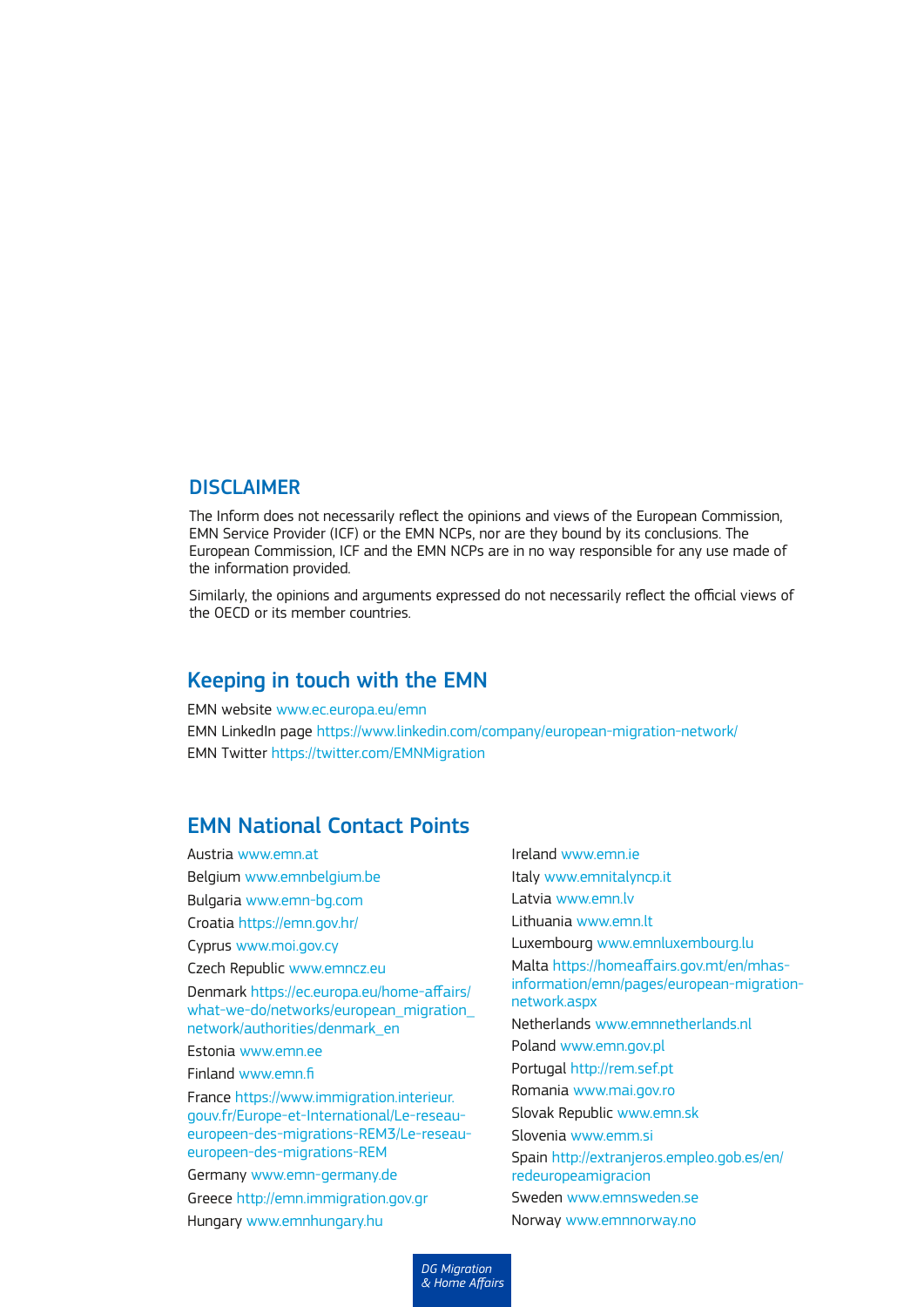## DISCLAIMER

The Inform does not necessarily reflect the opinions and views of the European Commission, EMN Service Provider (ICF) or the EMN NCPs, nor are they bound by its conclusions. The European Commission, ICF and the EMN NCPs are in no way responsible for any use made of the information provided.

Similarly, the opinions and arguments expressed do not necessarily reflect the official views of the OECD or its member countries.

## Keeping in touch with the EMN

EMN website www.ec.europa.eu/emn
EMN LinkedIn page https://www.linkedin.com/company/european-migration-network/
EMN Twitter https://twitter.com/EMNMigration

## EMN National Contact Points

Austria www.emn.at
Belgium www.emnbelgium.be
Bulgaria www.emn-bg.com
Croatia https://emn.gov.hr/
Cyprus www.moi.gov.cy
Czech Republic www.emncz.eu
Denmark https://ec.europa.eu/home-affairs/what-we-do/networks/european_migration_network/authorities/denmark_en
Estonia www.emn.ee
Finland www.emn.fi
France https://www.immigration.interieur.gouv.fr/Europe-et-International/Le-reseau-europeen-des-migrations-REM3/Le-reseau-europeen-des-migrations-REM
Germany www.emn-germany.de
Greece http://emn.immigration.gov.gr
Hungary www.emnhungary.hu
Ireland www.emn.ie
Italy www.emnitalyncp.it
Latvia www.emn.lv
Lithuania www.emn.lt
Luxembourg www.emnluxembourg.lu
Malta https://homeaffairs.gov.mt/en/mhas-information/emn/pages/european-migration-network.aspx
Netherlands www.emnnetherlands.nl
Poland www.emn.gov.pl
Portugal http://rem.sef.pt
Romania www.mai.gov.ro
Slovak Republic www.emn.sk
Slovenia www.emm.si
Spain http://extranjeros.empleo.gob.es/en/redeuropeamigracion
Sweden www.emnsweden.se
Norway www.emnnorway.no

*DG Migration & Home Affairs*